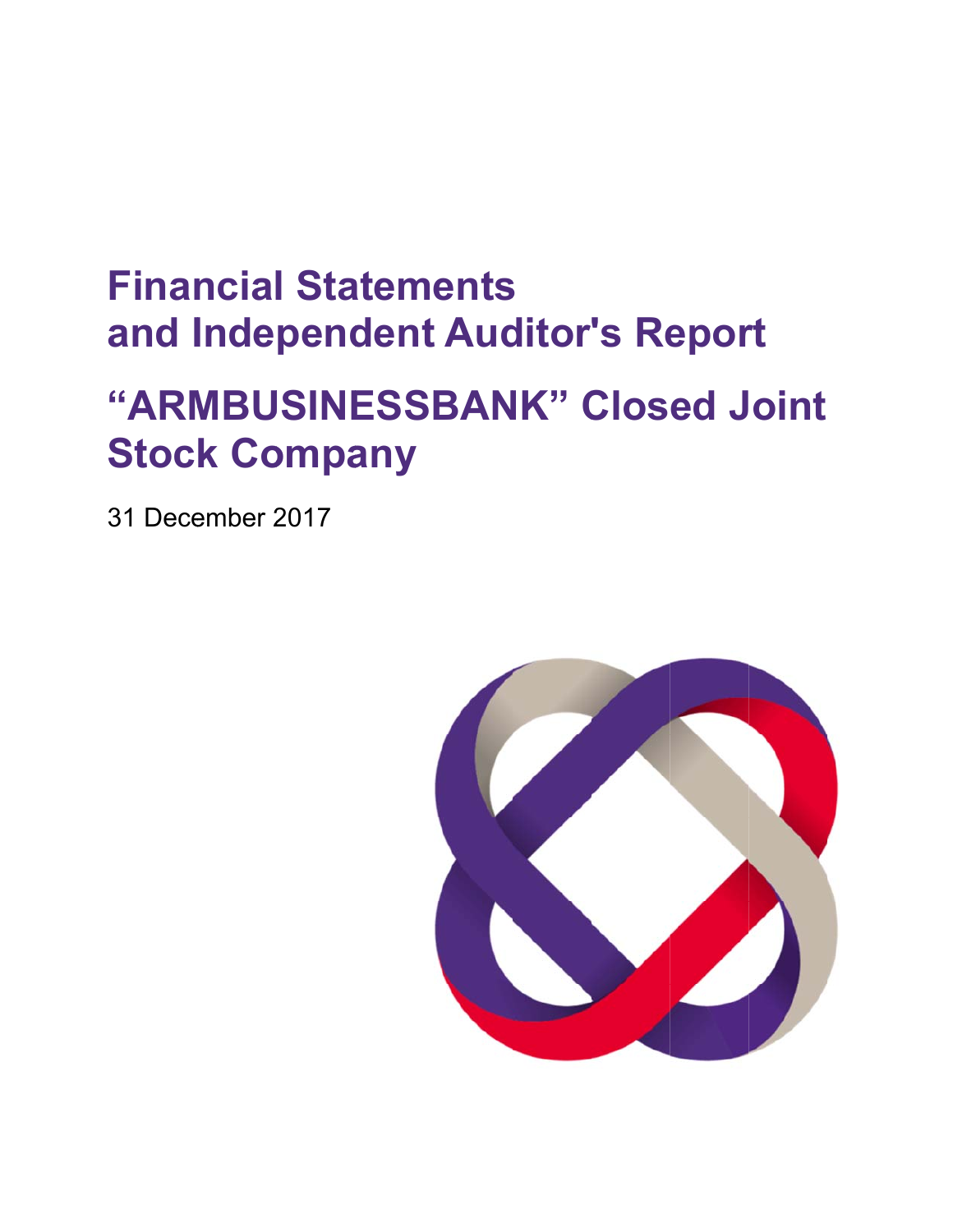# Financial Statements and Independent Auditor's Report

# "ARMBUSINESSBANK" Closed Joint Stock Company

31 December 2017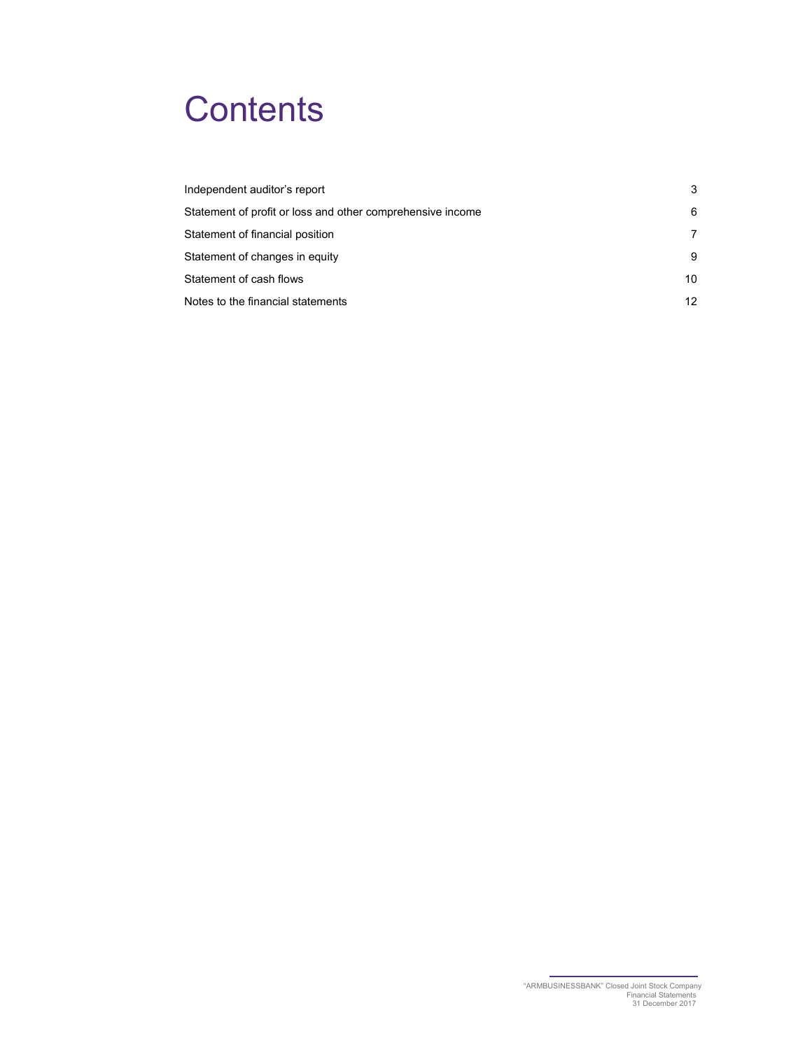# Contents

| | |
|---|---|
| Independent auditor's report | 3 |
| Statement of profit or loss and other comprehensive income | 6 |
| Statement of financial position | 7 |
| Statement of changes in equity | 9 |
| Statement of cash flows | 10 |
| Notes to the financial statements | 12 |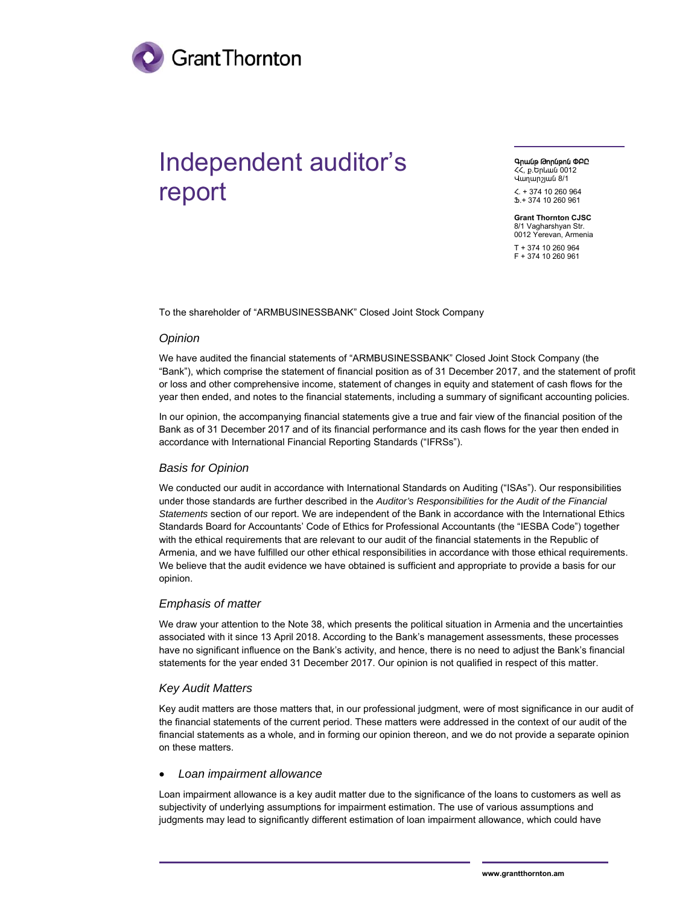# Independent auditor's report

**Գրանթ Թորնթոն ՓԲԸ**
ՀՀ, ք.Երևան 0012
Վաղարշյան 8/1

Հ. + 374 10 260 964
Ֆ.+ 374 10 260 961

**Grant Thornton CJSC**
8/1 Vagharshyan Str.
0012 Yerevan, Armenia

T + 374 10 260 964
F + 374 10 260 961

To the shareholder of "ARMBUSINESSBANK" Closed Joint Stock Company

## *Opinion*

We have audited the financial statements of "ARMBUSINESSBANK" Closed Joint Stock Company (the "Bank"), which comprise the statement of financial position as of 31 December 2017, and the statement of profit or loss and other comprehensive income, statement of changes in equity and statement of cash flows for the year then ended, and notes to the financial statements, including a summary of significant accounting policies.

In our opinion, the accompanying financial statements give a true and fair view of the financial position of the Bank as of 31 December 2017 and of its financial performance and its cash flows for the year then ended in accordance with International Financial Reporting Standards ("IFRSs").

## *Basis for Opinion*

We conducted our audit in accordance with International Standards on Auditing ("ISAs"). Our responsibilities under those standards are further described in the *Auditor's Responsibilities for the Audit of the Financial Statements* section of our report. We are independent of the Bank in accordance with the International Ethics Standards Board for Accountants' Code of Ethics for Professional Accountants (the "IESBA Code") together with the ethical requirements that are relevant to our audit of the financial statements in the Republic of Armenia, and we have fulfilled our other ethical responsibilities in accordance with those ethical requirements. We believe that the audit evidence we have obtained is sufficient and appropriate to provide a basis for our opinion.

## *Emphasis of matter*

We draw your attention to the Note 38, which presents the political situation in Armenia and the uncertainties associated with it since 13 April 2018. According to the Bank's management assessments, these processes have no significant influence on the Bank's activity, and hence, there is no need to adjust the Bank's financial statements for the year ended 31 December 2017. Our opinion is not qualified in respect of this matter.

## *Key Audit Matters*

Key audit matters are those matters that, in our professional judgment, were of most significance in our audit of the financial statements of the current period. These matters were addressed in the context of our audit of the financial statements as a whole, and in forming our opinion thereon, and we do not provide a separate opinion on these matters.

- *Loan impairment allowance*

Loan impairment allowance is a key audit matter due to the significance of the loans to customers as well as subjectivity of underlying assumptions for impairment estimation. The use of various assumptions and judgments may lead to significantly different estimation of loan impairment allowance, which could have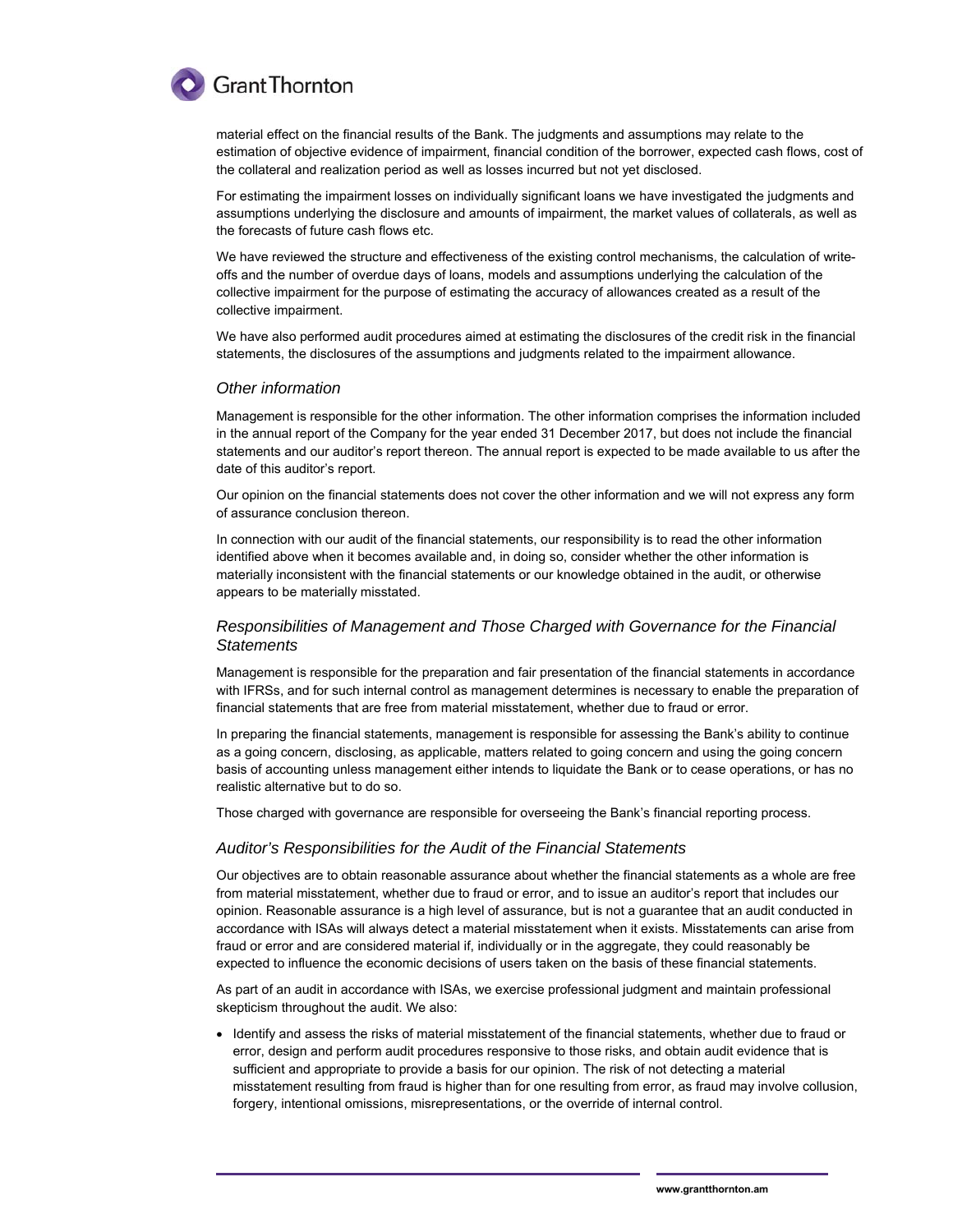material effect on the financial results of the Bank. The judgments and assumptions may relate to the estimation of objective evidence of impairment, financial condition of the borrower, expected cash flows, cost of the collateral and realization period as well as losses incurred but not yet disclosed.

For estimating the impairment losses on individually significant loans we have investigated the judgments and assumptions underlying the disclosure and amounts of impairment, the market values of collaterals, as well as the forecasts of future cash flows etc.

We have reviewed the structure and effectiveness of the existing control mechanisms, the calculation of write-offs and the number of overdue days of loans, models and assumptions underlying the calculation of the collective impairment for the purpose of estimating the accuracy of allowances created as a result of the collective impairment.

We have also performed audit procedures aimed at estimating the disclosures of the credit risk in the financial statements, the disclosures of the assumptions and judgments related to the impairment allowance.

### *Other information*

Management is responsible for the other information. The other information comprises the information included in the annual report of the Company for the year ended 31 December 2017, but does not include the financial statements and our auditor's report thereon. The annual report is expected to be made available to us after the date of this auditor's report.

Our opinion on the financial statements does not cover the other information and we will not express any form of assurance conclusion thereon.

In connection with our audit of the financial statements, our responsibility is to read the other information identified above when it becomes available and, in doing so, consider whether the other information is materially inconsistent with the financial statements or our knowledge obtained in the audit, or otherwise appears to be materially misstated.

### *Responsibilities of Management and Those Charged with Governance for the Financial Statements*

Management is responsible for the preparation and fair presentation of the financial statements in accordance with IFRSs, and for such internal control as management determines is necessary to enable the preparation of financial statements that are free from material misstatement, whether due to fraud or error.

In preparing the financial statements, management is responsible for assessing the Bank's ability to continue as a going concern, disclosing, as applicable, matters related to going concern and using the going concern basis of accounting unless management either intends to liquidate the Bank or to cease operations, or has no realistic alternative but to do so.

Those charged with governance are responsible for overseeing the Bank's financial reporting process.

### *Auditor's Responsibilities for the Audit of the Financial Statements*

Our objectives are to obtain reasonable assurance about whether the financial statements as a whole are free from material misstatement, whether due to fraud or error, and to issue an auditor's report that includes our opinion. Reasonable assurance is a high level of assurance, but is not a guarantee that an audit conducted in accordance with ISAs will always detect a material misstatement when it exists. Misstatements can arise from fraud or error and are considered material if, individually or in the aggregate, they could reasonably be expected to influence the economic decisions of users taken on the basis of these financial statements.

As part of an audit in accordance with ISAs, we exercise professional judgment and maintain professional skepticism throughout the audit. We also:

- Identify and assess the risks of material misstatement of the financial statements, whether due to fraud or error, design and perform audit procedures responsive to those risks, and obtain audit evidence that is sufficient and appropriate to provide a basis for our opinion. The risk of not detecting a material misstatement resulting from fraud is higher than for one resulting from error, as fraud may involve collusion, forgery, intentional omissions, misrepresentations, or the override of internal control.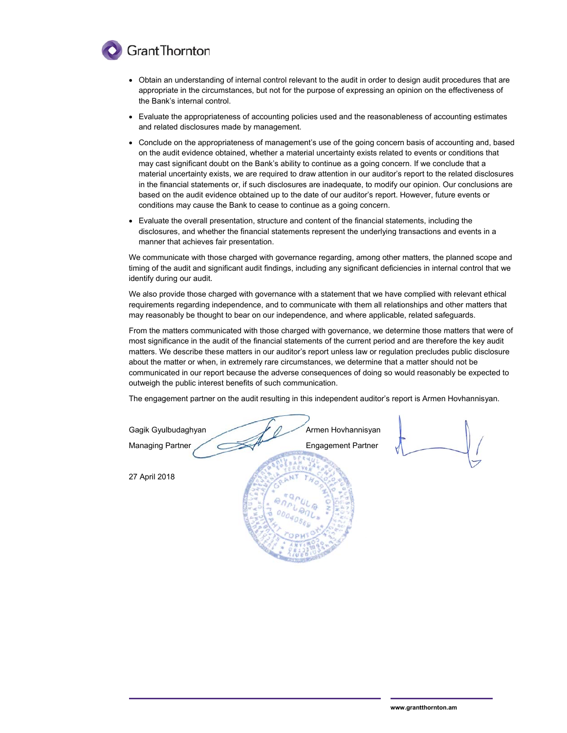- Obtain an understanding of internal control relevant to the audit in order to design audit procedures that are appropriate in the circumstances, but not for the purpose of expressing an opinion on the effectiveness of the Bank's internal control.
- Evaluate the appropriateness of accounting policies used and the reasonableness of accounting estimates and related disclosures made by management.
- Conclude on the appropriateness of management's use of the going concern basis of accounting and, based on the audit evidence obtained, whether a material uncertainty exists related to events or conditions that may cast significant doubt on the Bank's ability to continue as a going concern. If we conclude that a material uncertainty exists, we are required to draw attention in our auditor's report to the related disclosures in the financial statements or, if such disclosures are inadequate, to modify our opinion. Our conclusions are based on the audit evidence obtained up to the date of our auditor's report. However, future events or conditions may cause the Bank to cease to continue as a going concern.
- Evaluate the overall presentation, structure and content of the financial statements, including the disclosures, and whether the financial statements represent the underlying transactions and events in a manner that achieves fair presentation.

We communicate with those charged with governance regarding, among other matters, the planned scope and timing of the audit and significant audit findings, including any significant deficiencies in internal control that we identify during our audit.

We also provide those charged with governance with a statement that we have complied with relevant ethical requirements regarding independence, and to communicate with them all relationships and other matters that may reasonably be thought to bear on our independence, and where applicable, related safeguards.

From the matters communicated with those charged with governance, we determine those matters that were of most significance in the audit of the financial statements of the current period and are therefore the key audit matters. We describe these matters in our auditor's report unless law or regulation precludes public disclosure about the matter or when, in extremely rare circumstances, we determine that a matter should not be communicated in our report because the adverse consequences of doing so would reasonably be expected to outweigh the public interest benefits of such communication.

The engagement partner on the audit resulting in this independent auditor's report is Armen Hovhannisyan.

Gagik Gyulbudaghyan
Managing Partner

Armen Hovhannisyan
Engagement Partner

27 April 2018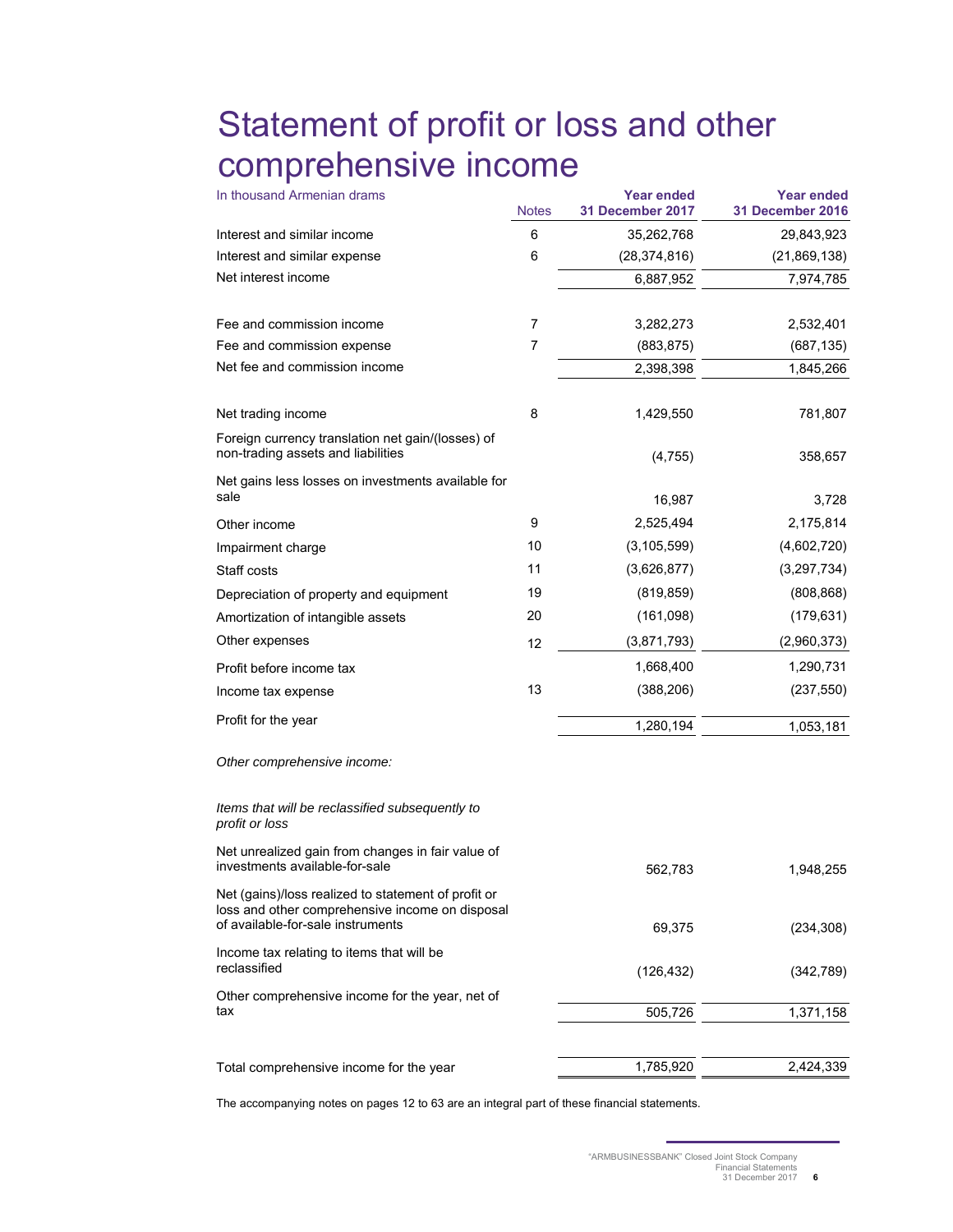# Statement of profit or loss and other comprehensive income

| In thousand Armenian drams | Notes | Year ended 31 December 2017 | Year ended 31 December 2016 |
|---|---|---|---|
| Interest and similar income | 6 | 35,262,768 | 29,843,923 |
| Interest and similar expense | 6 | (28,374,816) | (21,869,138) |
| Net interest income | | 6,887,952 | 7,974,785 |
| | | | |
| Fee and commission income | 7 | 3,282,273 | 2,532,401 |
| Fee and commission expense | 7 | (883,875) | (687,135) |
| Net fee and commission income | | 2,398,398 | 1,845,266 |
| | | | |
| Net trading income | 8 | 1,429,550 | 781,807 |
| Foreign currency translation net gain/(losses) of non-trading assets and liabilities | | (4,755) | 358,657 |
| Net gains less losses on investments available for sale | | 16,987 | 3,728 |
| Other income | 9 | 2,525,494 | 2,175,814 |
| Impairment charge | 10 | (3,105,599) | (4,602,720) |
| Staff costs | 11 | (3,626,877) | (3,297,734) |
| Depreciation of property and equipment | 19 | (819,859) | (808,868) |
| Amortization of intangible assets | 20 | (161,098) | (179,631) |
| Other expenses | 12 | (3,871,793) | (2,960,373) |
| Profit before income tax | | 1,668,400 | 1,290,731 |
| Income tax expense | 13 | (388,206) | (237,550) |
| Profit for the year | | 1,280,194 | 1,053,181 |
| | | | |
| *Other comprehensive income:* | | | |
| | | | |
| *Items that will be reclassified subsequently to profit or loss* | | | |
| Net unrealized gain from changes in fair value of investments available-for-sale | | 562,783 | 1,948,255 |
| Net (gains)/loss realized to statement of profit or loss and other comprehensive income on disposal of available-for-sale instruments | | 69,375 | (234,308) |
| Income tax relating to items that will be reclassified | | (126,432) | (342,789) |
| Other comprehensive income for the year, net of tax | | 505,726 | 1,371,158 |
| | | | |
| Total comprehensive income for the year | | 1,785,920 | 2,424,339 |

The accompanying notes on pages 12 to 63 are an integral part of these financial statements.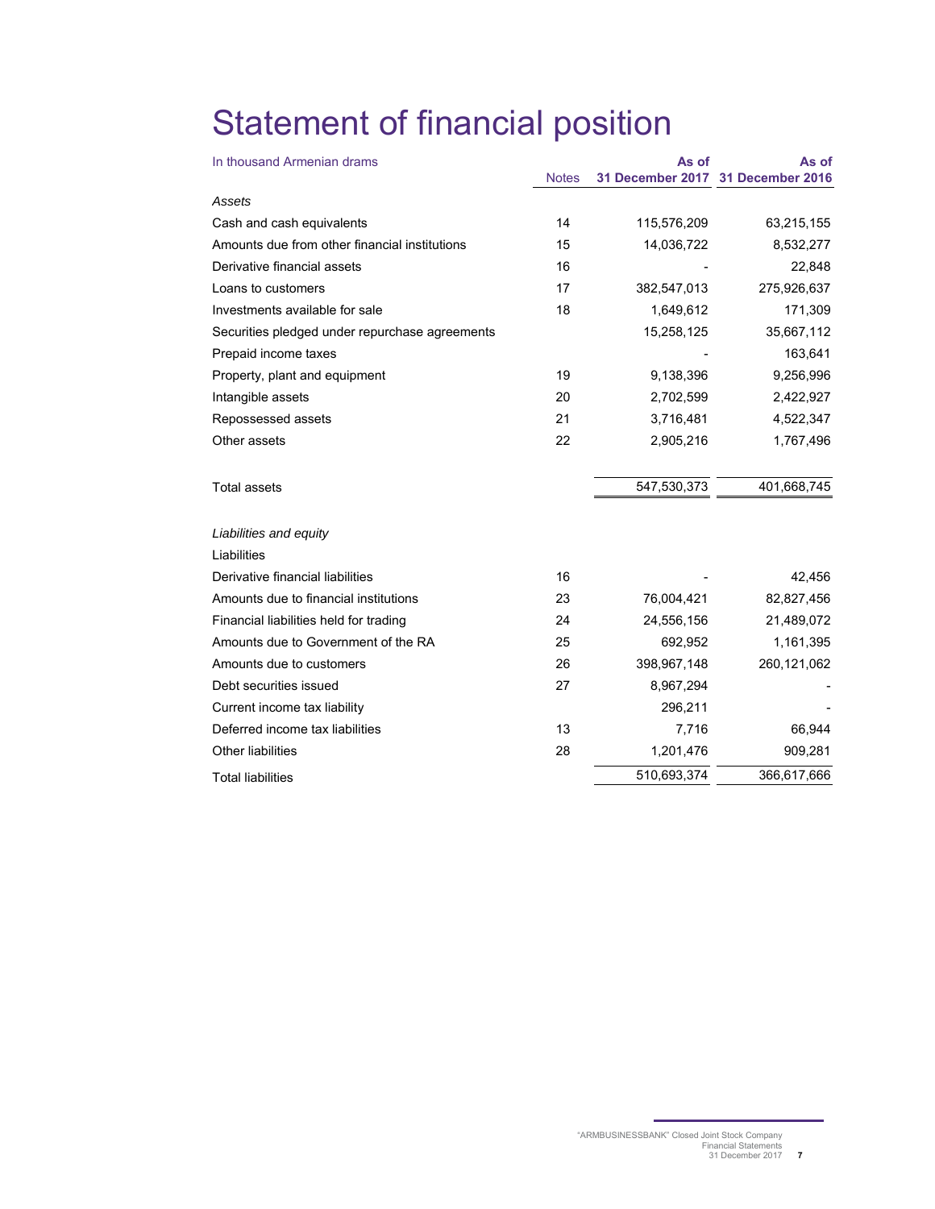# Statement of financial position

| In thousand Armenian drams | Notes | As of 31 December 2017 | As of 31 December 2016 |
|---|---|---|---|
| *Assets* | | | |
| Cash and cash equivalents | 14 | 115,576,209 | 63,215,155 |
| Amounts due from other financial institutions | 15 | 14,036,722 | 8,532,277 |
| Derivative financial assets | 16 | - | 22,848 |
| Loans to customers | 17 | 382,547,013 | 275,926,637 |
| Investments available for sale | 18 | 1,649,612 | 171,309 |
| Securities pledged under repurchase agreements | | 15,258,125 | 35,667,112 |
| Prepaid income taxes | | - | 163,641 |
| Property, plant and equipment | 19 | 9,138,396 | 9,256,996 |
| Intangible assets | 20 | 2,702,599 | 2,422,927 |
| Repossessed assets | 21 | 3,716,481 | 4,522,347 |
| Other assets | 22 | 2,905,216 | 1,767,496 |
| Total assets | | 547,530,373 | 401,668,745 |
| *Liabilities and equity* | | | |
| Liabilities | | | |
| Derivative financial liabilities | 16 | - | 42,456 |
| Amounts due to financial institutions | 23 | 76,004,421 | 82,827,456 |
| Financial liabilities held for trading | 24 | 24,556,156 | 21,489,072 |
| Amounts due to Government of the RA | 25 | 692,952 | 1,161,395 |
| Amounts due to customers | 26 | 398,967,148 | 260,121,062 |
| Debt securities issued | 27 | 8,967,294 | - |
| Current income tax liability | | 296,211 | - |
| Deferred income tax liabilities | 13 | 7,716 | 66,944 |
| Other liabilities | 28 | 1,201,476 | 909,281 |
| Total liabilities | | 510,693,374 | 366,617,666 |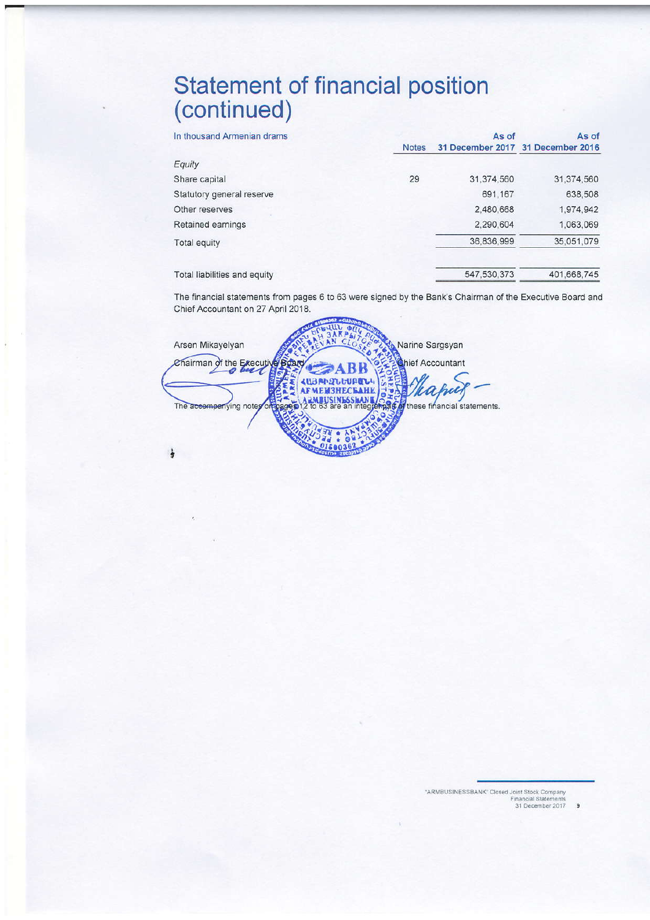# Statement of financial position (continued)

| In thousand Armenian drams | Notes | As of 31 December 2017 | As of 31 December 2016 |
|---|---|---|---|
| *Equity* | | | |
| Share capital | 29 | 31,374,560 | 31,374,560 |
| Statutory general reserve | | 691,167 | 638,508 |
| Other reserves | | 2,480,668 | 1,974,942 |
| Retained earnings | | 2,290,604 | 1,063,069 |
| Total equity | | 36,836,999 | 35,051,079 |
| | | | |
| Total liabilities and equity | | 547,530,373 | 401,668,745 |

The financial statements from pages 6 to 63 were signed by the Bank's Chairman of the Executive Board and Chief Accountant on 27 April 2018.

Arsen Mikayelyan
Chairman of the Executive Board

Narine Sargsyan
Chief Accountant

The accompanying notes on pages 12 to 63 are an integral part of these financial statements.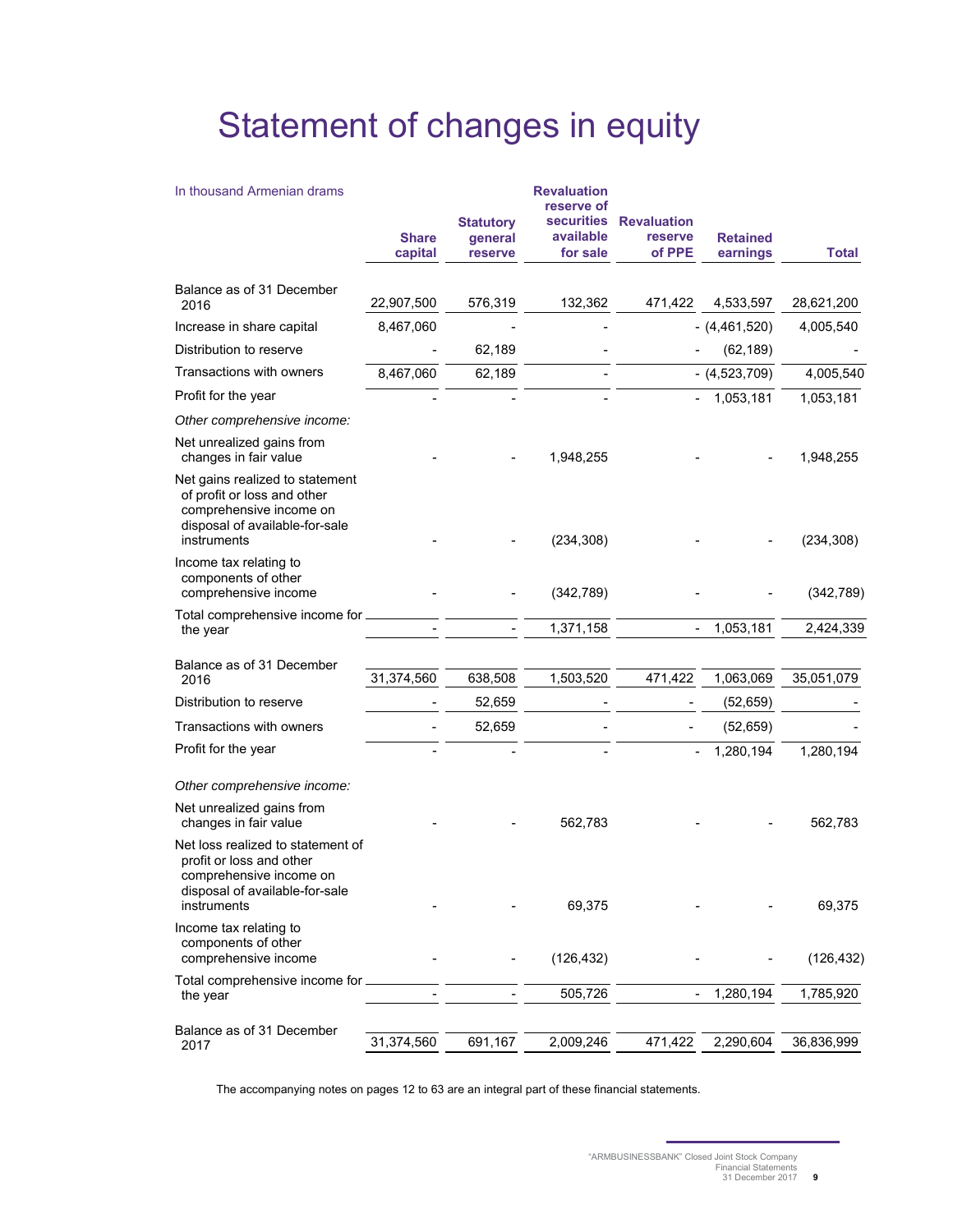# Statement of changes in equity

| In thousand Armenian drams | Share capital | Statutory general reserve | Revaluation reserve of securities available for sale | Revaluation reserve of PPE | Retained earnings | Total |
|---|---|---|---|---|---|---|
| Balance as of 31 December 2016 | 22,907,500 | 576,319 | 132,362 | 471,422 | 4,533,597 | 28,621,200 |
| Increase in share capital | 8,467,060 | - | - | - | (4,461,520) | 4,005,540 |
| Distribution to reserve | - | 62,189 | - | - | (62,189) | - |
| Transactions with owners | 8,467,060 | 62,189 | - | - | (4,523,709) | 4,005,540 |
| Profit for the year | - | - | - | - | 1,053,181 | 1,053,181 |
| *Other comprehensive income:* | | | | | | |
| Net unrealized gains from changes in fair value | - | - | 1,948,255 | - | - | 1,948,255 |
| Net gains realized to statement of profit or loss and other comprehensive income on disposal of available-for-sale instruments | - | - | (234,308) | - | - | (234,308) |
| Income tax relating to components of other comprehensive income | - | - | (342,789) | - | - | (342,789) |
| Total comprehensive income for the year | - | - | 1,371,158 | - | 1,053,181 | 2,424,339 |
| Balance as of 31 December 2016 | 31,374,560 | 638,508 | 1,503,520 | 471,422 | 1,063,069 | 35,051,079 |
| Distribution to reserve | - | 52,659 | - | - | (52,659) | - |
| Transactions with owners | - | 52,659 | - | - | (52,659) | - |
| Profit for the year | - | - | - | - | 1,280,194 | 1,280,194 |
| *Other comprehensive income:* | | | | | | |
| Net unrealized gains from changes in fair value | - | - | 562,783 | - | - | 562,783 |
| Net loss realized to statement of profit or loss and other comprehensive income on disposal of available-for-sale instruments | - | - | 69,375 | - | - | 69,375 |
| Income tax relating to components of other comprehensive income | - | - | (126,432) | - | - | (126,432) |
| Total comprehensive income for the year | - | - | 505,726 | - | 1,280,194 | 1,785,920 |
| Balance as of 31 December 2017 | 31,374,560 | 691,167 | 2,009,246 | 471,422 | 2,290,604 | 36,836,999 |

The accompanying notes on pages 12 to 63 are an integral part of these financial statements.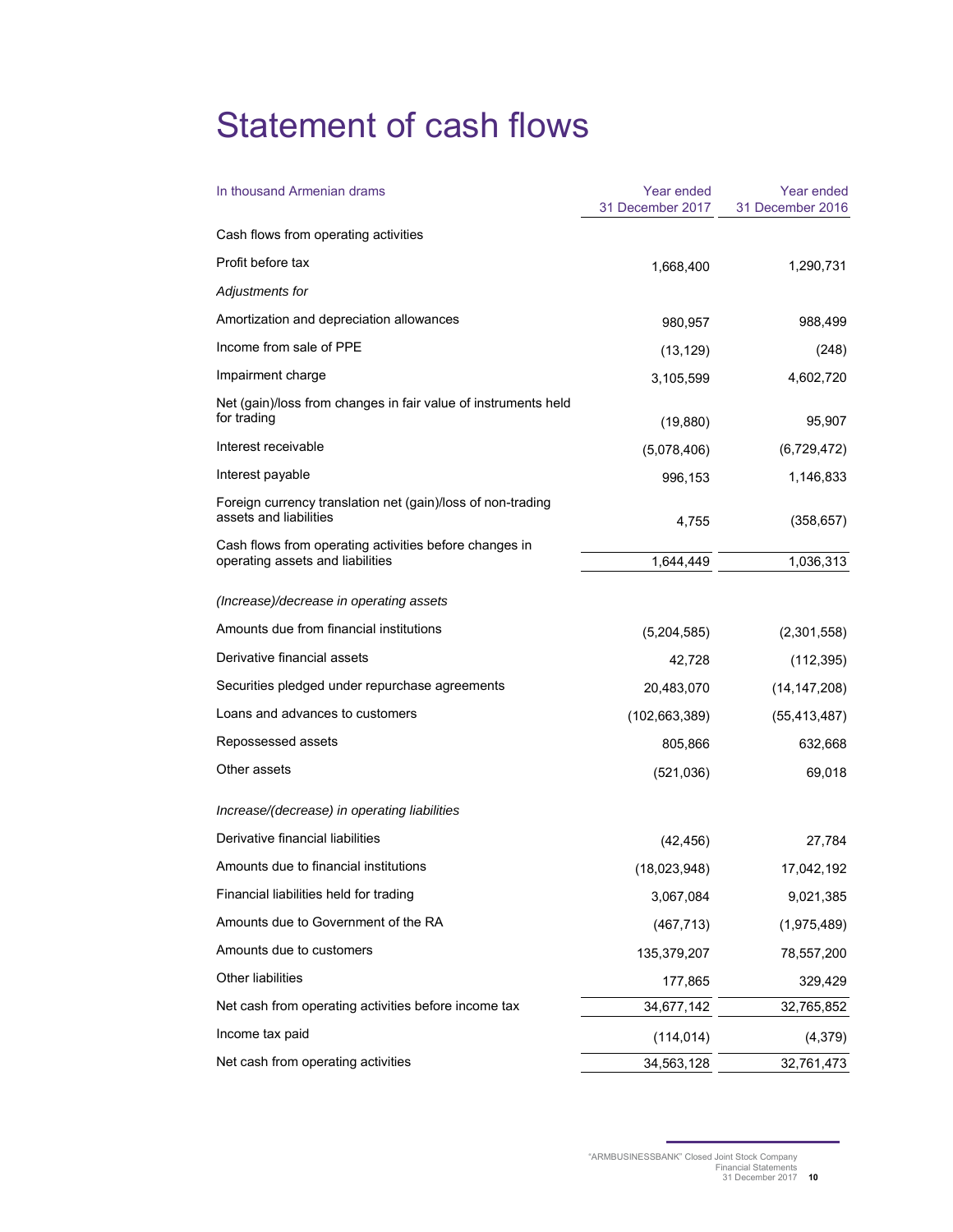# Statement of cash flows

| In thousand Armenian drams | Year ended 31 December 2017 | Year ended 31 December 2016 |
|---|---|---|
| Cash flows from operating activities | | |
| Profit before tax | 1,668,400 | 1,290,731 |
| *Adjustments for* | | |
| Amortization and depreciation allowances | 980,957 | 988,499 |
| Income from sale of PPE | (13,129) | (248) |
| Impairment charge | 3,105,599 | 4,602,720 |
| Net (gain)/loss from changes in fair value of instruments held for trading | (19,880) | 95,907 |
| Interest receivable | (5,078,406) | (6,729,472) |
| Interest payable | 996,153 | 1,146,833 |
| Foreign currency translation net (gain)/loss of non-trading assets and liabilities | 4,755 | (358,657) |
| Cash flows from operating activities before changes in operating assets and liabilities | 1,644,449 | 1,036,313 |
| *(Increase)/decrease in operating assets* | | |
| Amounts due from financial institutions | (5,204,585) | (2,301,558) |
| Derivative financial assets | 42,728 | (112,395) |
| Securities pledged under repurchase agreements | 20,483,070 | (14,147,208) |
| Loans and advances to customers | (102,663,389) | (55,413,487) |
| Repossessed assets | 805,866 | 632,668 |
| Other assets | (521,036) | 69,018 |
| *Increase/(decrease) in operating liabilities* | | |
| Derivative financial liabilities | (42,456) | 27,784 |
| Amounts due to financial institutions | (18,023,948) | 17,042,192 |
| Financial liabilities held for trading | 3,067,084 | 9,021,385 |
| Amounts due to Government of the RA | (467,713) | (1,975,489) |
| Amounts due to customers | 135,379,207 | 78,557,200 |
| Other liabilities | 177,865 | 329,429 |
| Net cash from operating activities before income tax | 34,677,142 | 32,765,852 |
| Income tax paid | (114,014) | (4,379) |
| Net cash from operating activities | 34,563,128 | 32,761,473 |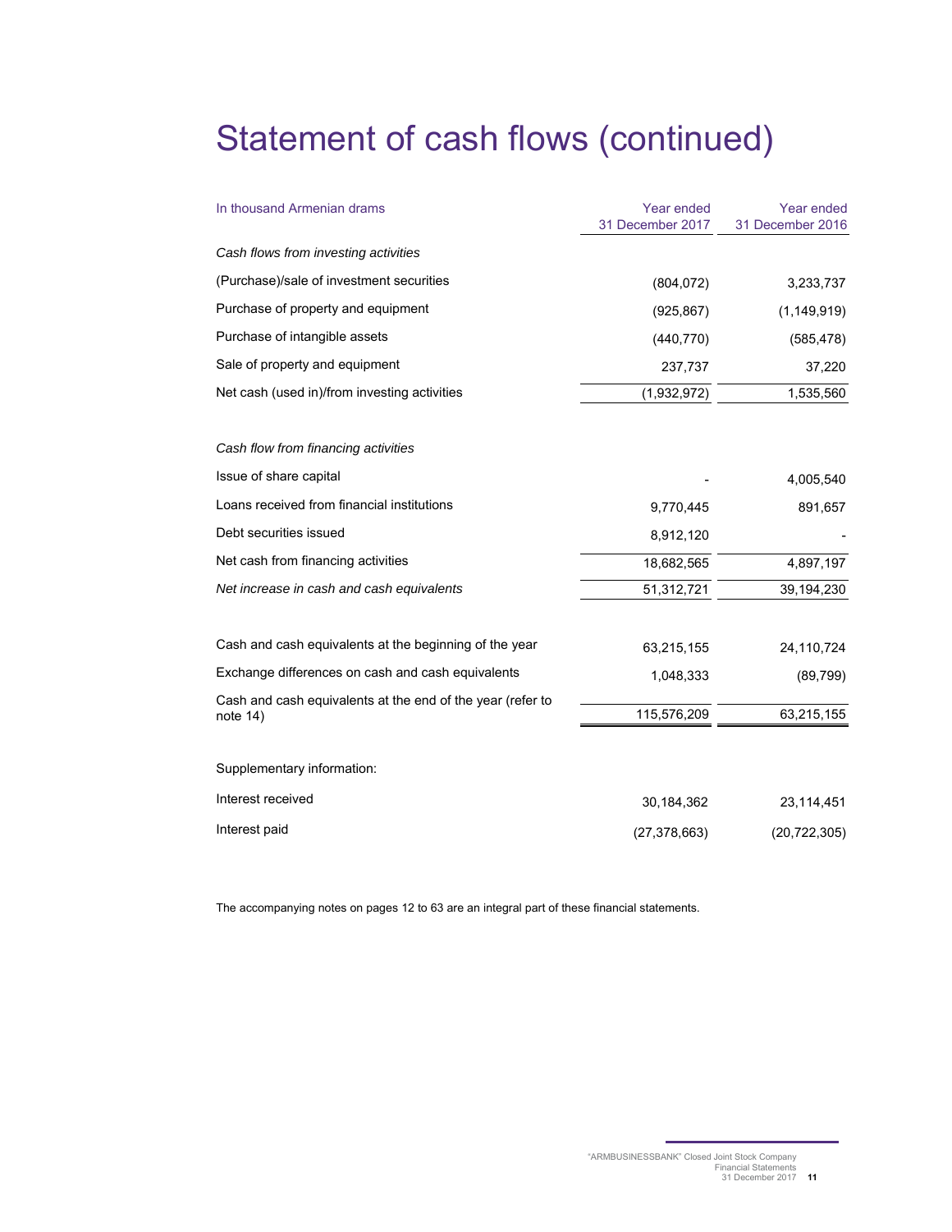# Statement of cash flows (continued)

| In thousand Armenian drams | Year ended 31 December 2017 | Year ended 31 December 2016 |
|---|---|---|
| *Cash flows from investing activities* | | |
| (Purchase)/sale of investment securities | (804,072) | 3,233,737 |
| Purchase of property and equipment | (925,867) | (1,149,919) |
| Purchase of intangible assets | (440,770) | (585,478) |
| Sale of property and equipment | 237,737 | 37,220 |
| Net cash (used in)/from investing activities | (1,932,972) | 1,535,560 |
| | | |
| *Cash flow from financing activities* | | |
| Issue of share capital | - | 4,005,540 |
| Loans received from financial institutions | 9,770,445 | 891,657 |
| Debt securities issued | 8,912,120 | - |
| Net cash from financing activities | 18,682,565 | 4,897,197 |
| *Net increase in cash and cash equivalents* | 51,312,721 | 39,194,230 |
| | | |
| Cash and cash equivalents at the beginning of the year | 63,215,155 | 24,110,724 |
| Exchange differences on cash and cash equivalents | 1,048,333 | (89,799) |
| Cash and cash equivalents at the end of the year (refer to note 14) | 115,576,209 | 63,215,155 |
| | | |
| Supplementary information: | | |
| Interest received | 30,184,362 | 23,114,451 |
| Interest paid | (27,378,663) | (20,722,305) |

The accompanying notes on pages 12 to 63 are an integral part of these financial statements.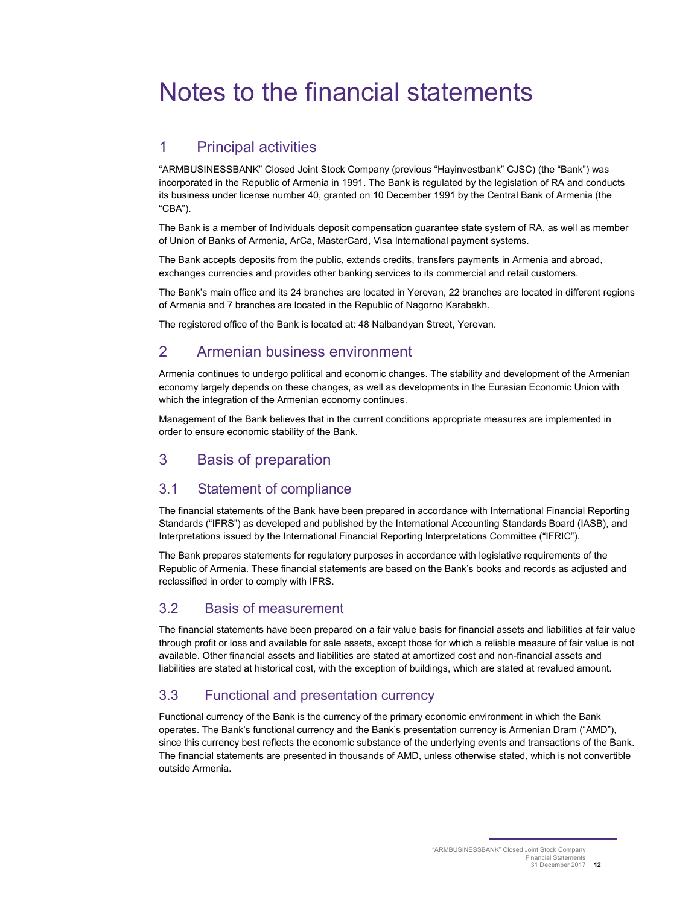# Notes to the financial statements

## 1 Principal activities

"ARMBUSINESSBANK" Closed Joint Stock Company (previous "Hayinvestbank" CJSC) (the "Bank") was incorporated in the Republic of Armenia in 1991. The Bank is regulated by the legislation of RA and conducts its business under license number 40, granted on 10 December 1991 by the Central Bank of Armenia (the "CBA").

The Bank is a member of Individuals deposit compensation guarantee state system of RA, as well as member of Union of Banks of Armenia, ArCa, MasterCard, Visa International payment systems.

The Bank accepts deposits from the public, extends credits, transfers payments in Armenia and abroad, exchanges currencies and provides other banking services to its commercial and retail customers.

The Bank's main office and its 24 branches are located in Yerevan, 22 branches are located in different regions of Armenia and 7 branches are located in the Republic of Nagorno Karabakh.

The registered office of the Bank is located at: 48 Nalbandyan Street, Yerevan.

## 2 Armenian business environment

Armenia continues to undergo political and economic changes. The stability and development of the Armenian economy largely depends on these changes, as well as developments in the Eurasian Economic Union with which the integration of the Armenian economy continues.

Management of the Bank believes that in the current conditions appropriate measures are implemented in order to ensure economic stability of the Bank.

## 3 Basis of preparation

### 3.1 Statement of compliance

The financial statements of the Bank have been prepared in accordance with International Financial Reporting Standards ("IFRS") as developed and published by the International Accounting Standards Board (IASB), and Interpretations issued by the International Financial Reporting Interpretations Committee ("IFRIC").

The Bank prepares statements for regulatory purposes in accordance with legislative requirements of the Republic of Armenia. These financial statements are based on the Bank's books and records as adjusted and reclassified in order to comply with IFRS.

### 3.2 Basis of measurement

The financial statements have been prepared on a fair value basis for financial assets and liabilities at fair value through profit or loss and available for sale assets, except those for which a reliable measure of fair value is not available. Other financial assets and liabilities are stated at amortized cost and non-financial assets and liabilities are stated at historical cost, with the exception of buildings, which are stated at revalued amount.

### 3.3 Functional and presentation currency

Functional currency of the Bank is the currency of the primary economic environment in which the Bank operates. The Bank's functional currency and the Bank's presentation currency is Armenian Dram ("AMD"), since this currency best reflects the economic substance of the underlying events and transactions of the Bank. The financial statements are presented in thousands of AMD, unless otherwise stated, which is not convertible outside Armenia.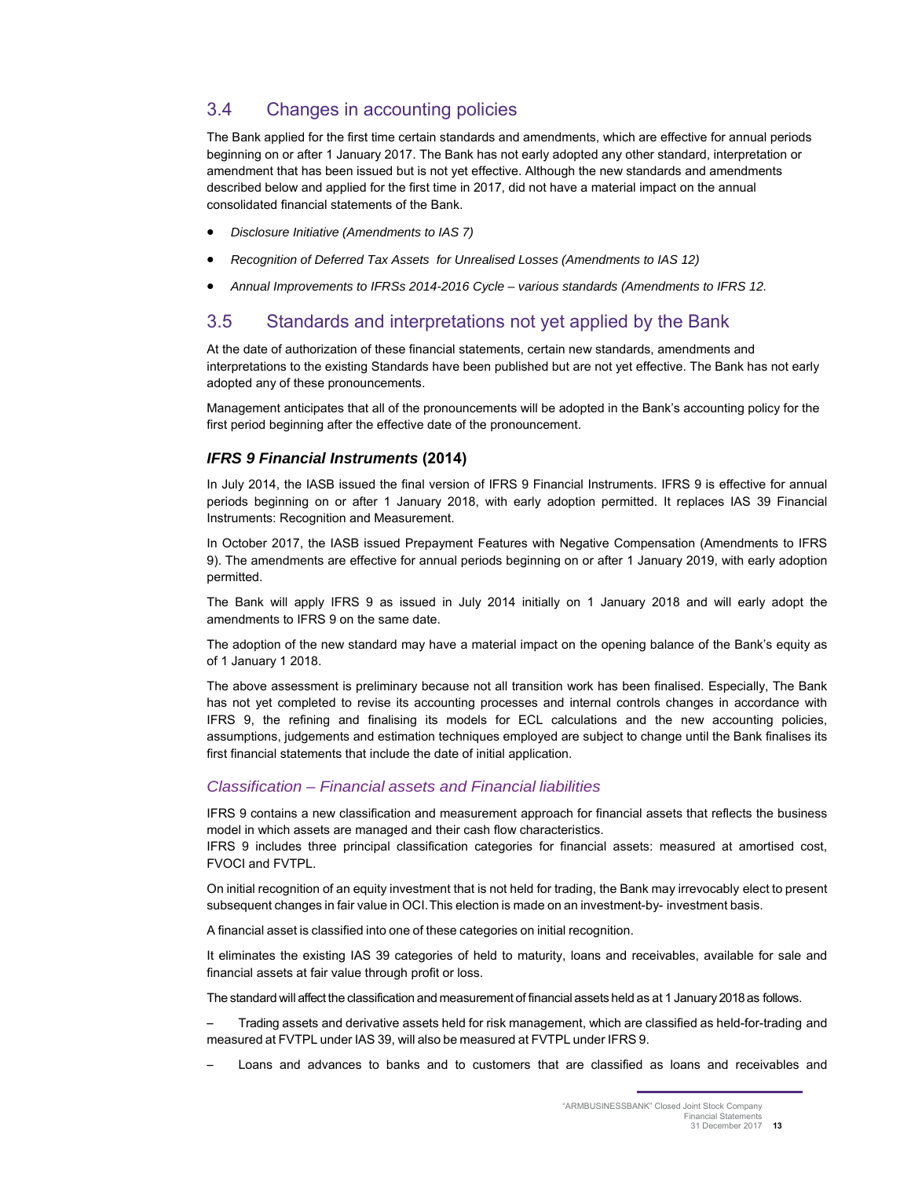## 3.4 Changes in accounting policies

The Bank applied for the first time certain standards and amendments, which are effective for annual periods beginning on or after 1 January 2017. The Bank has not early adopted any other standard, interpretation or amendment that has been issued but is not yet effective. Although the new standards and amendments described below and applied for the first time in 2017, did not have a material impact on the annual consolidated financial statements of the Bank.

- *Disclosure Initiative (Amendments to IAS 7)*
- *Recognition of Deferred Tax Assets for Unrealised Losses (Amendments to IAS 12)*
- *Annual Improvements to IFRSs 2014-2016 Cycle – various standards (Amendments to IFRS 12.*

## 3.5 Standards and interpretations not yet applied by the Bank

At the date of authorization of these financial statements, certain new standards, amendments and interpretations to the existing Standards have been published but are not yet effective. The Bank has not early adopted any of these pronouncements.

Management anticipates that all of the pronouncements will be adopted in the Bank's accounting policy for the first period beginning after the effective date of the pronouncement.

### *IFRS 9 Financial Instruments* (2014)

In July 2014, the IASB issued the final version of IFRS 9 Financial Instruments. IFRS 9 is effective for annual periods beginning on or after 1 January 2018, with early adoption permitted. It replaces IAS 39 Financial Instruments: Recognition and Measurement.

In October 2017, the IASB issued Prepayment Features with Negative Compensation (Amendments to IFRS 9). The amendments are effective for annual periods beginning on or after 1 January 2019, with early adoption permitted.

The Bank will apply IFRS 9 as issued in July 2014 initially on 1 January 2018 and will early adopt the amendments to IFRS 9 on the same date.

The adoption of the new standard may have a material impact on the opening balance of the Bank's equity as of 1 January 1 2018.

The above assessment is preliminary because not all transition work has been finalised. Especially, The Bank has not yet completed to revise its accounting processes and internal controls changes in accordance with IFRS 9, the refining and finalising its models for ECL calculations and the new accounting policies, assumptions, judgements and estimation techniques employed are subject to change until the Bank finalises its first financial statements that include the date of initial application.

### *Classification – Financial assets and Financial liabilities*

IFRS 9 contains a new classification and measurement approach for financial assets that reflects the business model in which assets are managed and their cash flow characteristics.
IFRS 9 includes three principal classification categories for financial assets: measured at amortised cost, FVOCI and FVTPL.

On initial recognition of an equity investment that is not held for trading, the Bank may irrevocably elect to present subsequent changes in fair value in OCI. This election is made on an investment-by- investment basis.

A financial asset is classified into one of these categories on initial recognition.

It eliminates the existing IAS 39 categories of held to maturity, loans and receivables, available for sale and financial assets at fair value through profit or loss.

The standard will affect the classification and measurement of financial assets held as at 1 January 2018 as follows.

– Trading assets and derivative assets held for risk management, which are classified as held-for-trading and measured at FVTPL under IAS 39, will also be measured at FVTPL under IFRS 9.

– Loans and advances to banks and to customers that are classified as loans and receivables and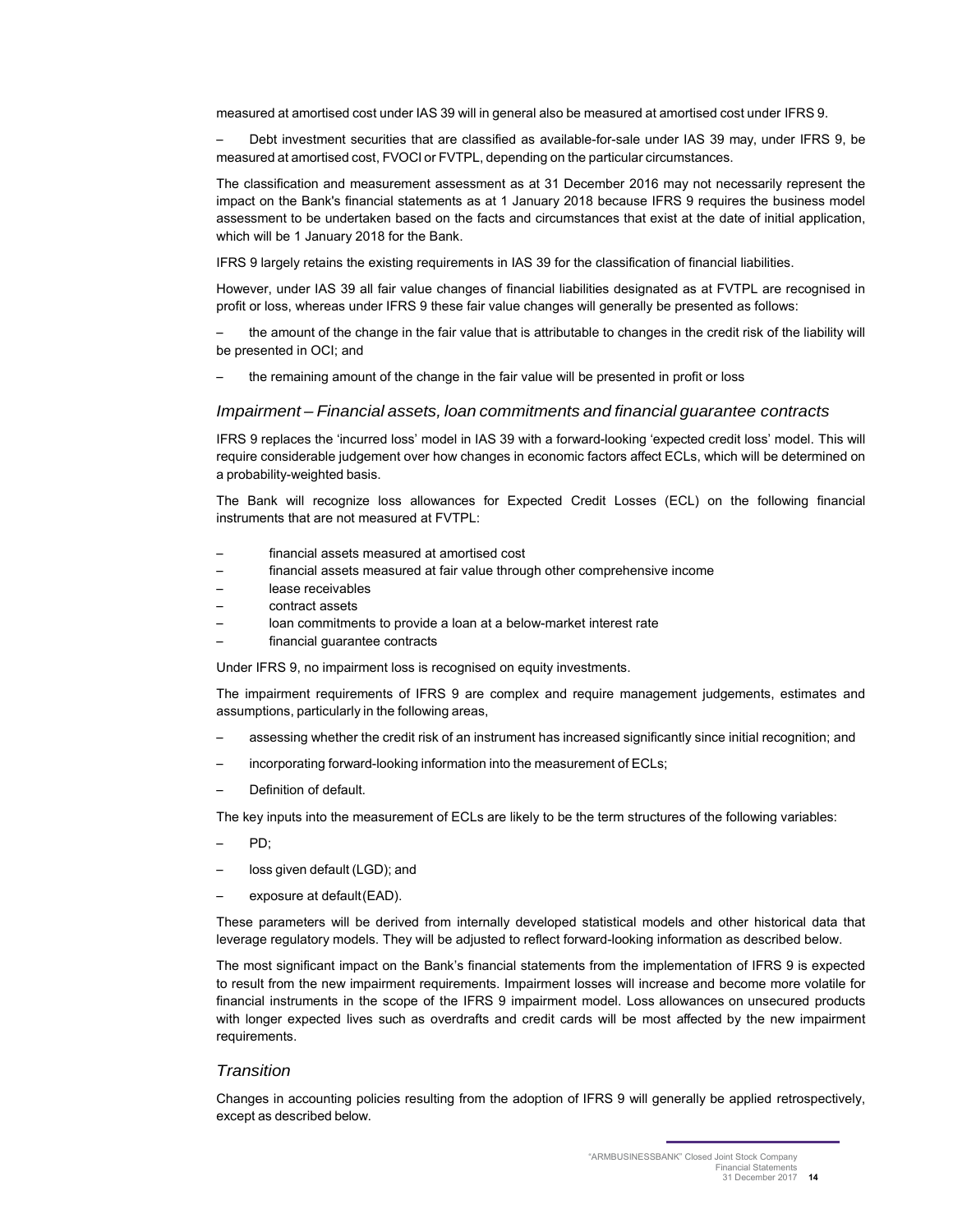measured at amortised cost under IAS 39 will in general also be measured at amortised cost under IFRS 9.

– Debt investment securities that are classified as available-for-sale under IAS 39 may, under IFRS 9, be measured at amortised cost, FVOCI or FVTPL, depending on the particular circumstances.

The classification and measurement assessment as at 31 December 2016 may not necessarily represent the impact on the Bank's financial statements as at 1 January 2018 because IFRS 9 requires the business model assessment to be undertaken based on the facts and circumstances that exist at the date of initial application, which will be 1 January 2018 for the Bank.

IFRS 9 largely retains the existing requirements in IAS 39 for the classification of financial liabilities.

However, under IAS 39 all fair value changes of financial liabilities designated as at FVTPL are recognised in profit or loss, whereas under IFRS 9 these fair value changes will generally be presented as follows:

– the amount of the change in the fair value that is attributable to changes in the credit risk of the liability will be presented in OCI; and

– the remaining amount of the change in the fair value will be presented in profit or loss

### *Impairment – Financial assets, loan commitments and financial guarantee contracts*

IFRS 9 replaces the 'incurred loss' model in IAS 39 with a forward-looking 'expected credit loss' model. This will require considerable judgement over how changes in economic factors affect ECLs, which will be determined on a probability-weighted basis.

The Bank will recognize loss allowances for Expected Credit Losses (ECL) on the following financial instruments that are not measured at FVTPL:

– financial assets measured at amortised cost
– financial assets measured at fair value through other comprehensive income
– lease receivables
– contract assets
– loan commitments to provide a loan at a below-market interest rate
– financial guarantee contracts

Under IFRS 9, no impairment loss is recognised on equity investments.

The impairment requirements of IFRS 9 are complex and require management judgements, estimates and assumptions, particularly in the following areas,

– assessing whether the credit risk of an instrument has increased significantly since initial recognition; and

– incorporating forward-looking information into the measurement of ECLs;

– Definition of default.

The key inputs into the measurement of ECLs are likely to be the term structures of the following variables:

– PD;

– loss given default (LGD); and

– exposure at default (EAD).

These parameters will be derived from internally developed statistical models and other historical data that leverage regulatory models. They will be adjusted to reflect forward-looking information as described below.

The most significant impact on the Bank's financial statements from the implementation of IFRS 9 is expected to result from the new impairment requirements. Impairment losses will increase and become more volatile for financial instruments in the scope of the IFRS 9 impairment model. Loss allowances on unsecured products with longer expected lives such as overdrafts and credit cards will be most affected by the new impairment requirements.

### *Transition*

Changes in accounting policies resulting from the adoption of IFRS 9 will generally be applied retrospectively, except as described below.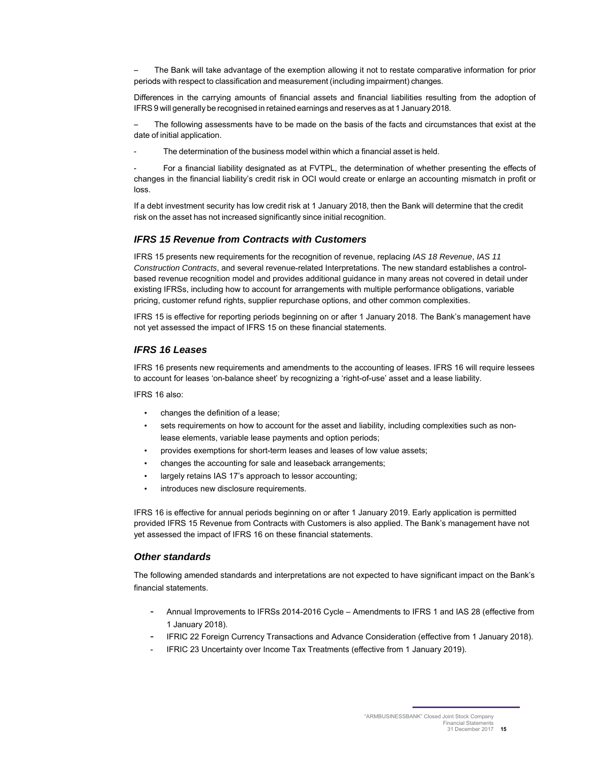– The Bank will take advantage of the exemption allowing it not to restate comparative information for prior periods with respect to classification and measurement (including impairment) changes.

Differences in the carrying amounts of financial assets and financial liabilities resulting from the adoption of IFRS 9 will generally be recognised in retained earnings and reserves as at 1 January 2018.

– The following assessments have to be made on the basis of the facts and circumstances that exist at the date of initial application.

- The determination of the business model within which a financial asset is held.

- For a financial liability designated as at FVTPL, the determination of whether presenting the effects of changes in the financial liability's credit risk in OCI would create or enlarge an accounting mismatch in profit or loss.

If a debt investment security has low credit risk at 1 January 2018, then the Bank will determine that the credit risk on the asset has not increased significantly since initial recognition.

### *IFRS 15 Revenue from Contracts with Customers*

IFRS 15 presents new requirements for the recognition of revenue, replacing *IAS 18 Revenue*, *IAS 11 Construction Contracts*, and several revenue-related Interpretations. The new standard establishes a control-based revenue recognition model and provides additional guidance in many areas not covered in detail under existing IFRSs, including how to account for arrangements with multiple performance obligations, variable pricing, customer refund rights, supplier repurchase options, and other common complexities.

IFRS 15 is effective for reporting periods beginning on or after 1 January 2018. The Bank's management have not yet assessed the impact of IFRS 15 on these financial statements.

### *IFRS 16 Leases*

IFRS 16 presents new requirements and amendments to the accounting of leases. IFRS 16 will require lessees to account for leases 'on-balance sheet' by recognizing a 'right-of-use' asset and a lease liability.

IFRS 16 also:

- changes the definition of a lease;
- sets requirements on how to account for the asset and liability, including complexities such as non-lease elements, variable lease payments and option periods;
- provides exemptions for short-term leases and leases of low value assets;
- changes the accounting for sale and leaseback arrangements;
- largely retains IAS 17's approach to lessor accounting;
- introduces new disclosure requirements.

IFRS 16 is effective for annual periods beginning on or after 1 January 2019. Early application is permitted provided IFRS 15 Revenue from Contracts with Customers is also applied. The Bank's management have not yet assessed the impact of IFRS 16 on these financial statements.

### *Other standards*

The following amended standards and interpretations are not expected to have significant impact on the Bank's financial statements.

- Annual Improvements to IFRSs 2014-2016 Cycle – Amendments to IFRS 1 and IAS 28 (effective from 1 January 2018).
- IFRIC 22 Foreign Currency Transactions and Advance Consideration (effective from 1 January 2018).
- IFRIC 23 Uncertainty over Income Tax Treatments (effective from 1 January 2019).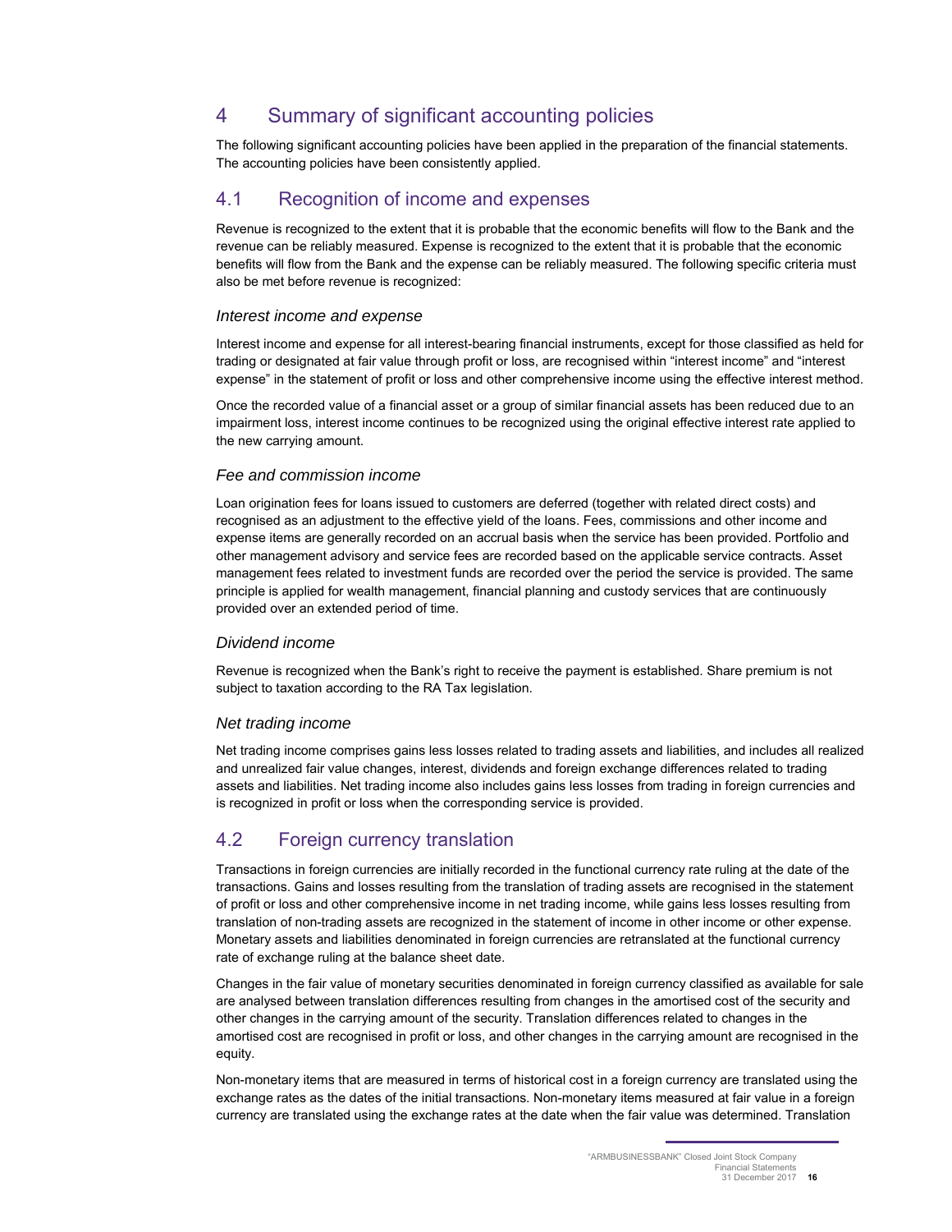# 4 Summary of significant accounting policies

The following significant accounting policies have been applied in the preparation of the financial statements. The accounting policies have been consistently applied.

## 4.1 Recognition of income and expenses

Revenue is recognized to the extent that it is probable that the economic benefits will flow to the Bank and the revenue can be reliably measured. Expense is recognized to the extent that it is probable that the economic benefits will flow from the Bank and the expense can be reliably measured. The following specific criteria must also be met before revenue is recognized:

### *Interest income and expense*

Interest income and expense for all interest-bearing financial instruments, except for those classified as held for trading or designated at fair value through profit or loss, are recognised within "interest income" and "interest expense" in the statement of profit or loss and other comprehensive income using the effective interest method.

Once the recorded value of a financial asset or a group of similar financial assets has been reduced due to an impairment loss, interest income continues to be recognized using the original effective interest rate applied to the new carrying amount.

### *Fee and commission income*

Loan origination fees for loans issued to customers are deferred (together with related direct costs) and recognised as an adjustment to the effective yield of the loans. Fees, commissions and other income and expense items are generally recorded on an accrual basis when the service has been provided. Portfolio and other management advisory and service fees are recorded based on the applicable service contracts. Asset management fees related to investment funds are recorded over the period the service is provided. The same principle is applied for wealth management, financial planning and custody services that are continuously provided over an extended period of time.

### *Dividend income*

Revenue is recognized when the Bank's right to receive the payment is established. Share premium is not subject to taxation according to the RA Tax legislation.

### *Net trading income*

Net trading income comprises gains less losses related to trading assets and liabilities, and includes all realized and unrealized fair value changes, interest, dividends and foreign exchange differences related to trading assets and liabilities. Net trading income also includes gains less losses from trading in foreign currencies and is recognized in profit or loss when the corresponding service is provided.

## 4.2 Foreign currency translation

Transactions in foreign currencies are initially recorded in the functional currency rate ruling at the date of the transactions. Gains and losses resulting from the translation of trading assets are recognised in the statement of profit or loss and other comprehensive income in net trading income, while gains less losses resulting from translation of non-trading assets are recognized in the statement of income in other income or other expense. Monetary assets and liabilities denominated in foreign currencies are retranslated at the functional currency rate of exchange ruling at the balance sheet date.

Changes in the fair value of monetary securities denominated in foreign currency classified as available for sale are analysed between translation differences resulting from changes in the amortised cost of the security and other changes in the carrying amount of the security. Translation differences related to changes in the amortised cost are recognised in profit or loss, and other changes in the carrying amount are recognised in the equity.

Non-monetary items that are measured in terms of historical cost in a foreign currency are translated using the exchange rates as the dates of the initial transactions. Non-monetary items measured at fair value in a foreign currency are translated using the exchange rates at the date when the fair value was determined. Translation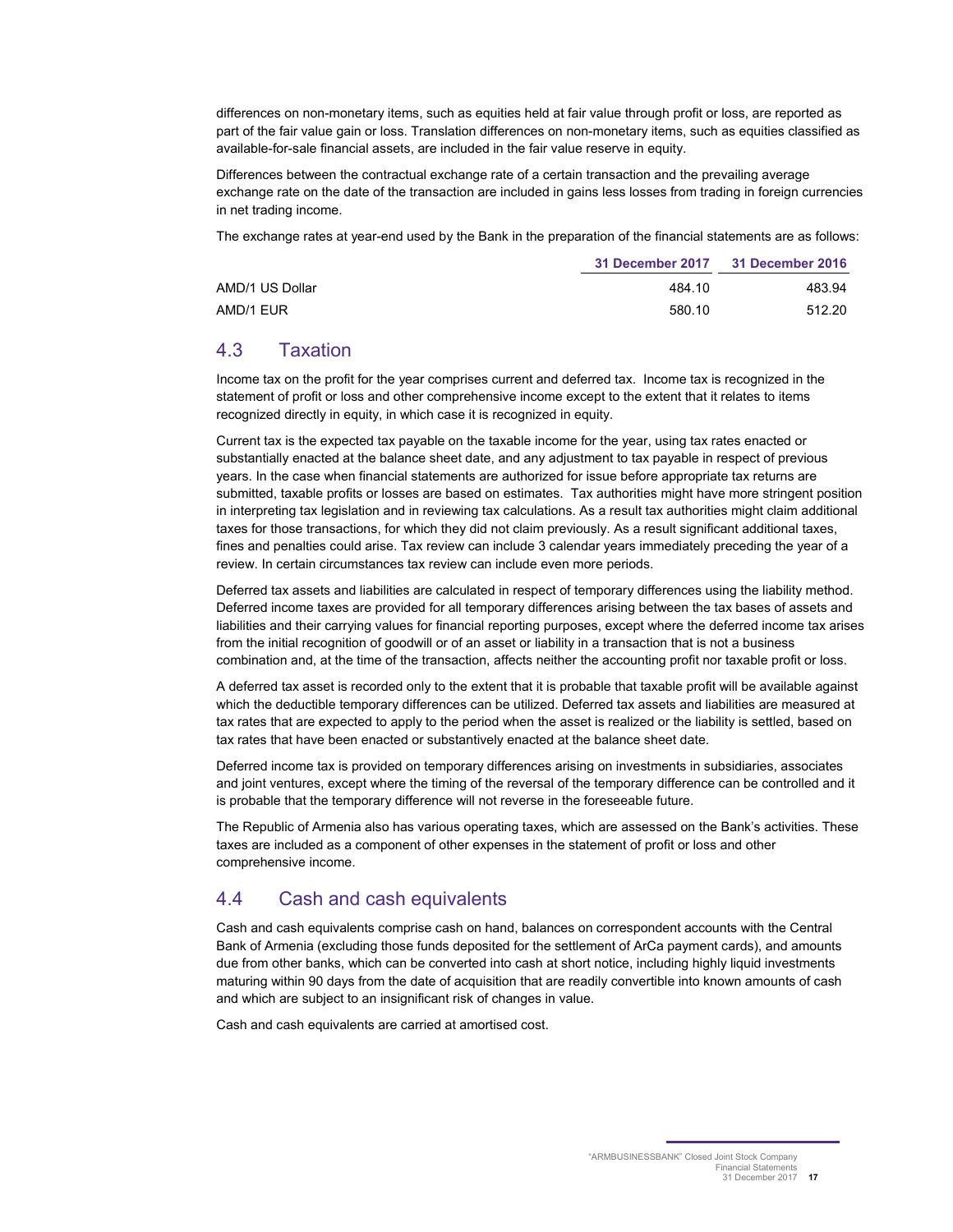differences on non-monetary items, such as equities held at fair value through profit or loss, are reported as part of the fair value gain or loss. Translation differences on non-monetary items, such as equities classified as available-for-sale financial assets, are included in the fair value reserve in equity.

Differences between the contractual exchange rate of a certain transaction and the prevailing average exchange rate on the date of the transaction are included in gains less losses from trading in foreign currencies in net trading income.

The exchange rates at year-end used by the Bank in the preparation of the financial statements are as follows:

| | 31 December 2017 | 31 December 2016 |
|---|---|---|
| AMD/1 US Dollar | 484.10 | 483.94 |
| AMD/1 EUR | 580.10 | 512.20 |

## 4.3 Taxation

Income tax on the profit for the year comprises current and deferred tax. Income tax is recognized in the statement of profit or loss and other comprehensive income except to the extent that it relates to items recognized directly in equity, in which case it is recognized in equity.

Current tax is the expected tax payable on the taxable income for the year, using tax rates enacted or substantially enacted at the balance sheet date, and any adjustment to tax payable in respect of previous years. In the case when financial statements are authorized for issue before appropriate tax returns are submitted, taxable profits or losses are based on estimates. Tax authorities might have more stringent position in interpreting tax legislation and in reviewing tax calculations. As a result tax authorities might claim additional taxes for those transactions, for which they did not claim previously. As a result significant additional taxes, fines and penalties could arise. Tax review can include 3 calendar years immediately preceding the year of a review. In certain circumstances tax review can include even more periods.

Deferred tax assets and liabilities are calculated in respect of temporary differences using the liability method. Deferred income taxes are provided for all temporary differences arising between the tax bases of assets and liabilities and their carrying values for financial reporting purposes, except where the deferred income tax arises from the initial recognition of goodwill or of an asset or liability in a transaction that is not a business combination and, at the time of the transaction, affects neither the accounting profit nor taxable profit or loss.

A deferred tax asset is recorded only to the extent that it is probable that taxable profit will be available against which the deductible temporary differences can be utilized. Deferred tax assets and liabilities are measured at tax rates that are expected to apply to the period when the asset is realized or the liability is settled, based on tax rates that have been enacted or substantively enacted at the balance sheet date.

Deferred income tax is provided on temporary differences arising on investments in subsidiaries, associates and joint ventures, except where the timing of the reversal of the temporary difference can be controlled and it is probable that the temporary difference will not reverse in the foreseeable future.

The Republic of Armenia also has various operating taxes, which are assessed on the Bank's activities. These taxes are included as a component of other expenses in the statement of profit or loss and other comprehensive income.

## 4.4 Cash and cash equivalents

Cash and cash equivalents comprise cash on hand, balances on correspondent accounts with the Central Bank of Armenia (excluding those funds deposited for the settlement of ArCa payment cards), and amounts due from other banks, which can be converted into cash at short notice, including highly liquid investments maturing within 90 days from the date of acquisition that are readily convertible into known amounts of cash and which are subject to an insignificant risk of changes in value.

Cash and cash equivalents are carried at amortised cost.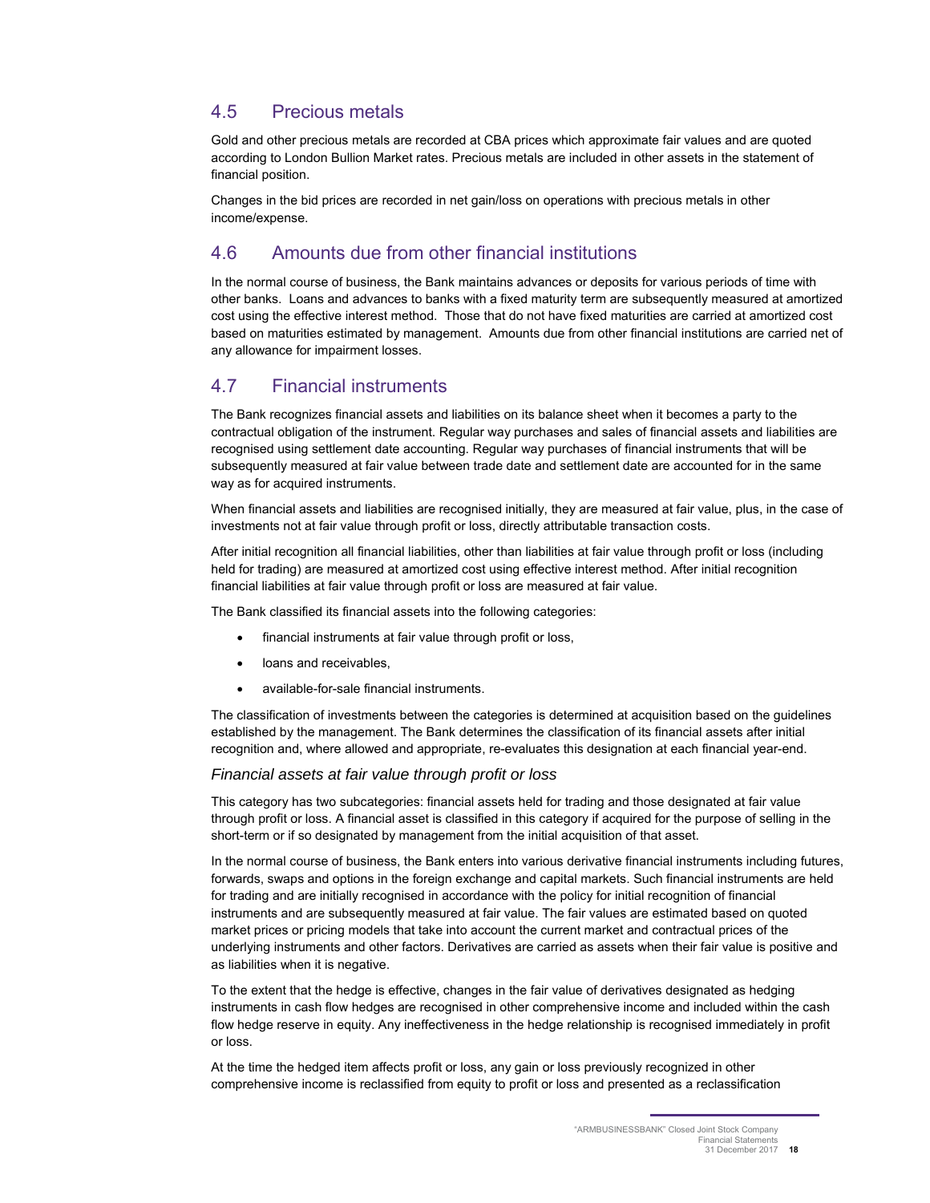## 4.5 Precious metals

Gold and other precious metals are recorded at CBA prices which approximate fair values and are quoted according to London Bullion Market rates. Precious metals are included in other assets in the statement of financial position.

Changes in the bid prices are recorded in net gain/loss on operations with precious metals in other income/expense.

## 4.6 Amounts due from other financial institutions

In the normal course of business, the Bank maintains advances or deposits for various periods of time with other banks. Loans and advances to banks with a fixed maturity term are subsequently measured at amortized cost using the effective interest method. Those that do not have fixed maturities are carried at amortized cost based on maturities estimated by management. Amounts due from other financial institutions are carried net of any allowance for impairment losses.

## 4.7 Financial instruments

The Bank recognizes financial assets and liabilities on its balance sheet when it becomes a party to the contractual obligation of the instrument. Regular way purchases and sales of financial assets and liabilities are recognised using settlement date accounting. Regular way purchases of financial instruments that will be subsequently measured at fair value between trade date and settlement date are accounted for in the same way as for acquired instruments.

When financial assets and liabilities are recognised initially, they are measured at fair value, plus, in the case of investments not at fair value through profit or loss, directly attributable transaction costs.

After initial recognition all financial liabilities, other than liabilities at fair value through profit or loss (including held for trading) are measured at amortized cost using effective interest method. After initial recognition financial liabilities at fair value through profit or loss are measured at fair value.

The Bank classified its financial assets into the following categories:

- financial instruments at fair value through profit or loss,
- loans and receivables,
- available-for-sale financial instruments.

The classification of investments between the categories is determined at acquisition based on the guidelines established by the management. The Bank determines the classification of its financial assets after initial recognition and, where allowed and appropriate, re-evaluates this designation at each financial year-end.

### *Financial assets at fair value through profit or loss*

This category has two subcategories: financial assets held for trading and those designated at fair value through profit or loss. A financial asset is classified in this category if acquired for the purpose of selling in the short-term or if so designated by management from the initial acquisition of that asset.

In the normal course of business, the Bank enters into various derivative financial instruments including futures, forwards, swaps and options in the foreign exchange and capital markets. Such financial instruments are held for trading and are initially recognised in accordance with the policy for initial recognition of financial instruments and are subsequently measured at fair value. The fair values are estimated based on quoted market prices or pricing models that take into account the current market and contractual prices of the underlying instruments and other factors. Derivatives are carried as assets when their fair value is positive and as liabilities when it is negative.

To the extent that the hedge is effective, changes in the fair value of derivatives designated as hedging instruments in cash flow hedges are recognised in other comprehensive income and included within the cash flow hedge reserve in equity. Any ineffectiveness in the hedge relationship is recognised immediately in profit or loss.

At the time the hedged item affects profit or loss, any gain or loss previously recognized in other comprehensive income is reclassified from equity to profit or loss and presented as a reclassification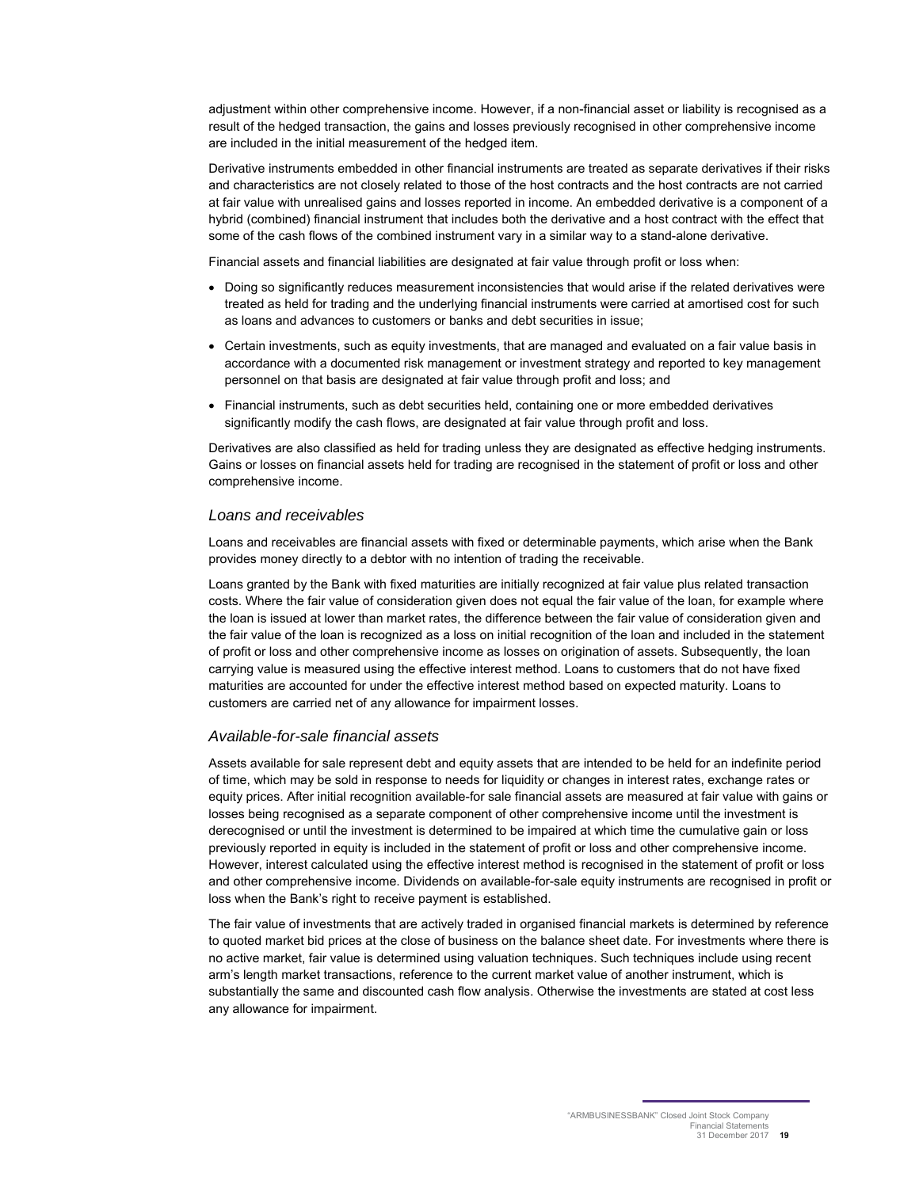adjustment within other comprehensive income. However, if a non-financial asset or liability is recognised as a result of the hedged transaction, the gains and losses previously recognised in other comprehensive income are included in the initial measurement of the hedged item.

Derivative instruments embedded in other financial instruments are treated as separate derivatives if their risks and characteristics are not closely related to those of the host contracts and the host contracts are not carried at fair value with unrealised gains and losses reported in income. An embedded derivative is a component of a hybrid (combined) financial instrument that includes both the derivative and a host contract with the effect that some of the cash flows of the combined instrument vary in a similar way to a stand-alone derivative.

Financial assets and financial liabilities are designated at fair value through profit or loss when:

- Doing so significantly reduces measurement inconsistencies that would arise if the related derivatives were treated as held for trading and the underlying financial instruments were carried at amortised cost for such as loans and advances to customers or banks and debt securities in issue;
- Certain investments, such as equity investments, that are managed and evaluated on a fair value basis in accordance with a documented risk management or investment strategy and reported to key management personnel on that basis are designated at fair value through profit and loss; and
- Financial instruments, such as debt securities held, containing one or more embedded derivatives significantly modify the cash flows, are designated at fair value through profit and loss.

Derivatives are also classified as held for trading unless they are designated as effective hedging instruments. Gains or losses on financial assets held for trading are recognised in the statement of profit or loss and other comprehensive income.

### *Loans and receivables*

Loans and receivables are financial assets with fixed or determinable payments, which arise when the Bank provides money directly to a debtor with no intention of trading the receivable.

Loans granted by the Bank with fixed maturities are initially recognized at fair value plus related transaction costs. Where the fair value of consideration given does not equal the fair value of the loan, for example where the loan is issued at lower than market rates, the difference between the fair value of consideration given and the fair value of the loan is recognized as a loss on initial recognition of the loan and included in the statement of profit or loss and other comprehensive income as losses on origination of assets. Subsequently, the loan carrying value is measured using the effective interest method. Loans to customers that do not have fixed maturities are accounted for under the effective interest method based on expected maturity. Loans to customers are carried net of any allowance for impairment losses.

### *Available-for-sale financial assets*

Assets available for sale represent debt and equity assets that are intended to be held for an indefinite period of time, which may be sold in response to needs for liquidity or changes in interest rates, exchange rates or equity prices. After initial recognition available-for sale financial assets are measured at fair value with gains or losses being recognised as a separate component of other comprehensive income until the investment is derecognised or until the investment is determined to be impaired at which time the cumulative gain or loss previously reported in equity is included in the statement of profit or loss and other comprehensive income. However, interest calculated using the effective interest method is recognised in the statement of profit or loss and other comprehensive income. Dividends on available-for-sale equity instruments are recognised in profit or loss when the Bank's right to receive payment is established.

The fair value of investments that are actively traded in organised financial markets is determined by reference to quoted market bid prices at the close of business on the balance sheet date. For investments where there is no active market, fair value is determined using valuation techniques. Such techniques include using recent arm's length market transactions, reference to the current market value of another instrument, which is substantially the same and discounted cash flow analysis. Otherwise the investments are stated at cost less any allowance for impairment.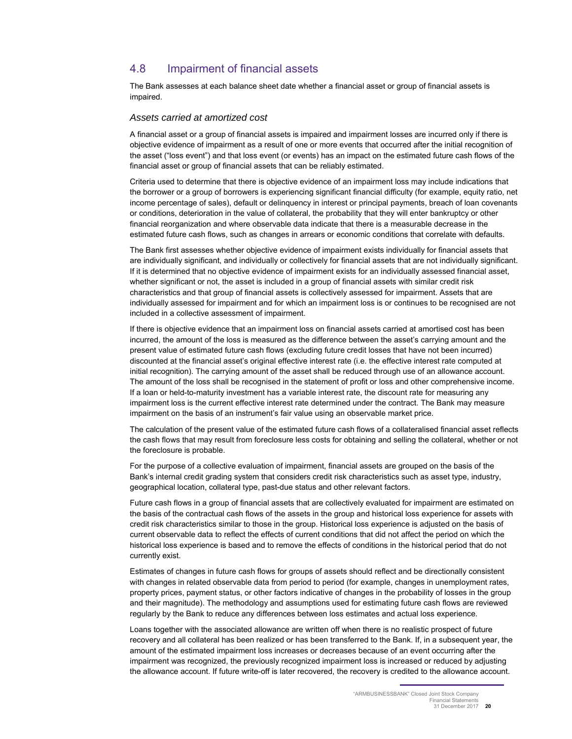## 4.8 Impairment of financial assets

The Bank assesses at each balance sheet date whether a financial asset or group of financial assets is impaired.

### *Assets carried at amortized cost*

A financial asset or a group of financial assets is impaired and impairment losses are incurred only if there is objective evidence of impairment as a result of one or more events that occurred after the initial recognition of the asset ("loss event") and that loss event (or events) has an impact on the estimated future cash flows of the financial asset or group of financial assets that can be reliably estimated.

Criteria used to determine that there is objective evidence of an impairment loss may include indications that the borrower or a group of borrowers is experiencing significant financial difficulty (for example, equity ratio, net income percentage of sales), default or delinquency in interest or principal payments, breach of loan covenants or conditions, deterioration in the value of collateral, the probability that they will enter bankruptcy or other financial reorganization and where observable data indicate that there is a measurable decrease in the estimated future cash flows, such as changes in arrears or economic conditions that correlate with defaults.

The Bank first assesses whether objective evidence of impairment exists individually for financial assets that are individually significant, and individually or collectively for financial assets that are not individually significant. If it is determined that no objective evidence of impairment exists for an individually assessed financial asset, whether significant or not, the asset is included in a group of financial assets with similar credit risk characteristics and that group of financial assets is collectively assessed for impairment. Assets that are individually assessed for impairment and for which an impairment loss is or continues to be recognised are not included in a collective assessment of impairment.

If there is objective evidence that an impairment loss on financial assets carried at amortised cost has been incurred, the amount of the loss is measured as the difference between the asset's carrying amount and the present value of estimated future cash flows (excluding future credit losses that have not been incurred) discounted at the financial asset's original effective interest rate (i.e. the effective interest rate computed at initial recognition). The carrying amount of the asset shall be reduced through use of an allowance account. The amount of the loss shall be recognised in the statement of profit or loss and other comprehensive income. If a loan or held-to-maturity investment has a variable interest rate, the discount rate for measuring any impairment loss is the current effective interest rate determined under the contract. The Bank may measure impairment on the basis of an instrument's fair value using an observable market price.

The calculation of the present value of the estimated future cash flows of a collateralised financial asset reflects the cash flows that may result from foreclosure less costs for obtaining and selling the collateral, whether or not the foreclosure is probable.

For the purpose of a collective evaluation of impairment, financial assets are grouped on the basis of the Bank's internal credit grading system that considers credit risk characteristics such as asset type, industry, geographical location, collateral type, past-due status and other relevant factors.

Future cash flows in a group of financial assets that are collectively evaluated for impairment are estimated on the basis of the contractual cash flows of the assets in the group and historical loss experience for assets with credit risk characteristics similar to those in the group. Historical loss experience is adjusted on the basis of current observable data to reflect the effects of current conditions that did not affect the period on which the historical loss experience is based and to remove the effects of conditions in the historical period that do not currently exist.

Estimates of changes in future cash flows for groups of assets should reflect and be directionally consistent with changes in related observable data from period to period (for example, changes in unemployment rates, property prices, payment status, or other factors indicative of changes in the probability of losses in the group and their magnitude). The methodology and assumptions used for estimating future cash flows are reviewed regularly by the Bank to reduce any differences between loss estimates and actual loss experience.

Loans together with the associated allowance are written off when there is no realistic prospect of future recovery and all collateral has been realized or has been transferred to the Bank. If, in a subsequent year, the amount of the estimated impairment loss increases or decreases because of an event occurring after the impairment was recognized, the previously recognized impairment loss is increased or reduced by adjusting the allowance account. If future write-off is later recovered, the recovery is credited to the allowance account.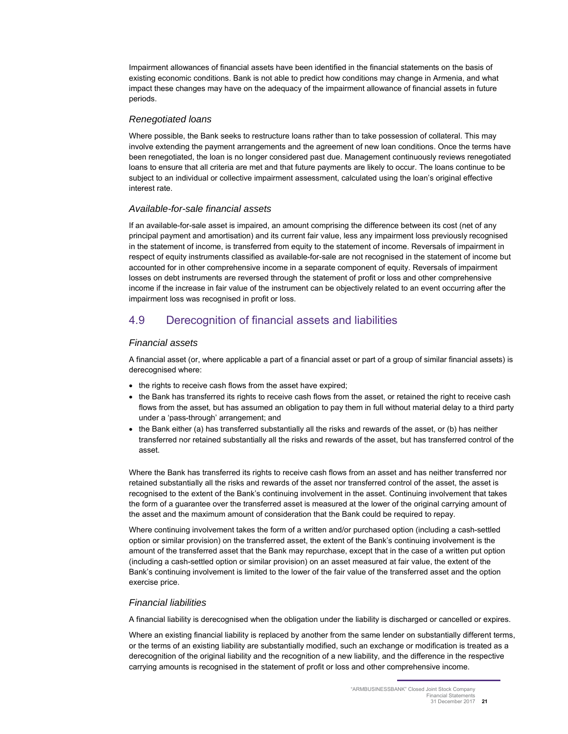Impairment allowances of financial assets have been identified in the financial statements on the basis of existing economic conditions. Bank is not able to predict how conditions may change in Armenia, and what impact these changes may have on the adequacy of the impairment allowance of financial assets in future periods.

### *Renegotiated loans*

Where possible, the Bank seeks to restructure loans rather than to take possession of collateral. This may involve extending the payment arrangements and the agreement of new loan conditions. Once the terms have been renegotiated, the loan is no longer considered past due. Management continuously reviews renegotiated loans to ensure that all criteria are met and that future payments are likely to occur. The loans continue to be subject to an individual or collective impairment assessment, calculated using the loan's original effective interest rate.

### *Available-for-sale financial assets*

If an available-for-sale asset is impaired, an amount comprising the difference between its cost (net of any principal payment and amortisation) and its current fair value, less any impairment loss previously recognised in the statement of income, is transferred from equity to the statement of income. Reversals of impairment in respect of equity instruments classified as available-for-sale are not recognised in the statement of income but accounted for in other comprehensive income in a separate component of equity. Reversals of impairment losses on debt instruments are reversed through the statement of profit or loss and other comprehensive income if the increase in fair value of the instrument can be objectively related to an event occurring after the impairment loss was recognised in profit or loss.

## 4.9 Derecognition of financial assets and liabilities

### *Financial assets*

A financial asset (or, where applicable a part of a financial asset or part of a group of similar financial assets) is derecognised where:

- the rights to receive cash flows from the asset have expired;
- the Bank has transferred its rights to receive cash flows from the asset, or retained the right to receive cash flows from the asset, but has assumed an obligation to pay them in full without material delay to a third party under a 'pass-through' arrangement; and
- the Bank either (a) has transferred substantially all the risks and rewards of the asset, or (b) has neither transferred nor retained substantially all the risks and rewards of the asset, but has transferred control of the asset.

Where the Bank has transferred its rights to receive cash flows from an asset and has neither transferred nor retained substantially all the risks and rewards of the asset nor transferred control of the asset, the asset is recognised to the extent of the Bank's continuing involvement in the asset. Continuing involvement that takes the form of a guarantee over the transferred asset is measured at the lower of the original carrying amount of the asset and the maximum amount of consideration that the Bank could be required to repay.

Where continuing involvement takes the form of a written and/or purchased option (including a cash-settled option or similar provision) on the transferred asset, the extent of the Bank's continuing involvement is the amount of the transferred asset that the Bank may repurchase, except that in the case of a written put option (including a cash-settled option or similar provision) on an asset measured at fair value, the extent of the Bank's continuing involvement is limited to the lower of the fair value of the transferred asset and the option exercise price.

### *Financial liabilities*

A financial liability is derecognised when the obligation under the liability is discharged or cancelled or expires.

Where an existing financial liability is replaced by another from the same lender on substantially different terms, or the terms of an existing liability are substantially modified, such an exchange or modification is treated as a derecognition of the original liability and the recognition of a new liability, and the difference in the respective carrying amounts is recognised in the statement of profit or loss and other comprehensive income.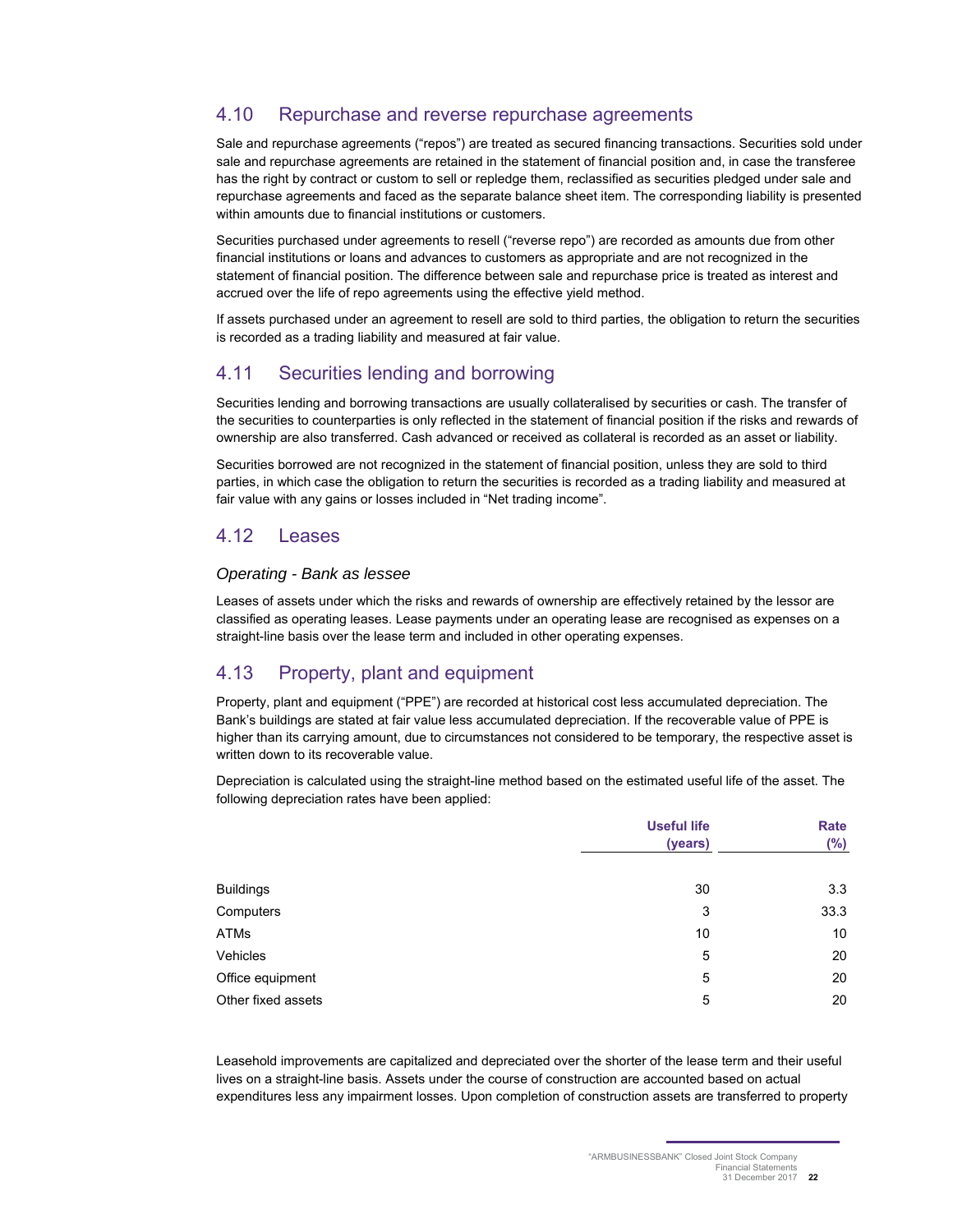## 4.10 Repurchase and reverse repurchase agreements

Sale and repurchase agreements ("repos") are treated as secured financing transactions. Securities sold under sale and repurchase agreements are retained in the statement of financial position and, in case the transferee has the right by contract or custom to sell or repledge them, reclassified as securities pledged under sale and repurchase agreements and faced as the separate balance sheet item. The corresponding liability is presented within amounts due to financial institutions or customers.

Securities purchased under agreements to resell ("reverse repo") are recorded as amounts due from other financial institutions or loans and advances to customers as appropriate and are not recognized in the statement of financial position. The difference between sale and repurchase price is treated as interest and accrued over the life of repo agreements using the effective yield method.

If assets purchased under an agreement to resell are sold to third parties, the obligation to return the securities is recorded as a trading liability and measured at fair value.

## 4.11 Securities lending and borrowing

Securities lending and borrowing transactions are usually collateralised by securities or cash. The transfer of the securities to counterparties is only reflected in the statement of financial position if the risks and rewards of ownership are also transferred. Cash advanced or received as collateral is recorded as an asset or liability.

Securities borrowed are not recognized in the statement of financial position, unless they are sold to third parties, in which case the obligation to return the securities is recorded as a trading liability and measured at fair value with any gains or losses included in "Net trading income".

## 4.12 Leases

*Operating - Bank as lessee*

Leases of assets under which the risks and rewards of ownership are effectively retained by the lessor are classified as operating leases. Lease payments under an operating lease are recognised as expenses on a straight-line basis over the lease term and included in other operating expenses.

## 4.13 Property, plant and equipment

Property, plant and equipment ("PPE") are recorded at historical cost less accumulated depreciation. The Bank's buildings are stated at fair value less accumulated depreciation. If the recoverable value of PPE is higher than its carrying amount, due to circumstances not considered to be temporary, the respective asset is written down to its recoverable value.

Depreciation is calculated using the straight-line method based on the estimated useful life of the asset. The following depreciation rates have been applied:

| | Useful life (years) | Rate (%) |
|---|---|---|
| Buildings | 30 | 3.3 |
| Computers | 3 | 33.3 |
| ATMs | 10 | 10 |
| Vehicles | 5 | 20 |
| Office equipment | 5 | 20 |
| Other fixed assets | 5 | 20 |

Leasehold improvements are capitalized and depreciated over the shorter of the lease term and their useful lives on a straight-line basis. Assets under the course of construction are accounted based on actual expenditures less any impairment losses. Upon completion of construction assets are transferred to property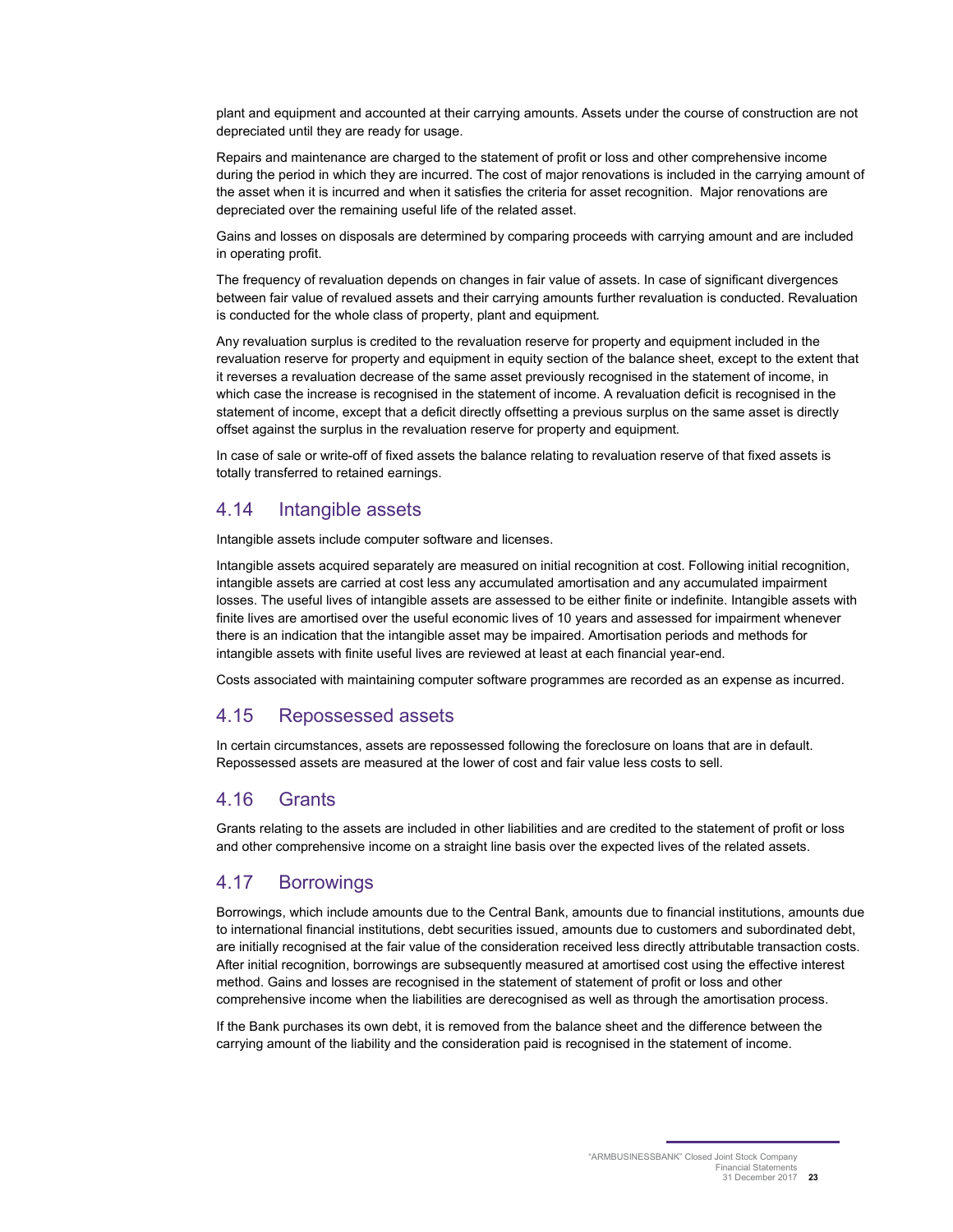plant and equipment and accounted at their carrying amounts. Assets under the course of construction are not depreciated until they are ready for usage.

Repairs and maintenance are charged to the statement of profit or loss and other comprehensive income during the period in which they are incurred. The cost of major renovations is included in the carrying amount of the asset when it is incurred and when it satisfies the criteria for asset recognition. Major renovations are depreciated over the remaining useful life of the related asset.

Gains and losses on disposals are determined by comparing proceeds with carrying amount and are included in operating profit.

The frequency of revaluation depends on changes in fair value of assets. In case of significant divergences between fair value of revalued assets and their carrying amounts further revaluation is conducted. Revaluation is conducted for the whole class of property, plant and equipment.

Any revaluation surplus is credited to the revaluation reserve for property and equipment included in the revaluation reserve for property and equipment in equity section of the balance sheet, except to the extent that it reverses a revaluation decrease of the same asset previously recognised in the statement of income, in which case the increase is recognised in the statement of income. A revaluation deficit is recognised in the statement of income, except that a deficit directly offsetting a previous surplus on the same asset is directly offset against the surplus in the revaluation reserve for property and equipment.

In case of sale or write-off of fixed assets the balance relating to revaluation reserve of that fixed assets is totally transferred to retained earnings.

## 4.14 Intangible assets

Intangible assets include computer software and licenses.

Intangible assets acquired separately are measured on initial recognition at cost. Following initial recognition, intangible assets are carried at cost less any accumulated amortisation and any accumulated impairment losses. The useful lives of intangible assets are assessed to be either finite or indefinite. Intangible assets with finite lives are amortised over the useful economic lives of 10 years and assessed for impairment whenever there is an indication that the intangible asset may be impaired. Amortisation periods and methods for intangible assets with finite useful lives are reviewed at least at each financial year-end.

Costs associated with maintaining computer software programmes are recorded as an expense as incurred.

## 4.15 Repossessed assets

In certain circumstances, assets are repossessed following the foreclosure on loans that are in default. Repossessed assets are measured at the lower of cost and fair value less costs to sell.

## 4.16 Grants

Grants relating to the assets are included in other liabilities and are credited to the statement of profit or loss and other comprehensive income on a straight line basis over the expected lives of the related assets.

## 4.17 Borrowings

Borrowings, which include amounts due to the Central Bank, amounts due to financial institutions, amounts due to international financial institutions, debt securities issued, amounts due to customers and subordinated debt, are initially recognised at the fair value of the consideration received less directly attributable transaction costs. After initial recognition, borrowings are subsequently measured at amortised cost using the effective interest method. Gains and losses are recognised in the statement of statement of profit or loss and other comprehensive income when the liabilities are derecognised as well as through the amortisation process.

If the Bank purchases its own debt, it is removed from the balance sheet and the difference between the carrying amount of the liability and the consideration paid is recognised in the statement of income.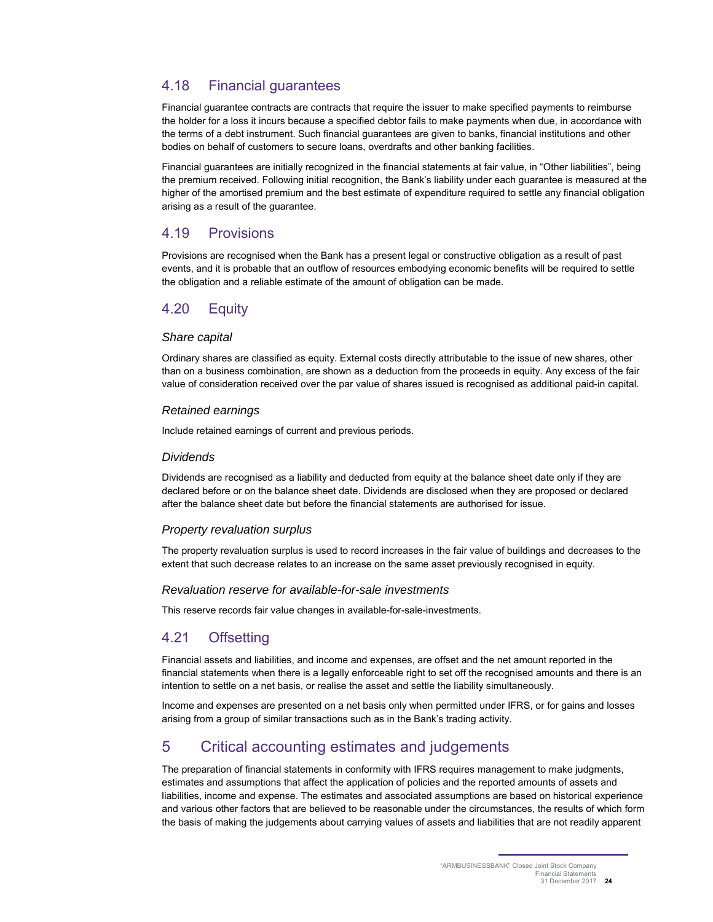## 4.18 Financial guarantees

Financial guarantee contracts are contracts that require the issuer to make specified payments to reimburse the holder for a loss it incurs because a specified debtor fails to make payments when due, in accordance with the terms of a debt instrument. Such financial guarantees are given to banks, financial institutions and other bodies on behalf of customers to secure loans, overdrafts and other banking facilities.

Financial guarantees are initially recognized in the financial statements at fair value, in "Other liabilities", being the premium received. Following initial recognition, the Bank's liability under each guarantee is measured at the higher of the amortised premium and the best estimate of expenditure required to settle any financial obligation arising as a result of the guarantee.

## 4.19 Provisions

Provisions are recognised when the Bank has a present legal or constructive obligation as a result of past events, and it is probable that an outflow of resources embodying economic benefits will be required to settle the obligation and a reliable estimate of the amount of obligation can be made.

## 4.20 Equity

### *Share capital*

Ordinary shares are classified as equity. External costs directly attributable to the issue of new shares, other than on a business combination, are shown as a deduction from the proceeds in equity. Any excess of the fair value of consideration received over the par value of shares issued is recognised as additional paid-in capital.

### *Retained earnings*

Include retained earnings of current and previous periods.

### *Dividends*

Dividends are recognised as a liability and deducted from equity at the balance sheet date only if they are declared before or on the balance sheet date. Dividends are disclosed when they are proposed or declared after the balance sheet date but before the financial statements are authorised for issue.

### *Property revaluation surplus*

The property revaluation surplus is used to record increases in the fair value of buildings and decreases to the extent that such decrease relates to an increase on the same asset previously recognised in equity.

### *Revaluation reserve for available-for-sale investments*

This reserve records fair value changes in available-for-sale-investments.

## 4.21 Offsetting

Financial assets and liabilities, and income and expenses, are offset and the net amount reported in the financial statements when there is a legally enforceable right to set off the recognised amounts and there is an intention to settle on a net basis, or realise the asset and settle the liability simultaneously.

Income and expenses are presented on a net basis only when permitted under IFRS, or for gains and losses arising from a group of similar transactions such as in the Bank's trading activity.

# 5 Critical accounting estimates and judgements

The preparation of financial statements in conformity with IFRS requires management to make judgments, estimates and assumptions that affect the application of policies and the reported amounts of assets and liabilities, income and expense. The estimates and associated assumptions are based on historical experience and various other factors that are believed to be reasonable under the circumstances, the results of which form the basis of making the judgements about carrying values of assets and liabilities that are not readily apparent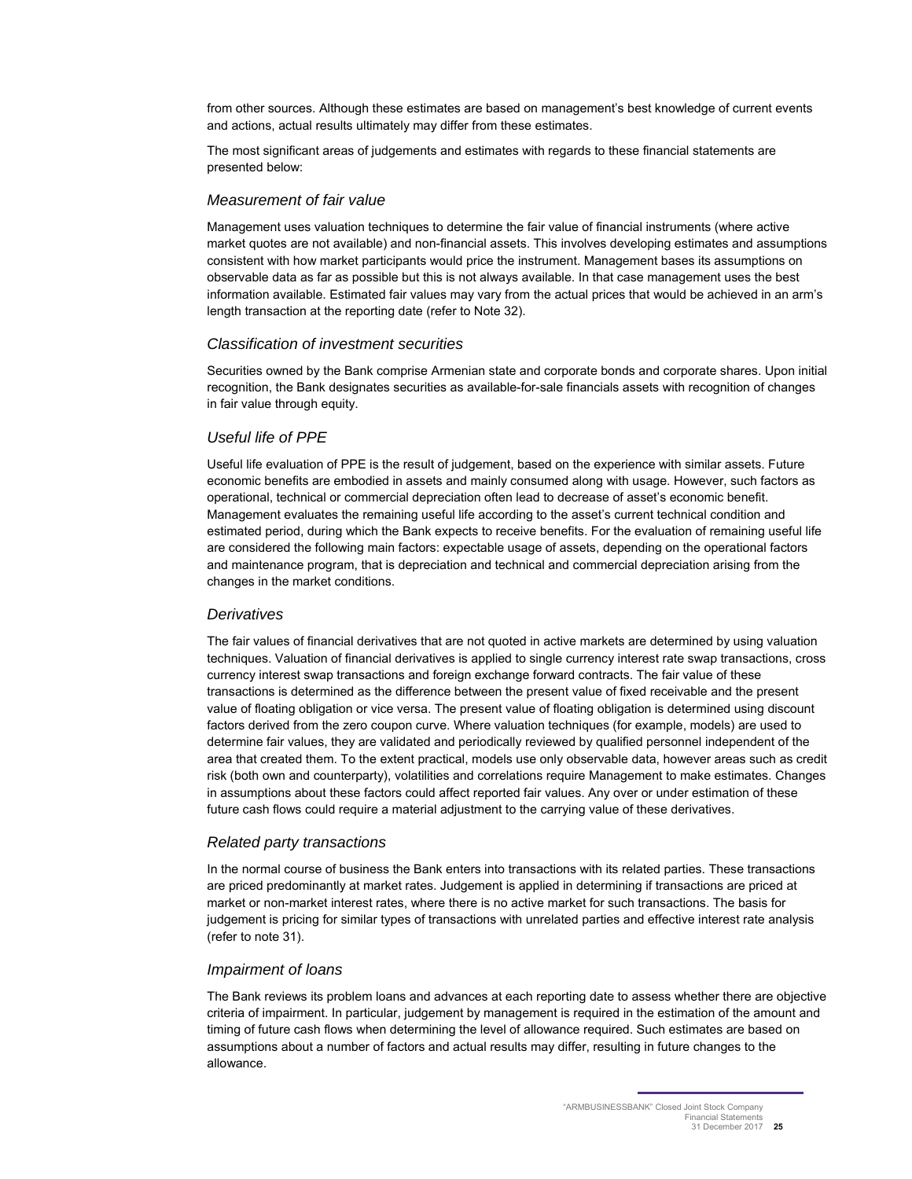from other sources. Although these estimates are based on management's best knowledge of current events and actions, actual results ultimately may differ from these estimates.

The most significant areas of judgements and estimates with regards to these financial statements are presented below:

### *Measurement of fair value*

Management uses valuation techniques to determine the fair value of financial instruments (where active market quotes are not available) and non-financial assets. This involves developing estimates and assumptions consistent with how market participants would price the instrument. Management bases its assumptions on observable data as far as possible but this is not always available. In that case management uses the best information available. Estimated fair values may vary from the actual prices that would be achieved in an arm's length transaction at the reporting date (refer to Note 32).

### *Classification of investment securities*

Securities owned by the Bank comprise Armenian state and corporate bonds and corporate shares. Upon initial recognition, the Bank designates securities as available-for-sale financials assets with recognition of changes in fair value through equity.

### *Useful life of PPE*

Useful life evaluation of PPE is the result of judgement, based on the experience with similar assets. Future economic benefits are embodied in assets and mainly consumed along with usage. However, such factors as operational, technical or commercial depreciation often lead to decrease of asset's economic benefit. Management evaluates the remaining useful life according to the asset's current technical condition and estimated period, during which the Bank expects to receive benefits. For the evaluation of remaining useful life are considered the following main factors: expectable usage of assets, depending on the operational factors and maintenance program, that is depreciation and technical and commercial depreciation arising from the changes in the market conditions.

### *Derivatives*

The fair values of financial derivatives that are not quoted in active markets are determined by using valuation techniques. Valuation of financial derivatives is applied to single currency interest rate swap transactions, cross currency interest swap transactions and foreign exchange forward contracts. The fair value of these transactions is determined as the difference between the present value of fixed receivable and the present value of floating obligation or vice versa. The present value of floating obligation is determined using discount factors derived from the zero coupon curve. Where valuation techniques (for example, models) are used to determine fair values, they are validated and periodically reviewed by qualified personnel independent of the area that created them. To the extent practical, models use only observable data, however areas such as credit risk (both own and counterparty), volatilities and correlations require Management to make estimates. Changes in assumptions about these factors could affect reported fair values. Any over or under estimation of these future cash flows could require a material adjustment to the carrying value of these derivatives.

### *Related party transactions*

In the normal course of business the Bank enters into transactions with its related parties. These transactions are priced predominantly at market rates. Judgement is applied in determining if transactions are priced at market or non-market interest rates, where there is no active market for such transactions. The basis for judgement is pricing for similar types of transactions with unrelated parties and effective interest rate analysis (refer to note 31).

### *Impairment of loans*

The Bank reviews its problem loans and advances at each reporting date to assess whether there are objective criteria of impairment. In particular, judgement by management is required in the estimation of the amount and timing of future cash flows when determining the level of allowance required. Such estimates are based on assumptions about a number of factors and actual results may differ, resulting in future changes to the allowance.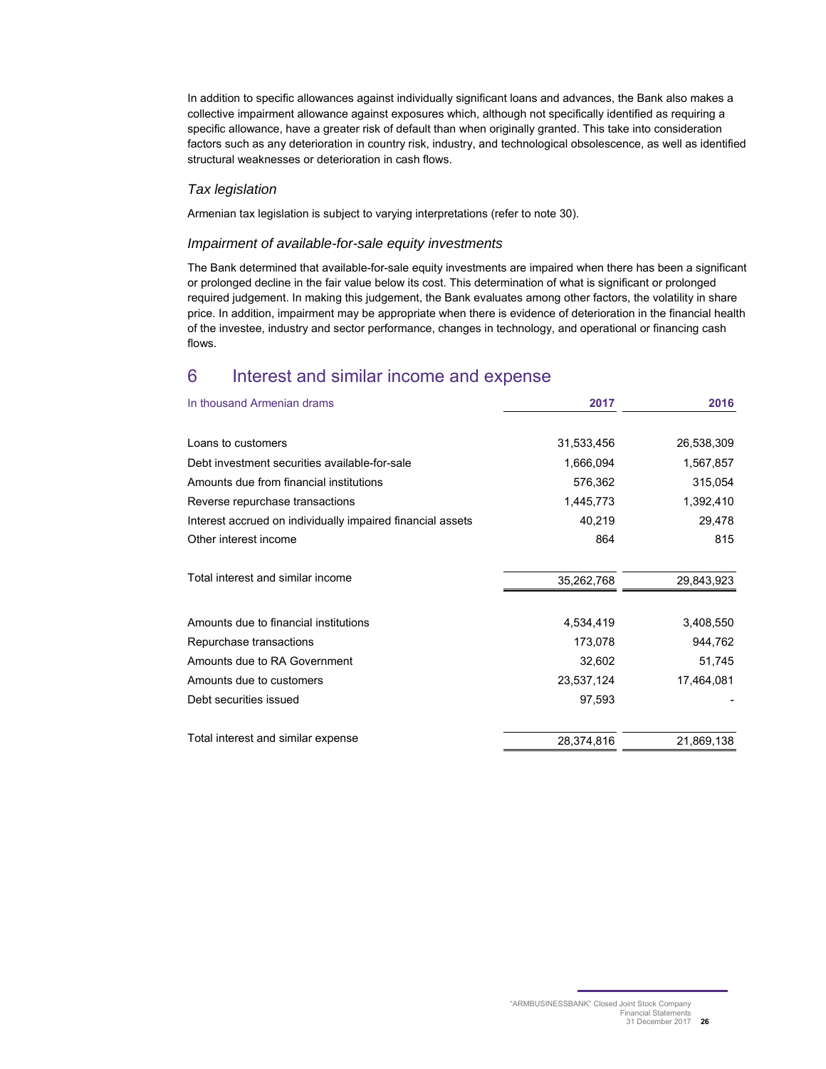In addition to specific allowances against individually significant loans and advances, the Bank also makes a collective impairment allowance against exposures which, although not specifically identified as requiring a specific allowance, have a greater risk of default than when originally granted. This take into consideration factors such as any deterioration in country risk, industry, and technological obsolescence, as well as identified structural weaknesses or deterioration in cash flows.

### *Tax legislation*

Armenian tax legislation is subject to varying interpretations (refer to note 30).

### *Impairment of available-for-sale equity investments*

The Bank determined that available-for-sale equity investments are impaired when there has been a significant or prolonged decline in the fair value below its cost. This determination of what is significant or prolonged required judgement. In making this judgement, the Bank evaluates among other factors, the volatility in share price. In addition, impairment may be appropriate when there is evidence of deterioration in the financial health of the investee, industry and sector performance, changes in technology, and operational or financing cash flows.

## 6 Interest and similar income and expense

| In thousand Armenian drams | 2017 | 2016 |
|---|---|---|
| Loans to customers | 31,533,456 | 26,538,309 |
| Debt investment securities available-for-sale | 1,666,094 | 1,567,857 |
| Amounts due from financial institutions | 576,362 | 315,054 |
| Reverse repurchase transactions | 1,445,773 | 1,392,410 |
| Interest accrued on individually impaired financial assets | 40,219 | 29,478 |
| Other interest income | 864 | 815 |
| Total interest and similar income | 35,262,768 | 29,843,923 |
| Amounts due to financial institutions | 4,534,419 | 3,408,550 |
| Repurchase transactions | 173,078 | 944,762 |
| Amounts due to RA Government | 32,602 | 51,745 |
| Amounts due to customers | 23,537,124 | 17,464,081 |
| Debt securities issued | 97,593 | - |
| Total interest and similar expense | 28,374,816 | 21,869,138 |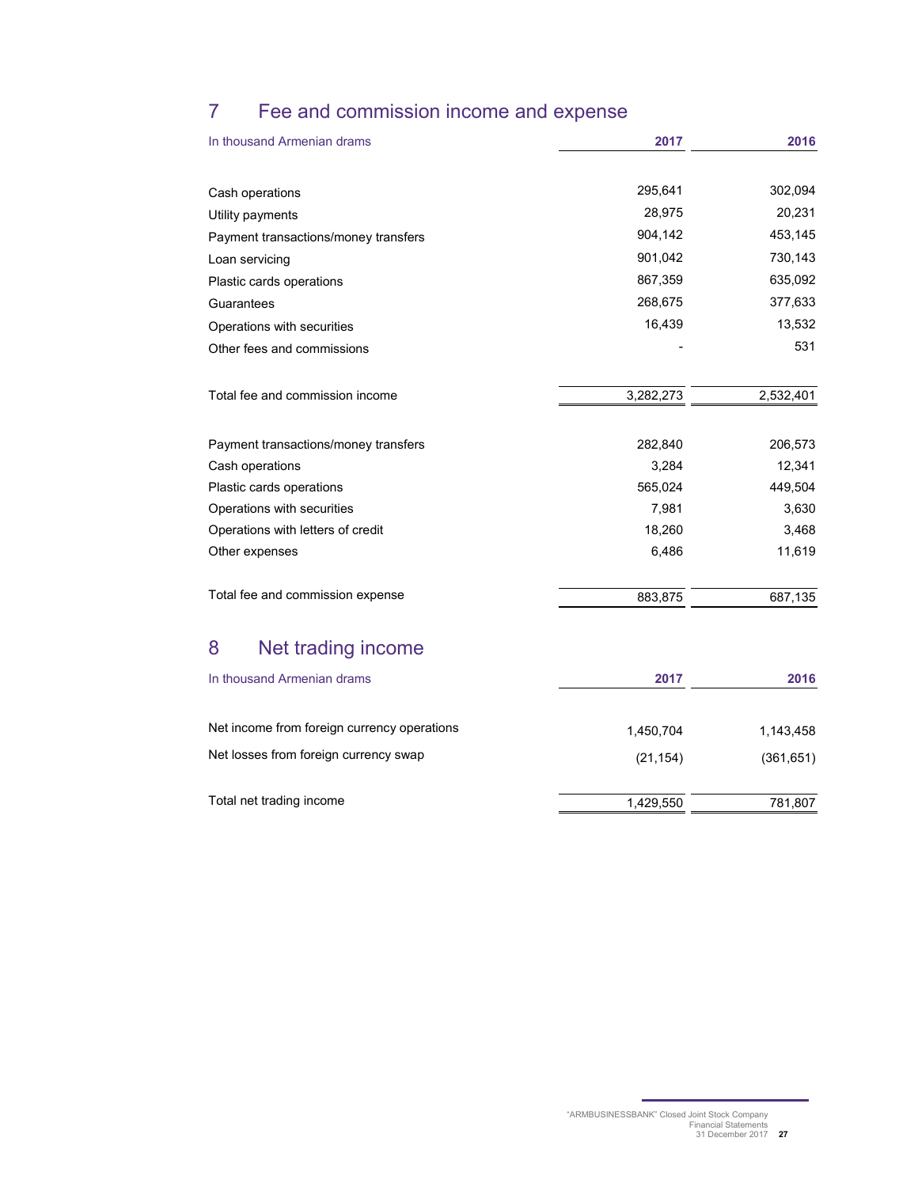## 7 Fee and commission income and expense

| In thousand Armenian drams | 2017 | 2016 |
|---|---|---|
| Cash operations | 295,641 | 302,094 |
| Utility payments | 28,975 | 20,231 |
| Payment transactions/money transfers | 904,142 | 453,145 |
| Loan servicing | 901,042 | 730,143 |
| Plastic cards operations | 867,359 | 635,092 |
| Guarantees | 268,675 | 377,633 |
| Operations with securities | 16,439 | 13,532 |
| Other fees and commissions | - | 531 |
| Total fee and commission income | 3,282,273 | 2,532,401 |
| Payment transactions/money transfers | 282,840 | 206,573 |
| Cash operations | 3,284 | 12,341 |
| Plastic cards operations | 565,024 | 449,504 |
| Operations with securities | 7,981 | 3,630 |
| Operations with letters of credit | 18,260 | 3,468 |
| Other expenses | 6,486 | 11,619 |
| Total fee and commission expense | 883,875 | 687,135 |

## 8 Net trading income

| In thousand Armenian drams | 2017 | 2016 |
|---|---|---|
| Net income from foreign currency operations | 1,450,704 | 1,143,458 |
| Net losses from foreign currency swap | (21,154) | (361,651) |
| Total net trading income | 1,429,550 | 781,807 |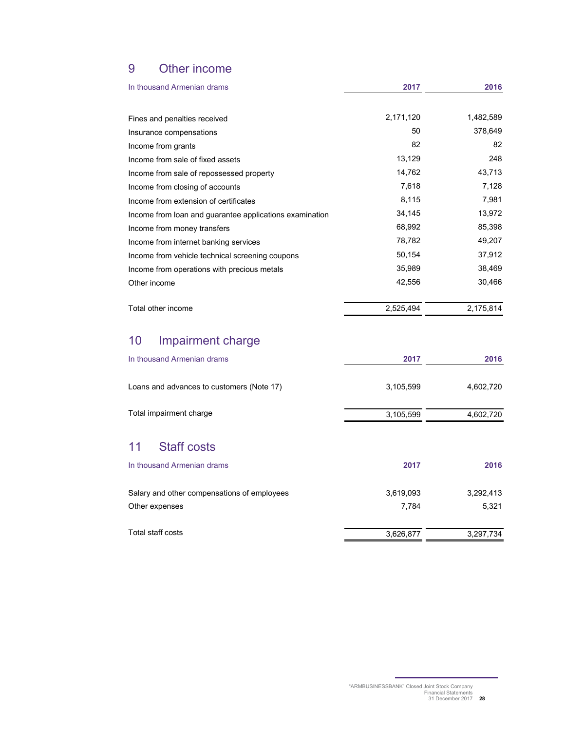## 9 Other income

| In thousand Armenian drams | 2017 | 2016 |
|---|---|---|
| Fines and penalties received | 2,171,120 | 1,482,589 |
| Insurance compensations | 50 | 378,649 |
| Income from grants | 82 | 82 |
| Income from sale of fixed assets | 13,129 | 248 |
| Income from sale of repossessed property | 14,762 | 43,713 |
| Income from closing of accounts | 7,618 | 7,128 |
| Income from extension of certificates | 8,115 | 7,981 |
| Income from loan and guarantee applications examination | 34,145 | 13,972 |
| Income from money transfers | 68,992 | 85,398 |
| Income from internet banking services | 78,782 | 49,207 |
| Income from vehicle technical screening coupons | 50,154 | 37,912 |
| Income from operations with precious metals | 35,989 | 38,469 |
| Other income | 42,556 | 30,466 |
| Total other income | 2,525,494 | 2,175,814 |

## 10 Impairment charge

| In thousand Armenian drams | 2017 | 2016 |
|---|---|---|
| Loans and advances to customers (Note 17) | 3,105,599 | 4,602,720 |
| Total impairment charge | 3,105,599 | 4,602,720 |

## 11 Staff costs

| In thousand Armenian drams | 2017 | 2016 |
|---|---|---|
| Salary and other compensations of employees | 3,619,093 | 3,292,413 |
| Other expenses | 7,784 | 5,321 |
| Total staff costs | 3,626,877 | 3,297,734 |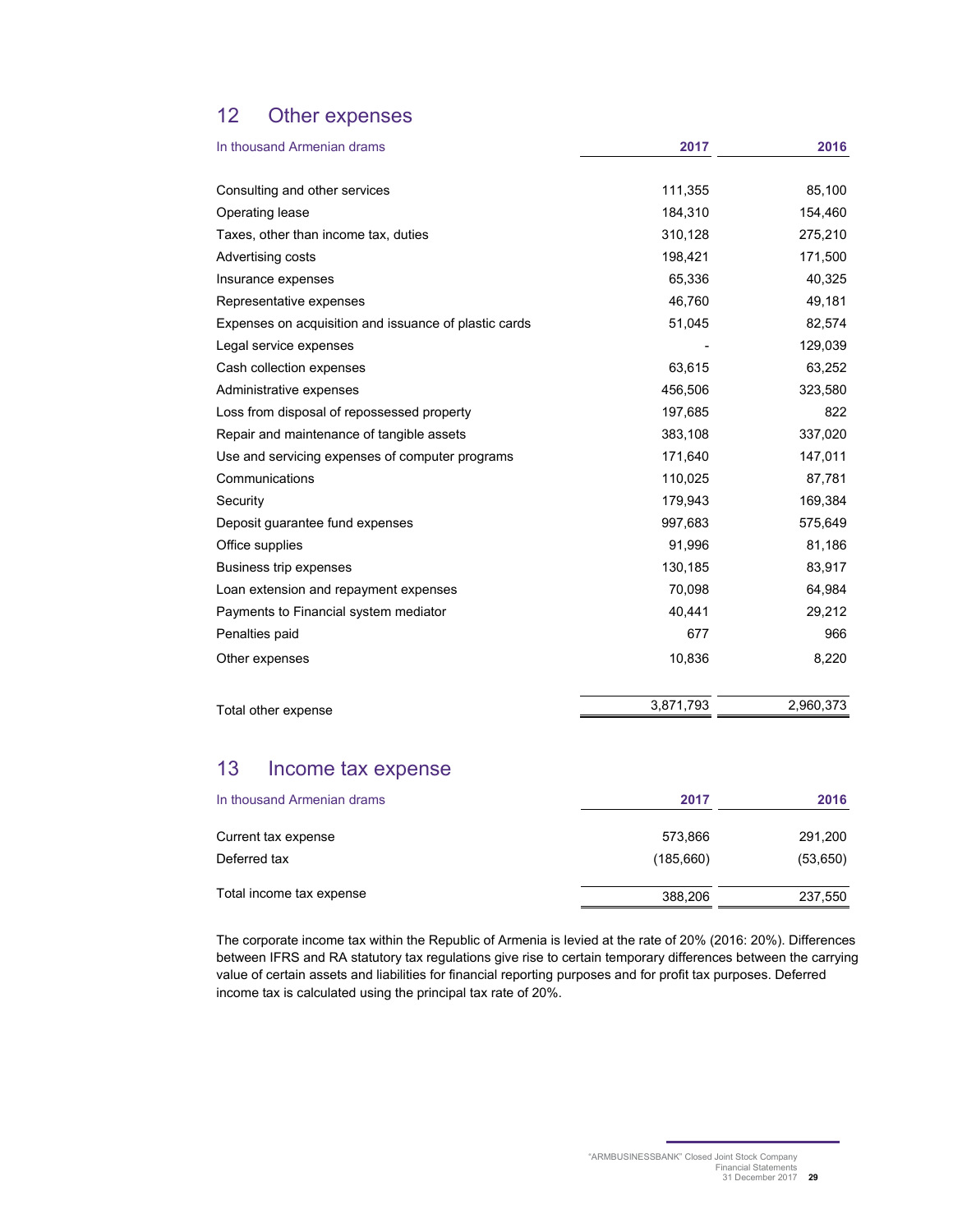## 12 Other expenses

| In thousand Armenian drams | 2017 | 2016 |
|---|---|---|
| Consulting and other services | 111,355 | 85,100 |
| Operating lease | 184,310 | 154,460 |
| Taxes, other than income tax, duties | 310,128 | 275,210 |
| Advertising costs | 198,421 | 171,500 |
| Insurance expenses | 65,336 | 40,325 |
| Representative expenses | 46,760 | 49,181 |
| Expenses on acquisition and issuance of plastic cards | 51,045 | 82,574 |
| Legal service expenses | - | 129,039 |
| Cash collection expenses | 63,615 | 63,252 |
| Administrative expenses | 456,506 | 323,580 |
| Loss from disposal of repossessed property | 197,685 | 822 |
| Repair and maintenance of tangible assets | 383,108 | 337,020 |
| Use and servicing expenses of computer programs | 171,640 | 147,011 |
| Communications | 110,025 | 87,781 |
| Security | 179,943 | 169,384 |
| Deposit guarantee fund expenses | 997,683 | 575,649 |
| Office supplies | 91,996 | 81,186 |
| Business trip expenses | 130,185 | 83,917 |
| Loan extension and repayment expenses | 70,098 | 64,984 |
| Payments to Financial system mediator | 40,441 | 29,212 |
| Penalties paid | 677 | 966 |
| Other expenses | 10,836 | 8,220 |
| Total other expense | 3,871,793 | 2,960,373 |

## 13 Income tax expense

| In thousand Armenian drams | 2017 | 2016 |
|---|---|---|
| Current tax expense | 573,866 | 291,200 |
| Deferred tax | (185,660) | (53,650) |
| Total income tax expense | 388,206 | 237,550 |

The corporate income tax within the Republic of Armenia is levied at the rate of 20% (2016: 20%). Differences between IFRS and RA statutory tax regulations give rise to certain temporary differences between the carrying value of certain assets and liabilities for financial reporting purposes and for profit tax purposes. Deferred income tax is calculated using the principal tax rate of 20%.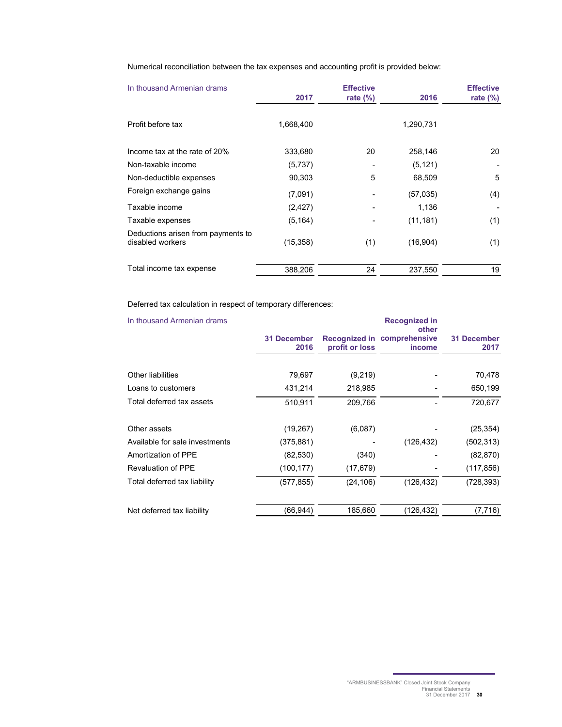Numerical reconciliation between the tax expenses and accounting profit is provided below:

| In thousand Armenian drams | 2017 | Effective rate (%) | 2016 | Effective rate (%) |
|---|---|---|---|---|
| Profit before tax | 1,668,400 | | 1,290,731 | |
| Income tax at the rate of 20% | 333,680 | 20 | 258,146 | 20 |
| Non-taxable income | (5,737) | - | (5,121) | - |
| Non-deductible expenses | 90,303 | 5 | 68,509 | 5 |
| Foreign exchange gains | (7,091) | - | (57,035) | (4) |
| Taxable income | (2,427) | - | 1,136 | - |
| Taxable expenses | (5,164) | - | (11,181) | (1) |
| Deductions arisen from payments to disabled workers | (15,358) | (1) | (16,904) | (1) |
| Total income tax expense | 388,206 | 24 | 237,550 | 19 |

Deferred tax calculation in respect of temporary differences:

| In thousand Armenian drams | 31 December 2016 | Recognized in profit or loss | Recognized in other comprehensive income | 31 December 2017 |
|---|---|---|---|---|
| Other liabilities | 79,697 | (9,219) | - | 70,478 |
| Loans to customers | 431,214 | 218,985 | - | 650,199 |
| Total deferred tax assets | 510,911 | 209,766 | - | 720,677 |
| Other assets | (19,267) | (6,087) | - | (25,354) |
| Available for sale investments | (375,881) | - | (126,432) | (502,313) |
| Amortization of PPE | (82,530) | (340) | - | (82,870) |
| Revaluation of PPE | (100,177) | (17,679) | - | (117,856) |
| Total deferred tax liability | (577,855) | (24,106) | (126,432) | (728,393) |
| Net deferred tax liability | (66,944) | 185,660 | (126,432) | (7,716) |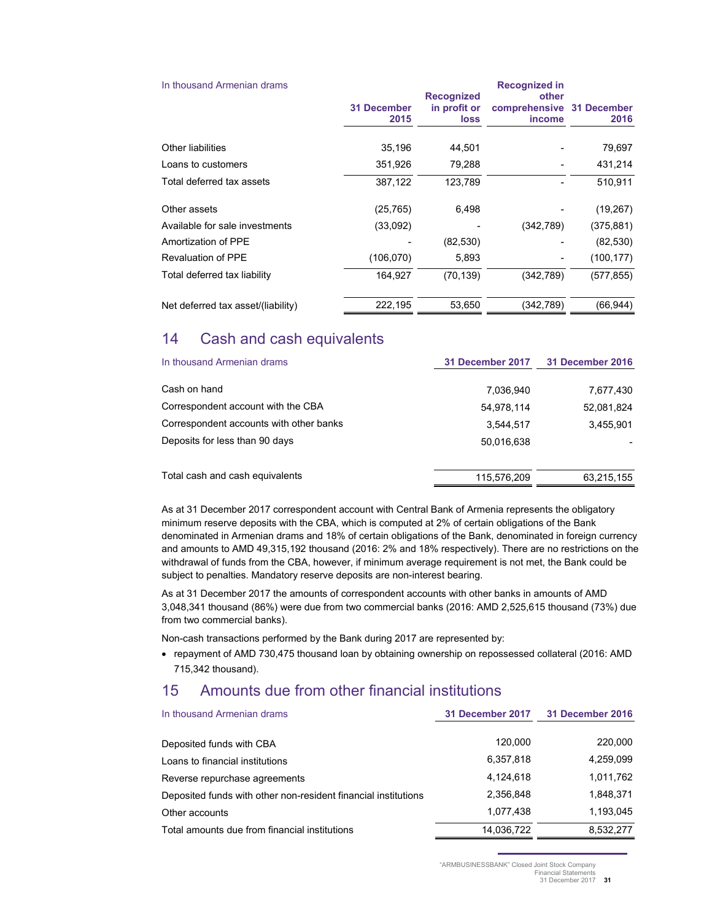| In thousand Armenian drams | 31 December 2015 | Recognized in profit or loss | Recognized in other comprehensive income | 31 December 2016 |
|---|---|---|---|---|
| Other liabilities | 35,196 | 44,501 | - | 79,697 |
| Loans to customers | 351,926 | 79,288 | - | 431,214 |
| Total deferred tax assets | 387,122 | 123,789 | - | 510,911 |
| Other assets | (25,765) | 6,498 | - | (19,267) |
| Available for sale investments | (33,092) | - | (342,789) | (375,881) |
| Amortization of PPE | - | (82,530) | - | (82,530) |
| Revaluation of PPE | (106,070) | 5,893 | - | (100,177) |
| Total deferred tax liability | 164,927 | (70,139) | (342,789) | (577,855) |
| Net deferred tax asset/(liability) | 222,195 | 53,650 | (342,789) | (66,944) |

## 14 Cash and cash equivalents

| In thousand Armenian drams | 31 December 2017 | 31 December 2016 |
|---|---|---|
| Cash on hand | 7,036,940 | 7,677,430 |
| Correspondent account with the CBA | 54,978,114 | 52,081,824 |
| Correspondent accounts with other banks | 3,544,517 | 3,455,901 |
| Deposits for less than 90 days | 50,016,638 | - |
| Total cash and cash equivalents | 115,576,209 | 63,215,155 |

As at 31 December 2017 correspondent account with Central Bank of Armenia represents the obligatory minimum reserve deposits with the CBA, which is computed at 2% of certain obligations of the Bank denominated in Armenian drams and 18% of certain obligations of the Bank, denominated in foreign currency and amounts to AMD 49,315,192 thousand (2016: 2% and 18% respectively). There are no restrictions on the withdrawal of funds from the CBA, however, if minimum average requirement is not met, the Bank could be subject to penalties. Mandatory reserve deposits are non-interest bearing.

As at 31 December 2017 the amounts of correspondent accounts with other banks in amounts of AMD 3,048,341 thousand (86%) were due from two commercial banks (2016: AMD 2,525,615 thousand (73%) due from two commercial banks).

Non-cash transactions performed by the Bank during 2017 are represented by:

- repayment of AMD 730,475 thousand loan by obtaining ownership on repossessed collateral (2016: AMD 715,342 thousand).

## 15 Amounts due from other financial institutions

| In thousand Armenian drams | 31 December 2017 | 31 December 2016 |
|---|---|---|
| Deposited funds with CBA | 120,000 | 220,000 |
| Loans to financial institutions | 6,357,818 | 4,259,099 |
| Reverse repurchase agreements | 4,124,618 | 1,011,762 |
| Deposited funds with other non-resident financial institutions | 2,356,848 | 1,848,371 |
| Other accounts | 1,077,438 | 1,193,045 |
| Total amounts due from financial institutions | 14,036,722 | 8,532,277 |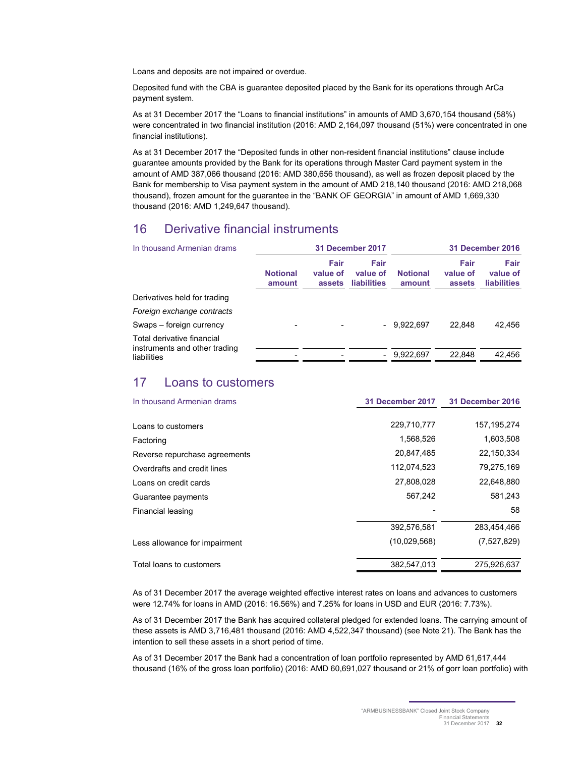Loans and deposits are not impaired or overdue.

Deposited fund with the CBA is guarantee deposited placed by the Bank for its operations through ArCa payment system.

As at 31 December 2017 the "Loans to financial institutions" in amounts of AMD 3,670,154 thousand (58%) were concentrated in two financial institution (2016: AMD 2,164,097 thousand (51%) were concentrated in one financial institutions).

As at 31 December 2017 the "Deposited funds in other non-resident financial institutions" clause include guarantee amounts provided by the Bank for its operations through Master Card payment system in the amount of AMD 387,066 thousand (2016: AMD 380,656 thousand), as well as frozen deposit placed by the Bank for membership to Visa payment system in the amount of AMD 218,140 thousand (2016: AMD 218,068 thousand), frozen amount for the guarantee in the "BANK OF GEORGIA" in amount of AMD 1,669,330 thousand (2016: AMD 1,249,647 thousand).

## 16 Derivative financial instruments

| In thousand Armenian drams | 31 December 2017 | | | 31 December 2016 | | |
|---|---|---|---|---|---|---|
| | Notional amount | Fair value of assets | Fair value of liabilities | Notional amount | Fair value of assets | Fair value of liabilities |
| Derivatives held for trading | | | | | | |
| *Foreign exchange contracts* | | | | | | |
| Swaps – foreign currency | - | - | - | 9,922,697 | 22,848 | 42,456 |
| Total derivative financial instruments and other trading liabilities | - | - | - | 9,922,697 | 22,848 | 42,456 |

## 17 Loans to customers

| In thousand Armenian drams | 31 December 2017 | 31 December 2016 |
|---|---|---|
| Loans to customers | 229,710,777 | 157,195,274 |
| Factoring | 1,568,526 | 1,603,508 |
| Reverse repurchase agreements | 20,847,485 | 22,150,334 |
| Overdrafts and credit lines | 112,074,523 | 79,275,169 |
| Loans on credit cards | 27,808,028 | 22,648,880 |
| Guarantee payments | 567,242 | 581,243 |
| Financial leasing | - | 58 |
| | 392,576,581 | 283,454,466 |
| Less allowance for impairment | (10,029,568) | (7,527,829) |
| Total loans to customers | 382,547,013 | 275,926,637 |

As of 31 December 2017 the average weighted effective interest rates on loans and advances to customers were 12.74% for loans in AMD (2016: 16.56%) and 7.25% for loans in USD and EUR (2016: 7.73%).

As of 31 December 2017 the Bank has acquired collateral pledged for extended loans. The carrying amount of these assets is AMD 3,716,481 thousand (2016: AMD 4,522,347 thousand) (see Note 21). The Bank has the intention to sell these assets in a short period of time.

As of 31 December 2017 the Bank had a concentration of loan portfolio represented by AMD 61,617,444 thousand (16% of the gross loan portfolio) (2016: AMD 60,691,027 thousand or 21% of gorr loan portfolio) with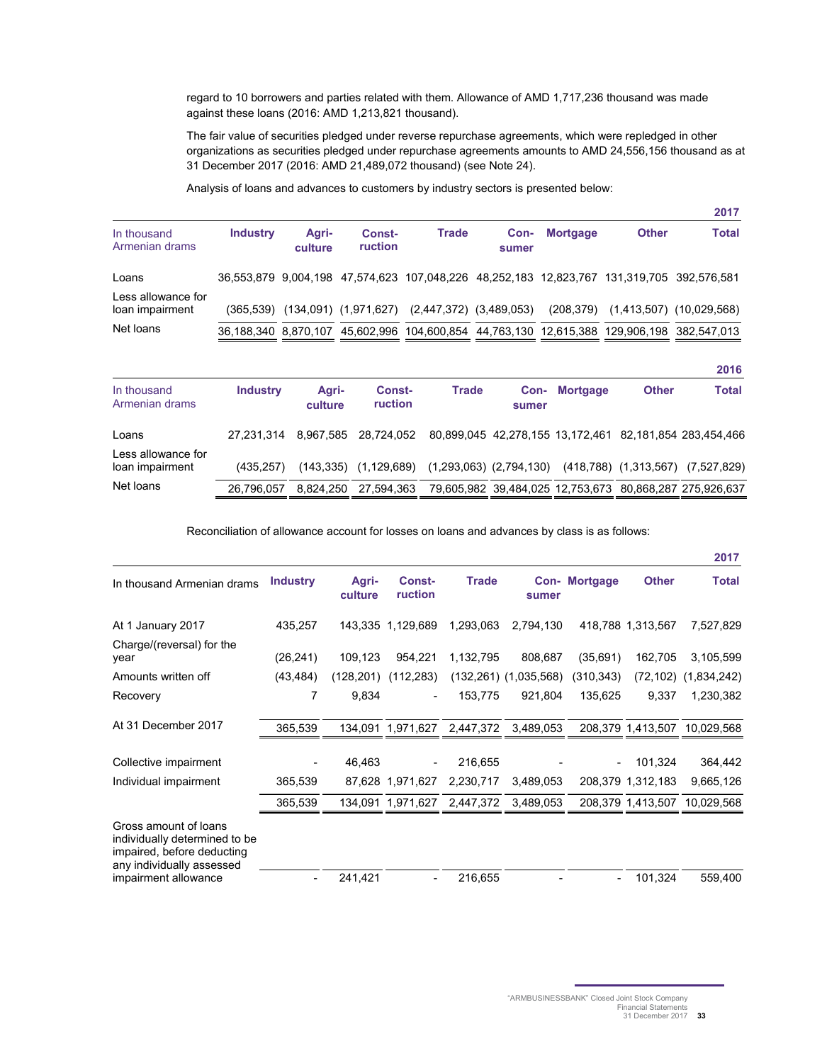regard to 10 borrowers and parties related with them. Allowance of AMD 1,717,236 thousand was made against these loans (2016: AMD 1,213,821 thousand).

The fair value of securities pledged under reverse repurchase agreements, which were repledged in other organizations as securities pledged under repurchase agreements amounts to AMD 24,556,156 thousand as at 31 December 2017 (2016: AMD 21,489,072 thousand) (see Note 24).

Analysis of loans and advances to customers by industry sectors is presented below:

**2017**

| In thousand Armenian drams | Industry | Agri-culture | Const-ruction | Trade | Con-sumer | Mortgage | Other | Total |
|---|---|---|---|---|---|---|---|---|
| Loans | 36,553,879 | 9,004,198 | 47,574,623 | 107,048,226 | 48,252,183 | 12,823,767 | 131,319,705 | 392,576,581 |
| Less allowance for loan impairment | (365,539) | (134,091) | (1,971,627) | (2,447,372) | (3,489,053) | (208,379) | (1,413,507) | (10,029,568) |
| Net loans | 36,188,340 | 8,870,107 | 45,602,996 | 104,600,854 | 44,763,130 | 12,615,388 | 129,906,198 | 382,547,013 |

**2016**

| In thousand Armenian drams | Industry | Agri-culture | Const-ruction | Trade | Con-sumer | Mortgage | Other | Total |
|---|---|---|---|---|---|---|---|---|
| Loans | 27,231,314 | 8,967,585 | 28,724,052 | 80,899,045 | 42,278,155 | 13,172,461 | 82,181,854 | 283,454,466 |
| Less allowance for loan impairment | (435,257) | (143,335) | (1,129,689) | (1,293,063) | (2,794,130) | (418,788) | (1,313,567) | (7,527,829) |
| Net loans | 26,796,057 | 8,824,250 | 27,594,363 | 79,605,982 | 39,484,025 | 12,753,673 | 80,868,287 | 275,926,637 |

Reconciliation of allowance account for losses on loans and advances by class is as follows:

**2017**

| In thousand Armenian drams | Industry | Agri-culture | Const-ruction | Trade | Con-sumer | Mortgage | Other | Total |
|---|---|---|---|---|---|---|---|---|
| At 1 January 2017 | 435,257 | 143,335 | 1,129,689 | 1,293,063 | 2,794,130 | 418,788 | 1,313,567 | 7,527,829 |
| Charge/(reversal) for the year | (26,241) | 109,123 | 954,221 | 1,132,795 | 808,687 | (35,691) | 162,705 | 3,105,599 |
| Amounts written off | (43,484) | (128,201) | (112,283) | (132,261) | (1,035,568) | (310,343) | (72,102) | (1,834,242) |
| Recovery | 7 | 9,834 | - | 153,775 | 921,804 | 135,625 | 9,337 | 1,230,382 |
| At 31 December 2017 | 365,539 | 134,091 | 1,971,627 | 2,447,372 | 3,489,053 | 208,379 | 1,413,507 | 10,029,568 |
| Collective impairment | - | 46,463 | - | 216,655 | - | - | 101,324 | 364,442 |
| Individual impairment | 365,539 | 87,628 | 1,971,627 | 2,230,717 | 3,489,053 | 208,379 | 1,312,183 | 9,665,126 |
| | 365,539 | 134,091 | 1,971,627 | 2,447,372 | 3,489,053 | 208,379 | 1,413,507 | 10,029,568 |
| Gross amount of loans individually determined to be impaired, before deducting any individually assessed impairment allowance | - | 241,421 | - | 216,655 | - | - | 101,324 | 559,400 |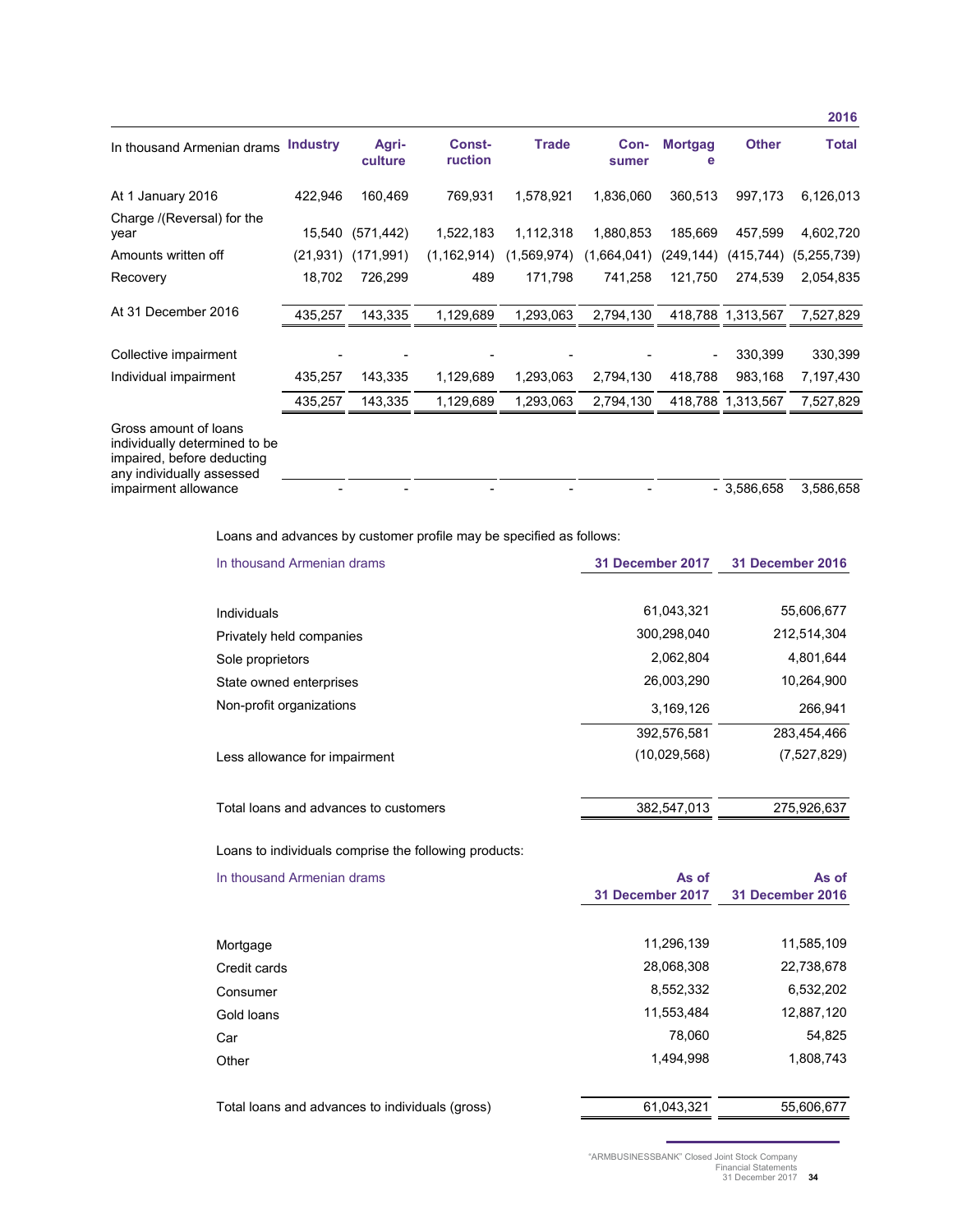| In thousand Armenian drams | Industry | Agri-culture | Const-ruction | Trade | Con-sumer | Mortgage | Other | Total |
|---|---|---|---|---|---|---|---|---|
| | | | | | | | | **2016** |
| At 1 January 2016 | 422,946 | 160,469 | 769,931 | 1,578,921 | 1,836,060 | 360,513 | 997,173 | 6,126,013 |
| Charge /(Reversal) for the year | 15,540 | (571,442) | 1,522,183 | 1,112,318 | 1,880,853 | 185,669 | 457,599 | 4,602,720 |
| Amounts written off | (21,931) | (171,991) | (1,162,914) | (1,569,974) | (1,664,041) | (249,144) | (415,744) | (5,255,739) |
| Recovery | 18,702 | 726,299 | 489 | 171,798 | 741,258 | 121,750 | 274,539 | 2,054,835 |
| At 31 December 2016 | 435,257 | 143,335 | 1,129,689 | 1,293,063 | 2,794,130 | 418,788 | 1,313,567 | 7,527,829 |
| Collective impairment | - | - | - | - | - | - | 330,399 | 330,399 |
| Individual impairment | 435,257 | 143,335 | 1,129,689 | 1,293,063 | 2,794,130 | 418,788 | 983,168 | 7,197,430 |
| | 435,257 | 143,335 | 1,129,689 | 1,293,063 | 2,794,130 | 418,788 | 1,313,567 | 7,527,829 |
| Gross amount of loans individually determined to be impaired, before deducting any individually assessed impairment allowance | - | - | - | - | - | - | 3,586,658 | 3,586,658 |

Loans and advances by customer profile may be specified as follows:

| In thousand Armenian drams | 31 December 2017 | 31 December 2016 |
|---|---|---|
| Individuals | 61,043,321 | 55,606,677 |
| Privately held companies | 300,298,040 | 212,514,304 |
| Sole proprietors | 2,062,804 | 4,801,644 |
| State owned enterprises | 26,003,290 | 10,264,900 |
| Non-profit organizations | 3,169,126 | 266,941 |
| | 392,576,581 | 283,454,466 |
| Less allowance for impairment | (10,029,568) | (7,527,829) |
| Total loans and advances to customers | 382,547,013 | 275,926,637 |

Loans to individuals comprise the following products:

| In thousand Armenian drams | As of 31 December 2017 | As of 31 December 2016 |
|---|---|---|
| Mortgage | 11,296,139 | 11,585,109 |
| Credit cards | 28,068,308 | 22,738,678 |
| Consumer | 8,552,332 | 6,532,202 |
| Gold loans | 11,553,484 | 12,887,120 |
| Car | 78,060 | 54,825 |
| Other | 1,494,998 | 1,808,743 |
| Total loans and advances to individuals (gross) | 61,043,321 | 55,606,677 |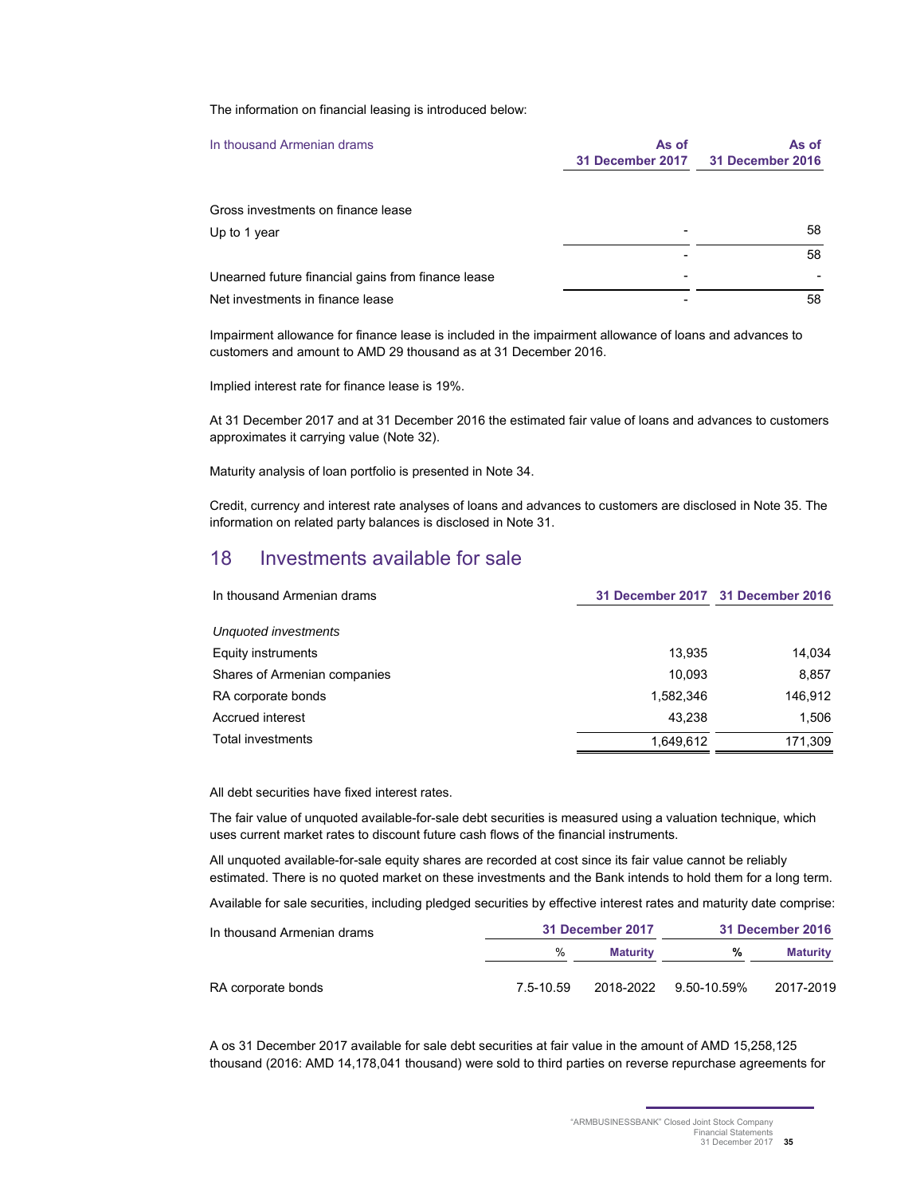The information on financial leasing is introduced below:

| In thousand Armenian drams | As of 31 December 2017 | As of 31 December 2016 |
|---|---|---|
| Gross investments on finance lease | | |
| Up to 1 year | - | 58 |
| | - | 58 |
| Unearned future financial gains from finance lease | - | - |
| Net investments in finance lease | - | 58 |

Impairment allowance for finance lease is included in the impairment allowance of loans and advances to customers and amount to AMD 29 thousand as at 31 December 2016.

Implied interest rate for finance lease is 19%.

At 31 December 2017 and at 31 December 2016 the estimated fair value of loans and advances to customers approximates it carrying value (Note 32).

Maturity analysis of loan portfolio is presented in Note 34.

Credit, currency and interest rate analyses of loans and advances to customers are disclosed in Note 35. The information on related party balances is disclosed in Note 31.

## 18 Investments available for sale

| In thousand Armenian drams | 31 December 2017 | 31 December 2016 |
|---|---|---|
| *Unquoted investments* | | |
| Equity instruments | 13,935 | 14,034 |
| Shares of Armenian companies | 10,093 | 8,857 |
| RA corporate bonds | 1,582,346 | 146,912 |
| Accrued interest | 43,238 | 1,506 |
| Total investments | 1,649,612 | 171,309 |

All debt securities have fixed interest rates.

The fair value of unquoted available-for-sale debt securities is measured using a valuation technique, which uses current market rates to discount future cash flows of the financial instruments.

All unquoted available-for-sale equity shares are recorded at cost since its fair value cannot be reliably estimated. There is no quoted market on these investments and the Bank intends to hold them for a long term.

Available for sale securities, including pledged securities by effective interest rates and maturity date comprise:

| In thousand Armenian drams | 31 December 2017 | | 31 December 2016 | |
|---|---|---|---|---|
| | % | Maturity | % | Maturity |
| RA corporate bonds | 7.5-10.59 | 2018-2022 | 9.50-10.59% | 2017-2019 |

A os 31 December 2017 available for sale debt securities at fair value in the amount of AMD 15,258,125 thousand (2016: AMD 14,178,041 thousand) were sold to third parties on reverse repurchase agreements for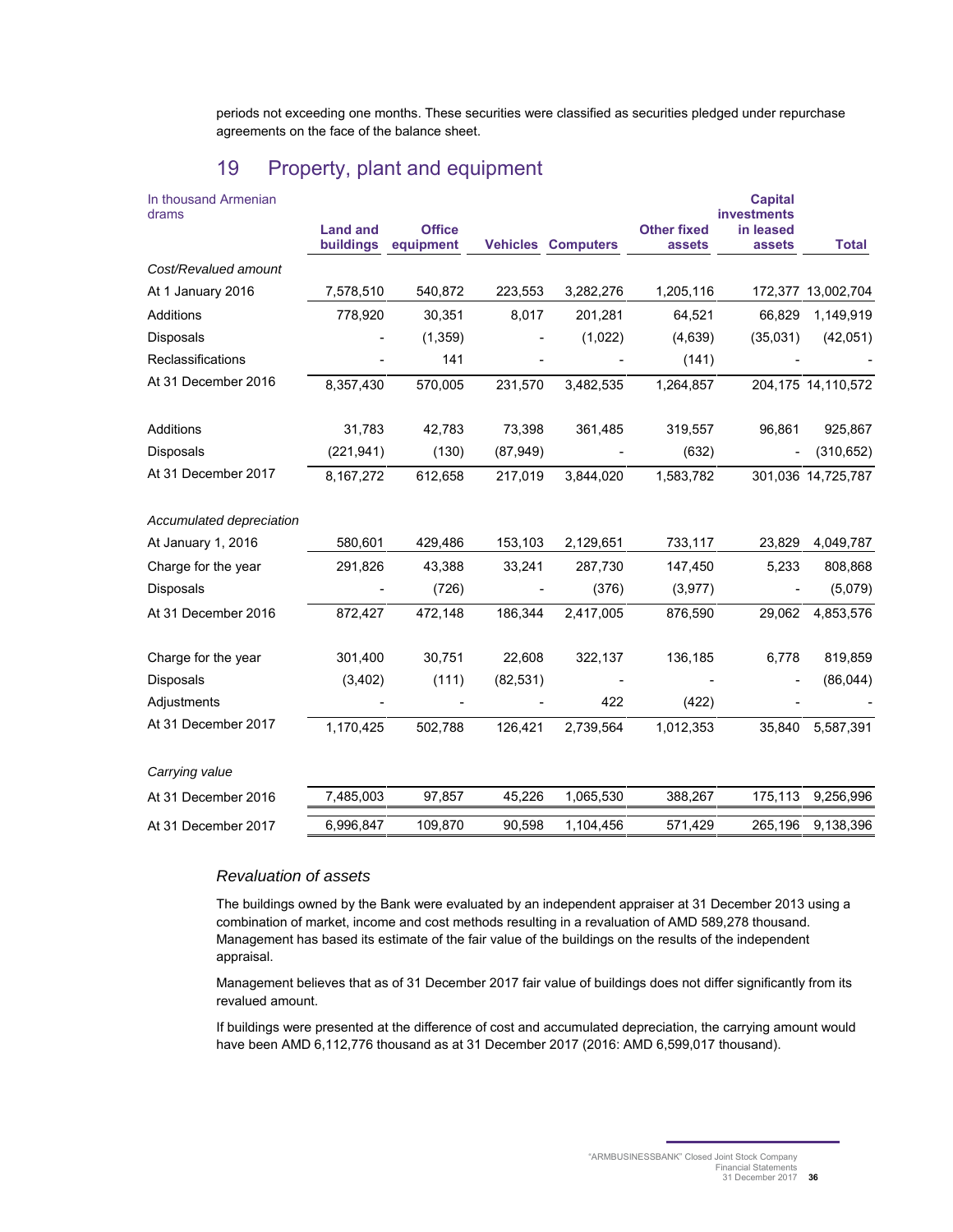periods not exceeding one months. These securities were classified as securities pledged under repurchase agreements on the face of the balance sheet.

## 19 Property, plant and equipment

| In thousand Armenian drams | Land and buildings | Office equipment | Vehicles | Computers | Other fixed assets | Capital investments in leased assets | Total |
|---|---|---|---|---|---|---|---|
| *Cost/Revalued amount* | | | | | | | |
| At 1 January 2016 | 7,578,510 | 540,872 | 223,553 | 3,282,276 | 1,205,116 | 172,377 | 13,002,704 |
| Additions | 778,920 | 30,351 | 8,017 | 201,281 | 64,521 | 66,829 | 1,149,919 |
| Disposals | - | (1,359) | - | (1,022) | (4,639) | (35,031) | (42,051) |
| Reclassifications | - | 141 | - | - | (141) | - | - |
| At 31 December 2016 | 8,357,430 | 570,005 | 231,570 | 3,482,535 | 1,264,857 | 204,175 | 14,110,572 |
| Additions | 31,783 | 42,783 | 73,398 | 361,485 | 319,557 | 96,861 | 925,867 |
| Disposals | (221,941) | (130) | (87,949) | - | (632) | - | (310,652) |
| At 31 December 2017 | 8,167,272 | 612,658 | 217,019 | 3,844,020 | 1,583,782 | 301,036 | 14,725,787 |
| *Accumulated depreciation* | | | | | | | |
| At January 1, 2016 | 580,601 | 429,486 | 153,103 | 2,129,651 | 733,117 | 23,829 | 4,049,787 |
| Charge for the year | 291,826 | 43,388 | 33,241 | 287,730 | 147,450 | 5,233 | 808,868 |
| Disposals | - | (726) | - | (376) | (3,977) | - | (5,079) |
| At 31 December 2016 | 872,427 | 472,148 | 186,344 | 2,417,005 | 876,590 | 29,062 | 4,853,576 |
| Charge for the year | 301,400 | 30,751 | 22,608 | 322,137 | 136,185 | 6,778 | 819,859 |
| Disposals | (3,402) | (111) | (82,531) | - | - | - | (86,044) |
| Adjustments | - | - | - | 422 | (422) | - | - |
| At 31 December 2017 | 1,170,425 | 502,788 | 126,421 | 2,739,564 | 1,012,353 | 35,840 | 5,587,391 |
| *Carrying value* | | | | | | | |
| At 31 December 2016 | 7,485,003 | 97,857 | 45,226 | 1,065,530 | 388,267 | 175,113 | 9,256,996 |
| At 31 December 2017 | 6,996,847 | 109,870 | 90,598 | 1,104,456 | 571,429 | 265,196 | 9,138,396 |

### *Revaluation of assets*

The buildings owned by the Bank were evaluated by an independent appraiser at 31 December 2013 using a combination of market, income and cost methods resulting in a revaluation of AMD 589,278 thousand. Management has based its estimate of the fair value of the buildings on the results of the independent appraisal.

Management believes that as of 31 December 2017 fair value of buildings does not differ significantly from its revalued amount.

If buildings were presented at the difference of cost and accumulated depreciation, the carrying amount would have been AMD 6,112,776 thousand as at 31 December 2017 (2016: AMD 6,599,017 thousand).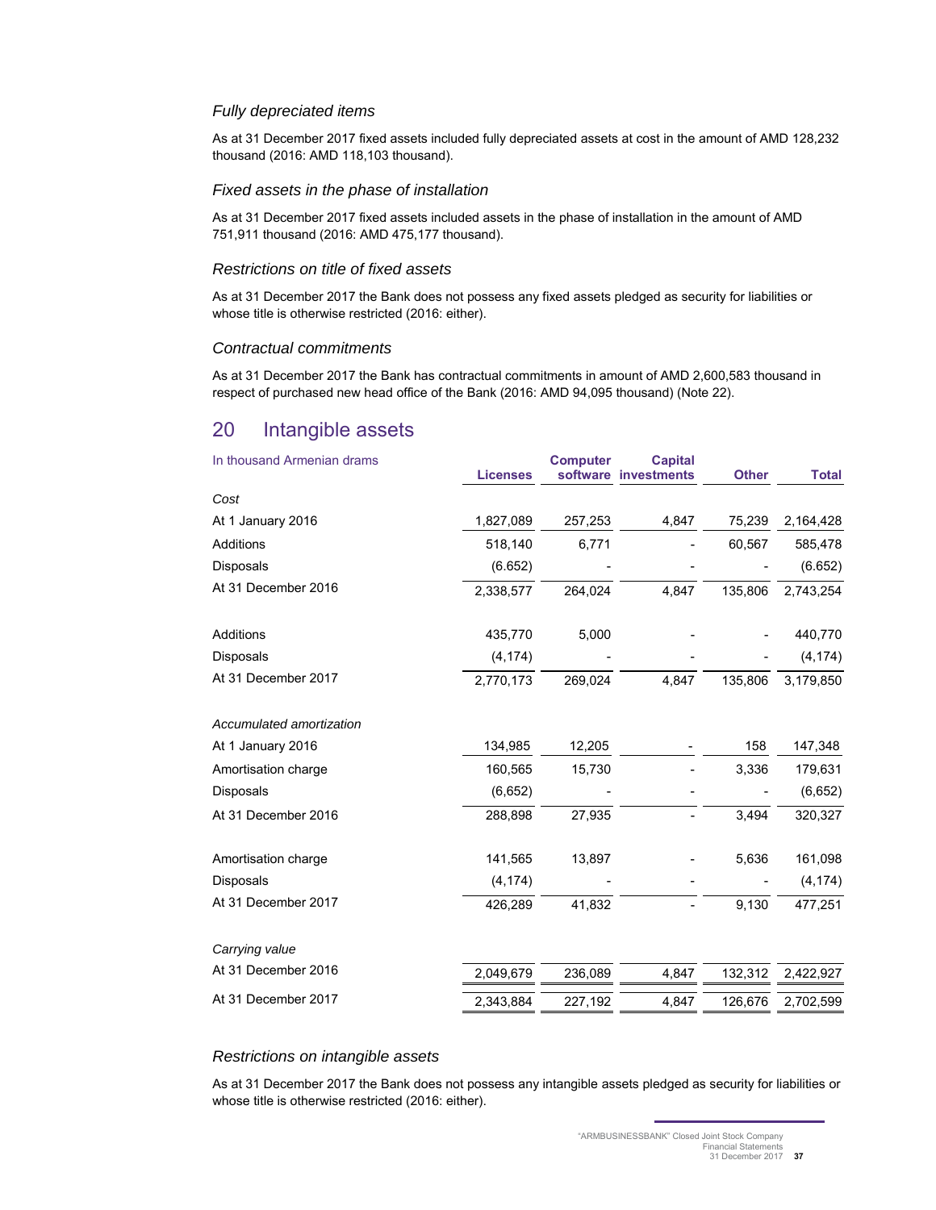### *Fully depreciated items*

As at 31 December 2017 fixed assets included fully depreciated assets at cost in the amount of AMD 128,232 thousand (2016: AMD 118,103 thousand).

### *Fixed assets in the phase of installation*

As at 31 December 2017 fixed assets included assets in the phase of installation in the amount of AMD 751,911 thousand (2016: AMD 475,177 thousand).

### *Restrictions on title of fixed assets*

As at 31 December 2017 the Bank does not possess any fixed assets pledged as security for liabilities or whose title is otherwise restricted (2016: either).

### *Contractual commitments*

As at 31 December 2017 the Bank has contractual commitments in amount of AMD 2,600,583 thousand in respect of purchased new head office of the Bank (2016: AMD 94,095 thousand) (Note 22).

## 20 Intangible assets

| In thousand Armenian drams | Licenses | Computer software | Capital investments | Other | Total |
|---|---|---|---|---|---|
| *Cost* | | | | | |
| At 1 January 2016 | 1,827,089 | 257,253 | 4,847 | 75,239 | 2,164,428 |
| Additions | 518,140 | 6,771 | - | 60,567 | 585,478 |
| Disposals | (6.652) | - | - | - | (6.652) |
| At 31 December 2016 | 2,338,577 | 264,024 | 4,847 | 135,806 | 2,743,254 |
| Additions | 435,770 | 5,000 | - | - | 440,770 |
| Disposals | (4,174) | - | - | - | (4,174) |
| At 31 December 2017 | 2,770,173 | 269,024 | 4,847 | 135,806 | 3,179,850 |
| *Accumulated amortization* | | | | | |
| At 1 January 2016 | 134,985 | 12,205 | - | 158 | 147,348 |
| Amortisation charge | 160,565 | 15,730 | - | 3,336 | 179,631 |
| Disposals | (6,652) | - | - | - | (6,652) |
| At 31 December 2016 | 288,898 | 27,935 | - | 3,494 | 320,327 |
| Amortisation charge | 141,565 | 13,897 | - | 5,636 | 161,098 |
| Disposals | (4,174) | - | - | - | (4,174) |
| At 31 December 2017 | 426,289 | 41,832 | - | 9,130 | 477,251 |
| *Carrying value* | | | | | |
| At 31 December 2016 | 2,049,679 | 236,089 | 4,847 | 132,312 | 2,422,927 |
| At 31 December 2017 | 2,343,884 | 227,192 | 4,847 | 126,676 | 2,702,599 |

### *Restrictions on intangible assets*

As at 31 December 2017 the Bank does not possess any intangible assets pledged as security for liabilities or whose title is otherwise restricted (2016: either).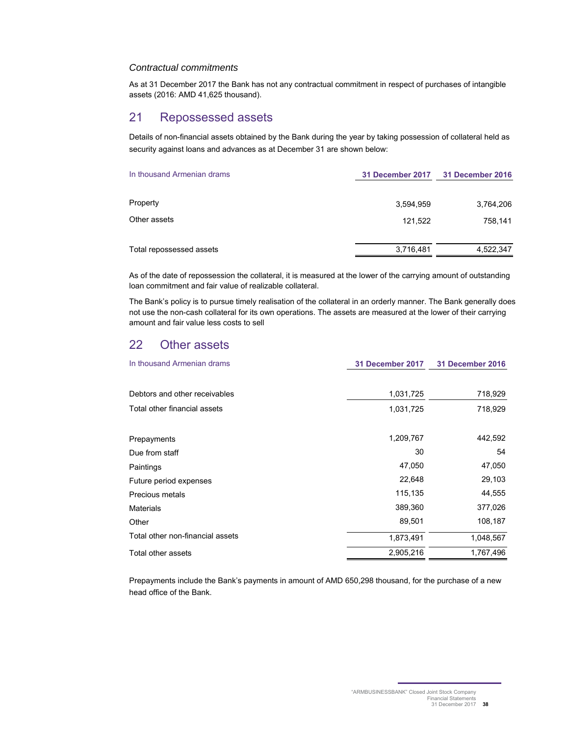### *Contractual commitments*

As at 31 December 2017 the Bank has not any contractual commitment in respect of purchases of intangible assets (2016: AMD 41,625 thousand).

## 21 Repossessed assets

Details of non-financial assets obtained by the Bank during the year by taking possession of collateral held as security against loans and advances as at December 31 are shown below:

| In thousand Armenian drams | 31 December 2017 | 31 December 2016 |
|---|---|---|
| Property | 3,594,959 | 3,764,206 |
| Other assets | 121,522 | 758,141 |
| Total repossessed assets | 3,716,481 | 4,522,347 |

As of the date of repossession the collateral, it is measured at the lower of the carrying amount of outstanding loan commitment and fair value of realizable collateral.

The Bank's policy is to pursue timely realisation of the collateral in an orderly manner. The Bank generally does not use the non-cash collateral for its own operations. The assets are measured at the lower of their carrying amount and fair value less costs to sell

## 22 Other assets

| In thousand Armenian drams | 31 December 2017 | 31 December 2016 |
|---|---|---|
| Debtors and other receivables | 1,031,725 | 718,929 |
| Total other financial assets | 1,031,725 | 718,929 |
| | | |
| Prepayments | 1,209,767 | 442,592 |
| Due from staff | 30 | 54 |
| Paintings | 47,050 | 47,050 |
| Future period expenses | 22,648 | 29,103 |
| Precious metals | 115,135 | 44,555 |
| Materials | 389,360 | 377,026 |
| Other | 89,501 | 108,187 |
| Total other non-financial assets | 1,873,491 | 1,048,567 |
| Total other assets | 2,905,216 | 1,767,496 |

Prepayments include the Bank's payments in amount of AMD 650,298 thousand, for the purchase of a new head office of the Bank.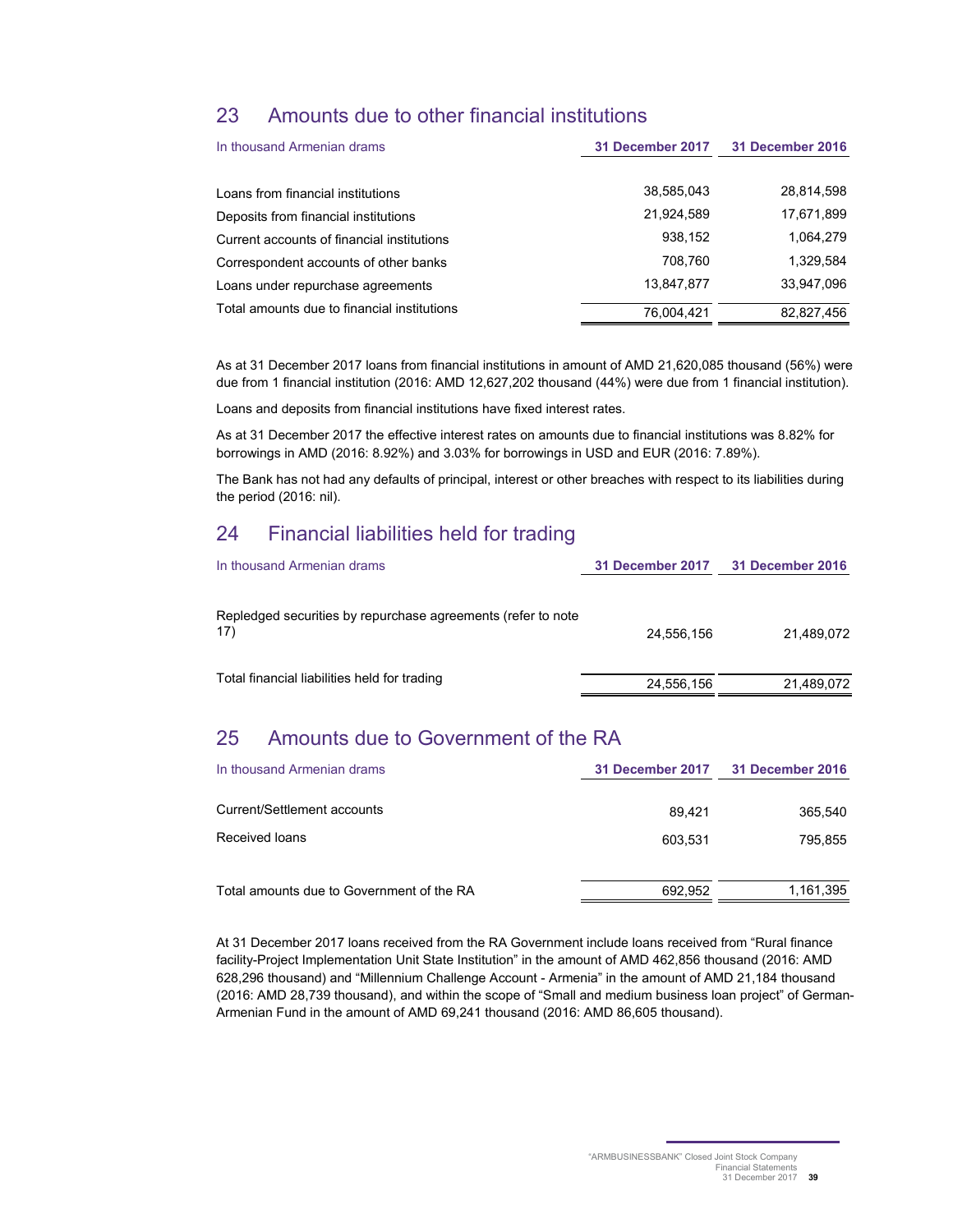## 23 Amounts due to other financial institutions

| In thousand Armenian drams | 31 December 2017 | 31 December 2016 |
|---|---|---|
| Loans from financial institutions | 38,585,043 | 28,814,598 |
| Deposits from financial institutions | 21,924,589 | 17,671,899 |
| Current accounts of financial institutions | 938,152 | 1,064,279 |
| Correspondent accounts of other banks | 708,760 | 1,329,584 |
| Loans under repurchase agreements | 13,847,877 | 33,947,096 |
| Total amounts due to financial institutions | 76,004,421 | 82,827,456 |

As at 31 December 2017 loans from financial institutions in amount of AMD 21,620,085 thousand (56%) were due from 1 financial institution (2016: AMD 12,627,202 thousand (44%) were due from 1 financial institution).

Loans and deposits from financial institutions have fixed interest rates.

As at 31 December 2017 the effective interest rates on amounts due to financial institutions was 8.82% for borrowings in AMD (2016: 8.92%) and 3.03% for borrowings in USD and EUR (2016: 7.89%).

The Bank has not had any defaults of principal, interest or other breaches with respect to its liabilities during the period (2016: nil).

## 24 Financial liabilities held for trading

| In thousand Armenian drams | 31 December 2017 | 31 December 2016 |
|---|---|---|
| Repledged securities by repurchase agreements (refer to note 17) | 24,556,156 | 21,489,072 |
| Total financial liabilities held for trading | 24,556,156 | 21,489,072 |

## 25 Amounts due to Government of the RA

| In thousand Armenian drams | 31 December 2017 | 31 December 2016 |
|---|---|---|
| Current/Settlement accounts | 89,421 | 365,540 |
| Received loans | 603,531 | 795,855 |
| Total amounts due to Government of the RA | 692,952 | 1,161,395 |

At 31 December 2017 loans received from the RA Government include loans received from "Rural finance facility-Project Implementation Unit State Institution" in the amount of AMD 462,856 thousand (2016: AMD 628,296 thousand) and "Millennium Challenge Account - Armenia" in the amount of AMD 21,184 thousand (2016: AMD 28,739 thousand), and within the scope of "Small and medium business loan project" of German-Armenian Fund in the amount of AMD 69,241 thousand (2016: AMD 86,605 thousand).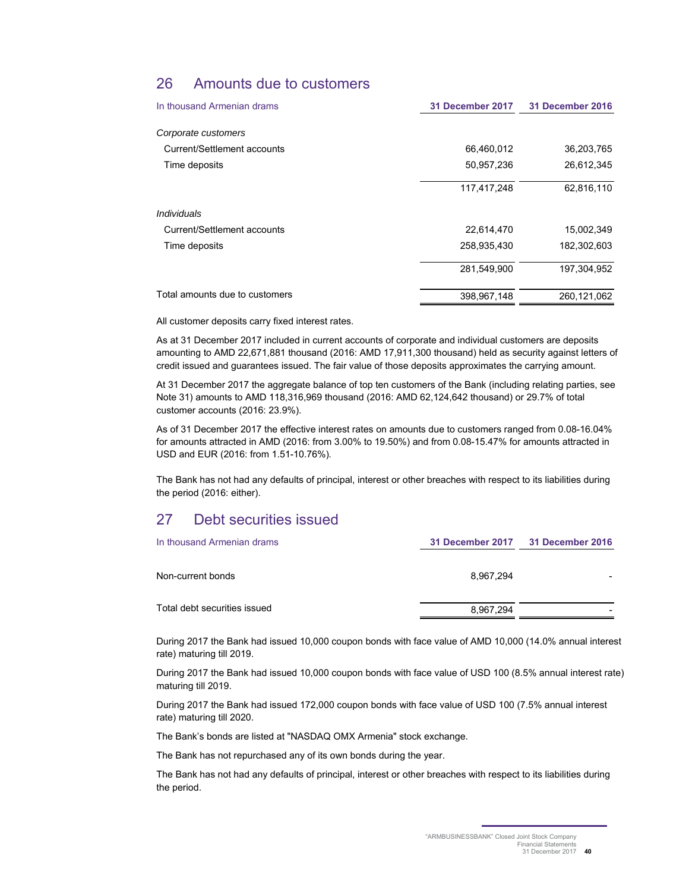## 26 Amounts due to customers

| In thousand Armenian drams | 31 December 2017 | 31 December 2016 |
|---|---|---|
| *Corporate customers* | | |
| Current/Settlement accounts | 66,460,012 | 36,203,765 |
| Time deposits | 50,957,236 | 26,612,345 |
| | 117,417,248 | 62,816,110 |
| *Individuals* | | |
| Current/Settlement accounts | 22,614,470 | 15,002,349 |
| Time deposits | 258,935,430 | 182,302,603 |
| | 281,549,900 | 197,304,952 |
| Total amounts due to customers | 398,967,148 | 260,121,062 |

All customer deposits carry fixed interest rates.

As at 31 December 2017 included in current accounts of corporate and individual customers are deposits amounting to AMD 22,671,881 thousand (2016: AMD 17,911,300 thousand) held as security against letters of credit issued and guarantees issued. The fair value of those deposits approximates the carrying amount.

At 31 December 2017 the aggregate balance of top ten customers of the Bank (including relating parties, see Note 31) amounts to AMD 118,316,969 thousand (2016: AMD 62,124,642 thousand) or 29.7% of total customer accounts (2016: 23.9%).

As of 31 December 2017 the effective interest rates on amounts due to customers ranged from 0.08-16.04% for amounts attracted in AMD (2016: from 3.00% to 19.50%) and from 0.08-15.47% for amounts attracted in USD and EUR (2016: from 1.51-10.76%).

The Bank has not had any defaults of principal, interest or other breaches with respect to its liabilities during the period (2016: either).

## 27 Debt securities issued

| In thousand Armenian drams | 31 December 2017 | 31 December 2016 |
|---|---|---|
| Non-current bonds | 8,967,294 | - |
| Total debt securities issued | 8,967,294 | - |

During 2017 the Bank had issued 10,000 coupon bonds with face value of AMD 10,000 (14.0% annual interest rate) maturing till 2019.

During 2017 the Bank had issued 10,000 coupon bonds with face value of USD 100 (8.5% annual interest rate) maturing till 2019.

During 2017 the Bank had issued 172,000 coupon bonds with face value of USD 100 (7.5% annual interest rate) maturing till 2020.

The Bank's bonds are listed at "NASDAQ OMX Armenia" stock exchange.

The Bank has not repurchased any of its own bonds during the year.

The Bank has not had any defaults of principal, interest or other breaches with respect to its liabilities during the period.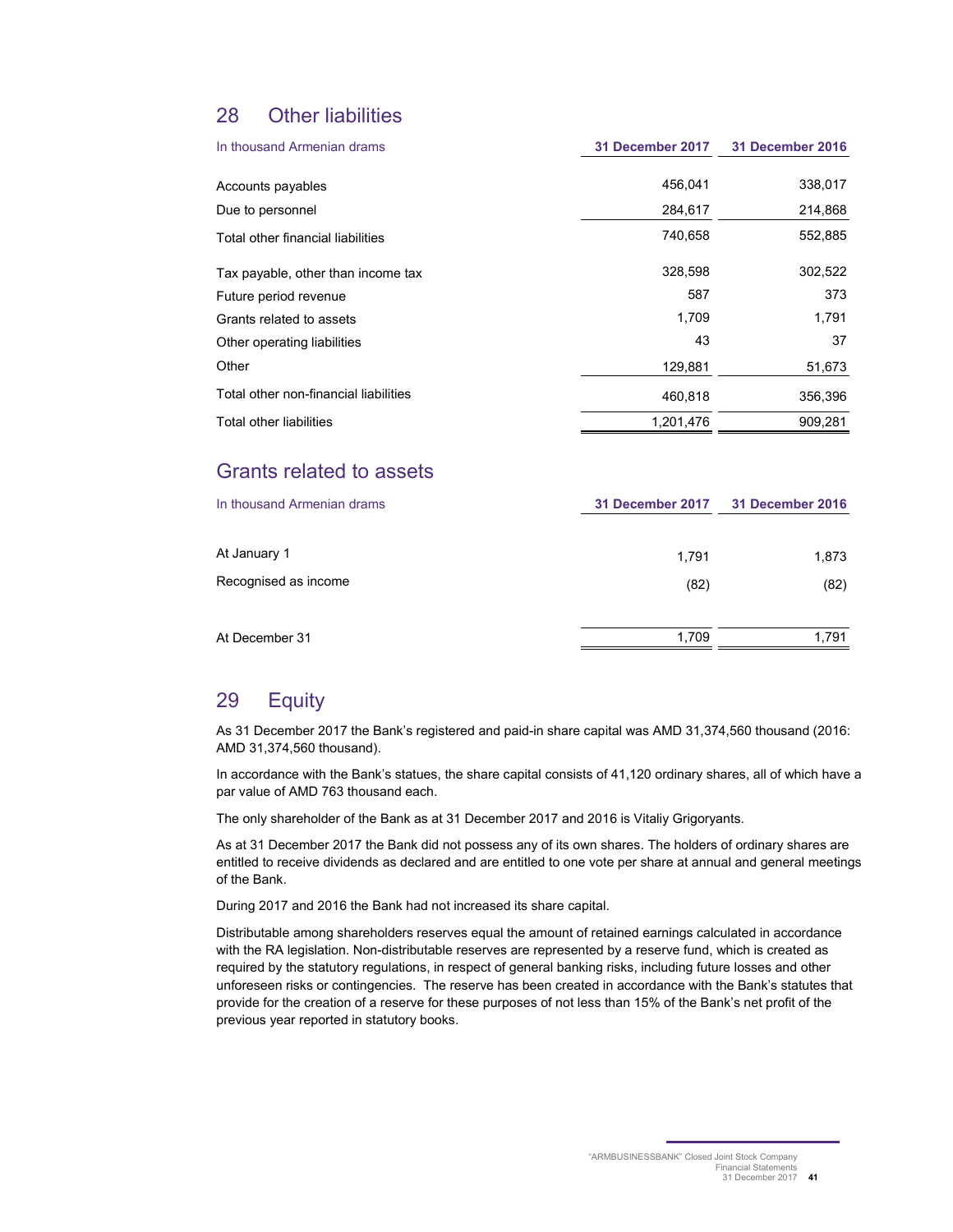## 28 Other liabilities

| In thousand Armenian drams | 31 December 2017 | 31 December 2016 |
|---|---|---|
| Accounts payables | 456,041 | 338,017 |
| Due to personnel | 284,617 | 214,868 |
| Total other financial liabilities | 740,658 | 552,885 |
| Tax payable, other than income tax | 328,598 | 302,522 |
| Future period revenue | 587 | 373 |
| Grants related to assets | 1,709 | 1,791 |
| Other operating liabilities | 43 | 37 |
| Other | 129,881 | 51,673 |
| Total other non-financial liabilities | 460,818 | 356,396 |
| Total other liabilities | 1,201,476 | 909,281 |

## Grants related to assets

| In thousand Armenian drams | 31 December 2017 | 31 December 2016 |
|---|---|---|
| At January 1 | 1,791 | 1,873 |
| Recognised as income | (82) | (82) |
| At December 31 | 1,709 | 1,791 |

## 29 Equity

As 31 December 2017 the Bank's registered and paid-in share capital was AMD 31,374,560 thousand (2016: AMD 31,374,560 thousand).

In accordance with the Bank's statues, the share capital consists of 41,120 ordinary shares, all of which have a par value of AMD 763 thousand each.

The only shareholder of the Bank as at 31 December 2017 and 2016 is Vitaliy Grigoryants.

As at 31 December 2017 the Bank did not possess any of its own shares. The holders of ordinary shares are entitled to receive dividends as declared and are entitled to one vote per share at annual and general meetings of the Bank.

During 2017 and 2016 the Bank had not increased its share capital.

Distributable among shareholders reserves equal the amount of retained earnings calculated in accordance with the RA legislation. Non-distributable reserves are represented by a reserve fund, which is created as required by the statutory regulations, in respect of general banking risks, including future losses and other unforeseen risks or contingencies. The reserve has been created in accordance with the Bank's statutes that provide for the creation of a reserve for these purposes of not less than 15% of the Bank's net profit of the previous year reported in statutory books.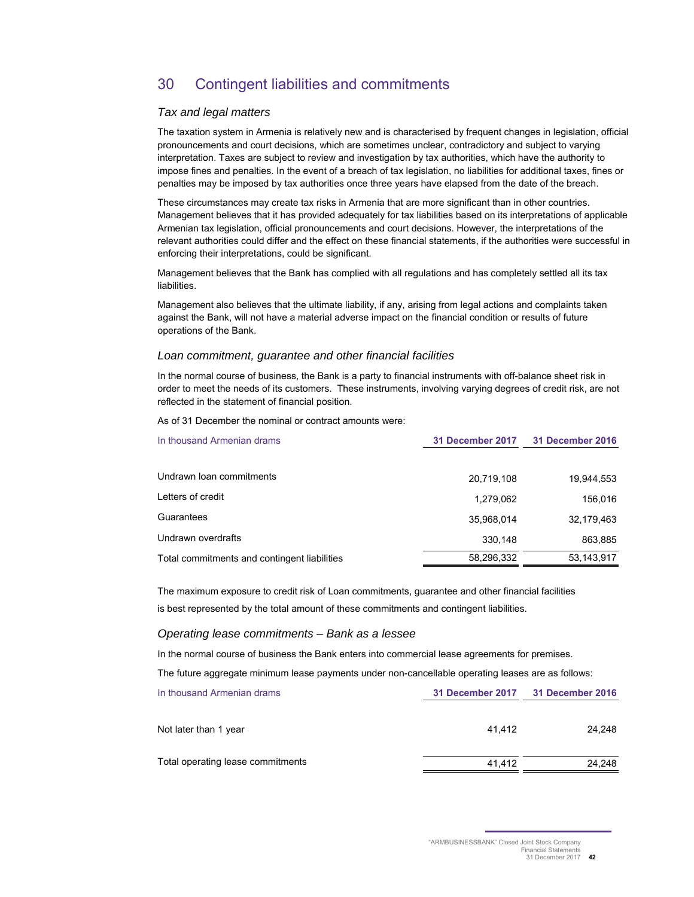# 30 Contingent liabilities and commitments

### *Tax and legal matters*

The taxation system in Armenia is relatively new and is characterised by frequent changes in legislation, official pronouncements and court decisions, which are sometimes unclear, contradictory and subject to varying interpretation. Taxes are subject to review and investigation by tax authorities, which have the authority to impose fines and penalties. In the event of a breach of tax legislation, no liabilities for additional taxes, fines or penalties may be imposed by tax authorities once three years have elapsed from the date of the breach.

These circumstances may create tax risks in Armenia that are more significant than in other countries. Management believes that it has provided adequately for tax liabilities based on its interpretations of applicable Armenian tax legislation, official pronouncements and court decisions. However, the interpretations of the relevant authorities could differ and the effect on these financial statements, if the authorities were successful in enforcing their interpretations, could be significant.

Management believes that the Bank has complied with all regulations and has completely settled all its tax liabilities.

Management also believes that the ultimate liability, if any, arising from legal actions and complaints taken against the Bank, will not have a material adverse impact on the financial condition or results of future operations of the Bank.

### *Loan commitment, guarantee and other financial facilities*

In the normal course of business, the Bank is a party to financial instruments with off-balance sheet risk in order to meet the needs of its customers. These instruments, involving varying degrees of credit risk, are not reflected in the statement of financial position.

As of 31 December the nominal or contract amounts were:

| In thousand Armenian drams | 31 December 2017 | 31 December 2016 |
|---|---|---|
| Undrawn loan commitments | 20,719,108 | 19,944,553 |
| Letters of credit | 1,279,062 | 156,016 |
| Guarantees | 35,968,014 | 32,179,463 |
| Undrawn overdrafts | 330,148 | 863,885 |
| Total commitments and contingent liabilities | 58,296,332 | 53,143,917 |

The maximum exposure to credit risk of Loan commitments, guarantee and other financial facilities is best represented by the total amount of these commitments and contingent liabilities.

### *Operating lease commitments – Bank as a lessee*

In the normal course of business the Bank enters into commercial lease agreements for premises.

The future aggregate minimum lease payments under non-cancellable operating leases are as follows:

| In thousand Armenian drams | 31 December 2017 | 31 December 2016 |
|---|---|---|
| Not later than 1 year | 41,412 | 24,248 |
| Total operating lease commitments | 41,412 | 24,248 |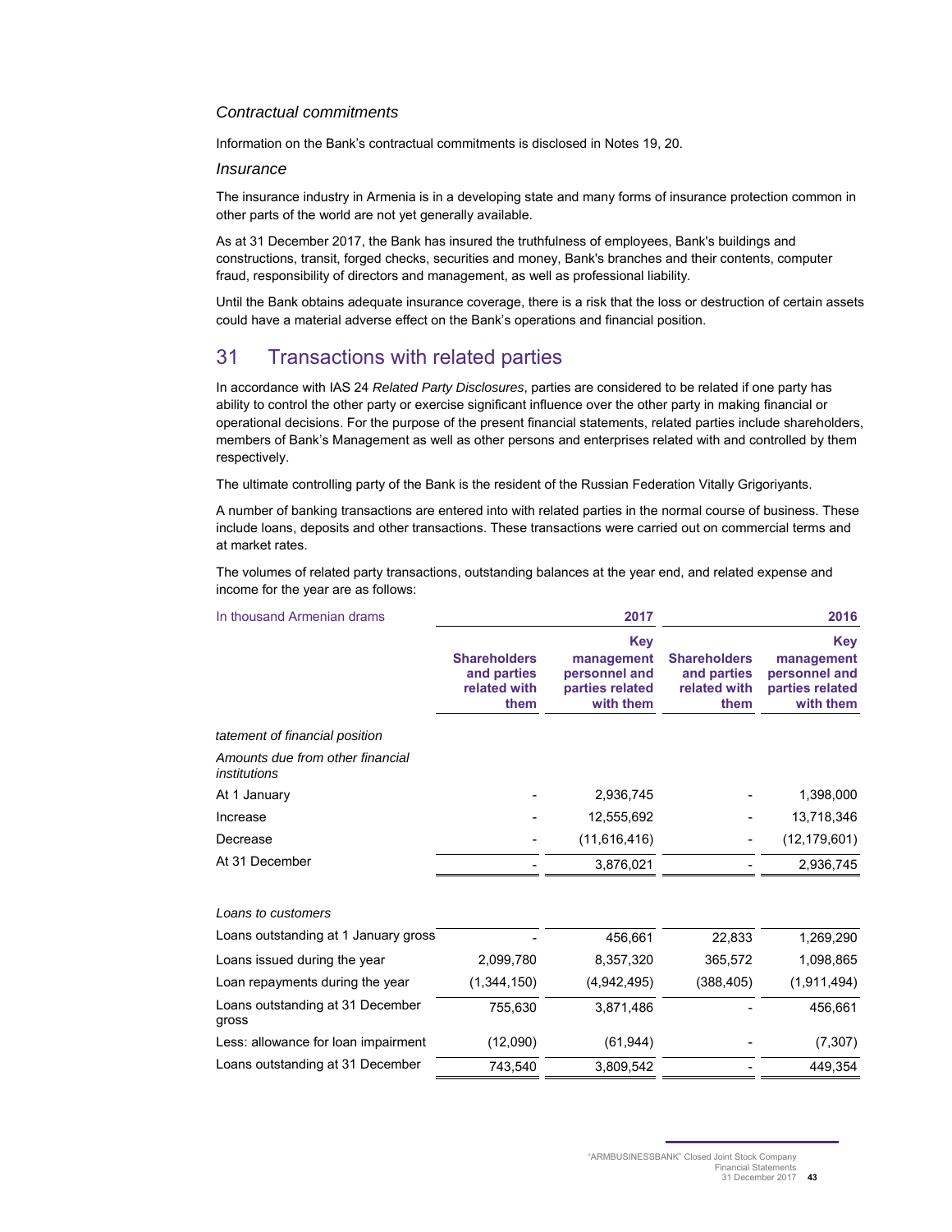### *Contractual commitments*

Information on the Bank's contractual commitments is disclosed in Notes 19, 20.

### *Insurance*

The insurance industry in Armenia is in a developing state and many forms of insurance protection common in other parts of the world are not yet generally available.

As at 31 December 2017, the Bank has insured the truthfulness of employees, Bank's buildings and constructions, transit, forged checks, securities and money, Bank's branches and their contents, computer fraud, responsibility of directors and management, as well as professional liability.

Until the Bank obtains adequate insurance coverage, there is a risk that the loss or destruction of certain assets could have a material adverse effect on the Bank's operations and financial position.

## 31 Transactions with related parties

In accordance with IAS 24 *Related Party Disclosures*, parties are considered to be related if one party has ability to control the other party or exercise significant influence over the other party in making financial or operational decisions. For the purpose of the present financial statements, related parties include shareholders, members of Bank's Management as well as other persons and enterprises related with and controlled by them respectively.

The ultimate controlling party of the Bank is the resident of the Russian Federation Vitally Grigoriyants.

A number of banking transactions are entered into with related parties in the normal course of business. These include loans, deposits and other transactions. These transactions were carried out on commercial terms and at market rates.

The volumes of related party transactions, outstanding balances at the year end, and related expense and income for the year are as follows:

| In thousand Armenian drams | 2017 | | 2016 | |
|---|---|---|---|---|
| | **Shareholders and parties related with them** | **Key management personnel and parties related with them** | **Shareholders and parties related with them** | **Key management personnel and parties related with them** |
| *tatement of financial position* | | | | |
| *Amounts due from other financial institutions* | | | | |
| At 1 January | - | 2,936,745 | - | 1,398,000 |
| Increase | - | 12,555,692 | - | 13,718,346 |
| Decrease | - | (11,616,416) | - | (12,179,601) |
| At 31 December | - | 3,876,021 | - | 2,936,745 |
| *Loans to customers* | | | | |
| Loans outstanding at 1 January gross | - | 456,661 | 22,833 | 1,269,290 |
| Loans issued during the year | 2,099,780 | 8,357,320 | 365,572 | 1,098,865 |
| Loan repayments during the year | (1,344,150) | (4,942,495) | (388,405) | (1,911,494) |
| Loans outstanding at 31 December gross | 755,630 | 3,871,486 | - | 456,661 |
| Less: allowance for loan impairment | (12,090) | (61,944) | - | (7,307) |
| Loans outstanding at 31 December | 743,540 | 3,809,542 | - | 449,354 |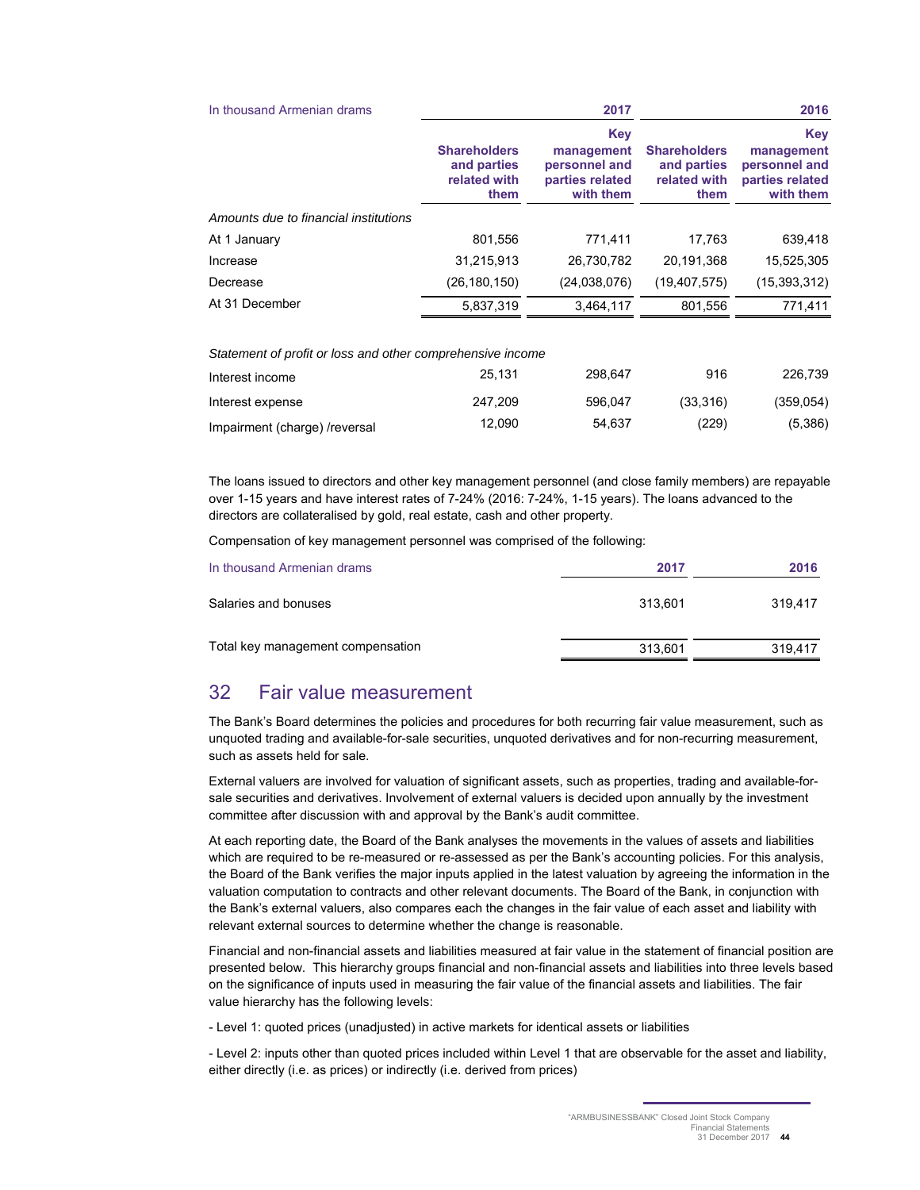| In thousand Armenian drams | 2017 | | 2016 | |
|---|---|---|---|---|
| | **Shareholders and parties related with them** | **Key management personnel and parties related with them** | **Shareholders and parties related with them** | **Key management personnel and parties related with them** |
| *Amounts due to financial institutions* | | | | |
| At 1 January | 801,556 | 771,411 | 17,763 | 639,418 |
| Increase | 31,215,913 | 26,730,782 | 20,191,368 | 15,525,305 |
| Decrease | (26,180,150) | (24,038,076) | (19,407,575) | (15,393,312) |
| At 31 December | 5,837,319 | 3,464,117 | 801,556 | 771,411 |
| *Statement of profit or loss and other comprehensive income* | | | | |
| Interest income | 25,131 | 298,647 | 916 | 226,739 |
| Interest expense | 247,209 | 596,047 | (33,316) | (359,054) |
| Impairment (charge) /reversal | 12,090 | 54,637 | (229) | (5,386) |

The loans issued to directors and other key management personnel (and close family members) are repayable over 1-15 years and have interest rates of 7-24% (2016: 7-24%, 1-15 years). The loans advanced to the directors are collateralised by gold, real estate, cash and other property.

Compensation of key management personnel was comprised of the following:

| In thousand Armenian drams | 2017 | 2016 |
|---|---|---|
| Salaries and bonuses | 313,601 | 319,417 |
| Total key management compensation | 313,601 | 319,417 |

## 32 Fair value measurement

The Bank's Board determines the policies and procedures for both recurring fair value measurement, such as unquoted trading and available-for-sale securities, unquoted derivatives and for non-recurring measurement, such as assets held for sale.

External valuers are involved for valuation of significant assets, such as properties, trading and available-for-sale securities and derivatives. Involvement of external valuers is decided upon annually by the investment committee after discussion with and approval by the Bank's audit committee.

At each reporting date, the Board of the Bank analyses the movements in the values of assets and liabilities which are required to be re-measured or re-assessed as per the Bank's accounting policies. For this analysis, the Board of the Bank verifies the major inputs applied in the latest valuation by agreeing the information in the valuation computation to contracts and other relevant documents. The Board of the Bank, in conjunction with the Bank's external valuers, also compares each the changes in the fair value of each asset and liability with relevant external sources to determine whether the change is reasonable.

Financial and non-financial assets and liabilities measured at fair value in the statement of financial position are presented below. This hierarchy groups financial and non-financial assets and liabilities into three levels based on the significance of inputs used in measuring the fair value of the financial assets and liabilities. The fair value hierarchy has the following levels:

- Level 1: quoted prices (unadjusted) in active markets for identical assets or liabilities

- Level 2: inputs other than quoted prices included within Level 1 that are observable for the asset and liability, either directly (i.e. as prices) or indirectly (i.e. derived from prices)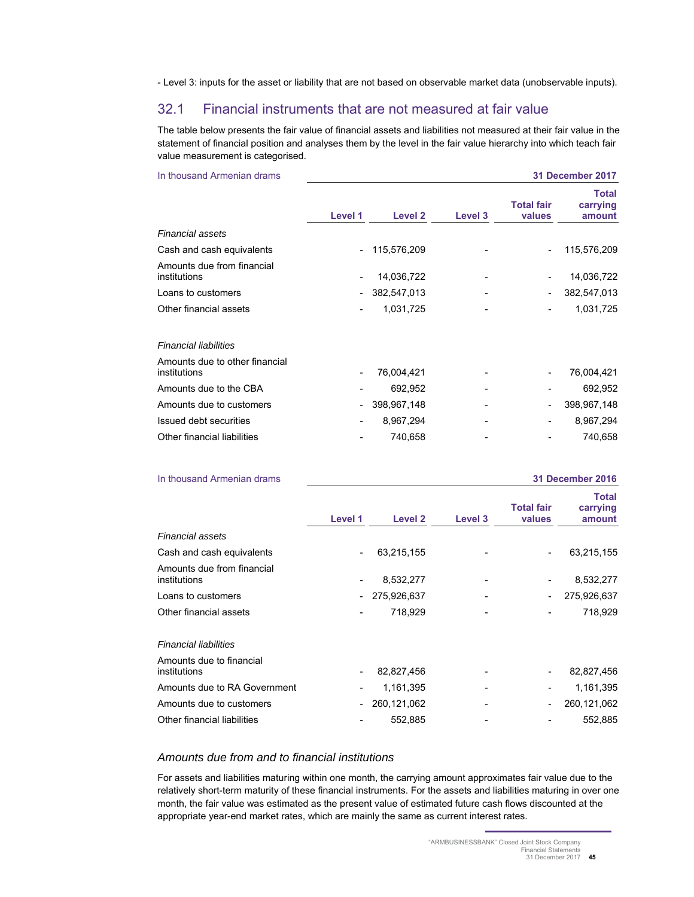- Level 3: inputs for the asset or liability that are not based on observable market data (unobservable inputs).

## 32.1 Financial instruments that are not measured at fair value

The table below presents the fair value of financial assets and liabilities not measured at their fair value in the statement of financial position and analyses them by the level in the fair value hierarchy into which teach fair value measurement is categorised.

| In thousand Armenian drams | 31 December 2017 | | | | |
|---|---|---|---|---|---|
| | Level 1 | Level 2 | Level 3 | Total fair values | Total carrying amount |
| *Financial assets* | | | | | |
| Cash and cash equivalents | - | 115,576,209 | - | - | 115,576,209 |
| Amounts due from financial institutions | - | 14,036,722 | - | - | 14,036,722 |
| Loans to customers | - | 382,547,013 | - | - | 382,547,013 |
| Other financial assets | - | 1,031,725 | - | - | 1,031,725 |
| *Financial liabilities* | | | | | |
| Amounts due to other financial institutions | - | 76,004,421 | - | - | 76,004,421 |
| Amounts due to the CBA | - | 692,952 | - | - | 692,952 |
| Amounts due to customers | - | 398,967,148 | - | - | 398,967,148 |
| Issued debt securities | - | 8,967,294 | - | - | 8,967,294 |
| Other financial liabilities | - | 740,658 | - | - | 740,658 |

| In thousand Armenian drams | 31 December 2016 | | | | |
|---|---|---|---|---|---|
| | Level 1 | Level 2 | Level 3 | Total fair values | Total carrying amount |
| *Financial assets* | | | | | |
| Cash and cash equivalents | - | 63,215,155 | - | - | 63,215,155 |
| Amounts due from financial institutions | - | 8,532,277 | - | - | 8,532,277 |
| Loans to customers | - | 275,926,637 | - | - | 275,926,637 |
| Other financial assets | - | 718,929 | - | - | 718,929 |
| *Financial liabilities* | | | | | |
| Amounts due to financial institutions | - | 82,827,456 | - | - | 82,827,456 |
| Amounts due to RA Government | - | 1,161,395 | - | - | 1,161,395 |
| Amounts due to customers | - | 260,121,062 | - | - | 260,121,062 |
| Other financial liabilities | - | 552,885 | - | - | 552,885 |

### *Amounts due from and to financial institutions*

For assets and liabilities maturing within one month, the carrying amount approximates fair value due to the relatively short-term maturity of these financial instruments. For the assets and liabilities maturing in over one month, the fair value was estimated as the present value of estimated future cash flows discounted at the appropriate year-end market rates, which are mainly the same as current interest rates.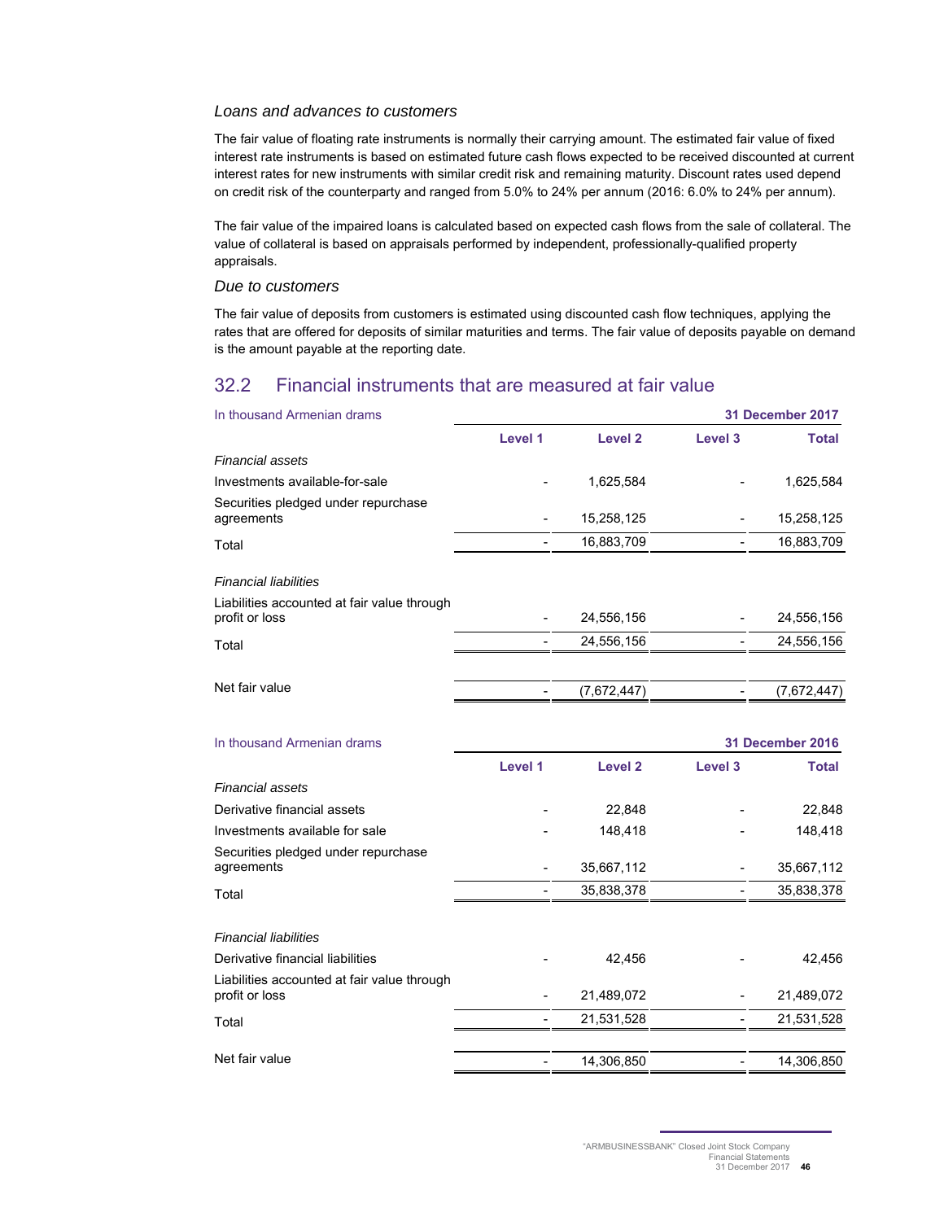### *Loans and advances to customers*

The fair value of floating rate instruments is normally their carrying amount. The estimated fair value of fixed interest rate instruments is based on estimated future cash flows expected to be received discounted at current interest rates for new instruments with similar credit risk and remaining maturity. Discount rates used depend on credit risk of the counterparty and ranged from 5.0% to 24% per annum (2016: 6.0% to 24% per annum).

The fair value of the impaired loans is calculated based on expected cash flows from the sale of collateral. The value of collateral is based on appraisals performed by independent, professionally-qualified property appraisals.

### *Due to customers*

The fair value of deposits from customers is estimated using discounted cash flow techniques, applying the rates that are offered for deposits of similar maturities and terms. The fair value of deposits payable on demand is the amount payable at the reporting date.

## 32.2 Financial instruments that are measured at fair value

| In thousand Armenian drams | | | | **31 December 2017** |
|---|---|---|---|---|
| | **Level 1** | **Level 2** | **Level 3** | **Total** |
| *Financial assets* | | | | |
| Investments available-for-sale | - | 1,625,584 | - | 1,625,584 |
| Securities pledged under repurchase agreements | - | 15,258,125 | - | 15,258,125 |
| Total | - | 16,883,709 | - | 16,883,709 |
| *Financial liabilities* | | | | |
| Liabilities accounted at fair value through profit or loss | - | 24,556,156 | - | 24,556,156 |
| Total | - | 24,556,156 | - | 24,556,156 |
| Net fair value | - | (7,672,447) | - | (7,672,447) |

| In thousand Armenian drams | | | | **31 December 2016** |
|---|---|---|---|---|
| | **Level 1** | **Level 2** | **Level 3** | **Total** |
| *Financial assets* | | | | |
| Derivative financial assets | - | 22,848 | - | 22,848 |
| Investments available for sale | - | 148,418 | - | 148,418 |
| Securities pledged under repurchase agreements | - | 35,667,112 | - | 35,667,112 |
| Total | - | 35,838,378 | - | 35,838,378 |
| *Financial liabilities* | | | | |
| Derivative financial liabilities | - | 42,456 | - | 42,456 |
| Liabilities accounted at fair value through profit or loss | - | 21,489,072 | - | 21,489,072 |
| Total | - | 21,531,528 | - | 21,531,528 |
| Net fair value | - | 14,306,850 | - | 14,306,850 |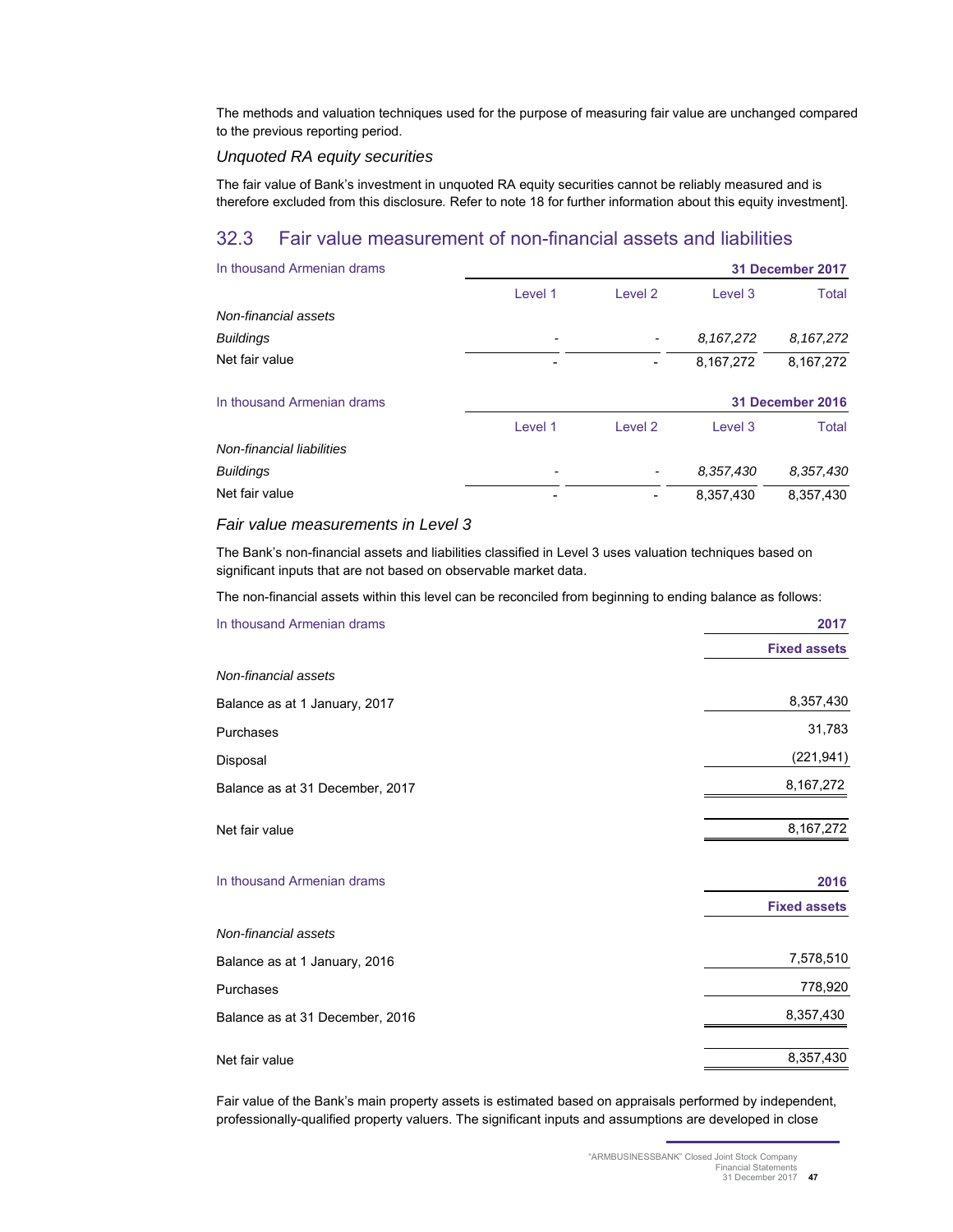The methods and valuation techniques used for the purpose of measuring fair value are unchanged compared to the previous reporting period.

*Unquoted RA equity securities*

The fair value of Bank's investment in unquoted RA equity securities cannot be reliably measured and is therefore excluded from this disclosure. Refer to note 18 for further information about this equity investment].

## 32.3 Fair value measurement of non-financial assets and liabilities

| In thousand Armenian drams | | | | 31 December 2017 |
|---|---|---|---|---|
| | Level 1 | Level 2 | Level 3 | Total |
| *Non-financial assets* | | | | |
| *Buildings* | - | - | *8,167,272* | *8,167,272* |
| Net fair value | - | - | 8,167,272 | 8,167,272 |

| In thousand Armenian drams | | | | 31 December 2016 |
|---|---|---|---|---|
| | Level 1 | Level 2 | Level 3 | Total |
| *Non-financial liabilities* | | | | |
| *Buildings* | - | - | *8,357,430* | *8,357,430* |
| Net fair value | - | - | 8,357,430 | 8,357,430 |

*Fair value measurements in Level 3*

The Bank's non-financial assets and liabilities classified in Level 3 uses valuation techniques based on significant inputs that are not based on observable market data.

The non-financial assets within this level can be reconciled from beginning to ending balance as follows:

| In thousand Armenian drams | 2017 |
|---|---|
| | **Fixed assets** |
| *Non-financial assets* | |
| Balance as at 1 January, 2017 | 8,357,430 |
| Purchases | 31,783 |
| Disposal | (221,941) |
| Balance as at 31 December, 2017 | 8,167,272 |
| Net fair value | 8,167,272 |

| In thousand Armenian drams | 2016 |
|---|---|
| | **Fixed assets** |
| *Non-financial assets* | |
| Balance as at 1 January, 2016 | 7,578,510 |
| Purchases | 778,920 |
| Balance as at 31 December, 2016 | 8,357,430 |
| Net fair value | 8,357,430 |

Fair value of the Bank's main property assets is estimated based on appraisals performed by independent, professionally-qualified property valuers. The significant inputs and assumptions are developed in close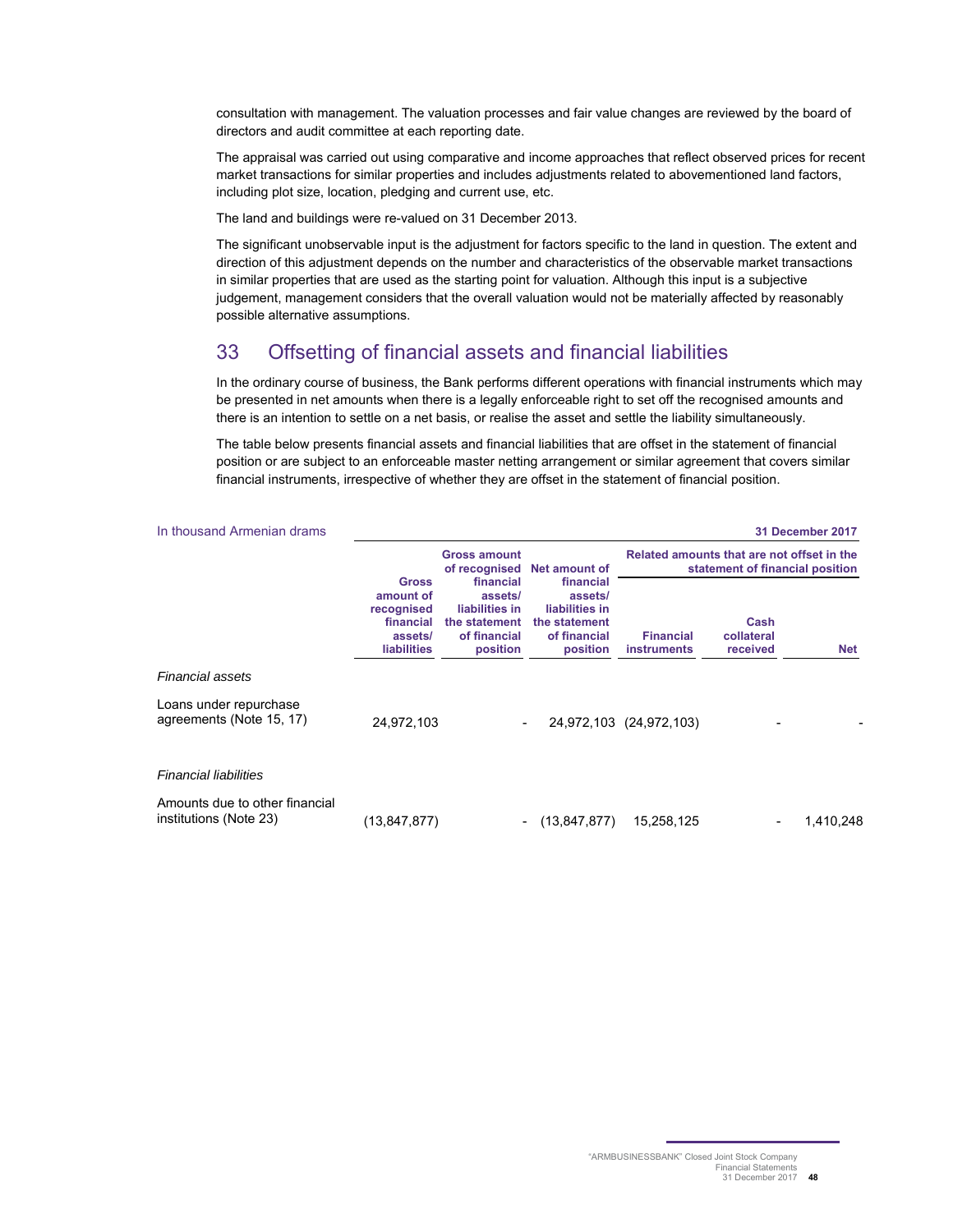consultation with management. The valuation processes and fair value changes are reviewed by the board of directors and audit committee at each reporting date.

The appraisal was carried out using comparative and income approaches that reflect observed prices for recent market transactions for similar properties and includes adjustments related to abovementioned land factors, including plot size, location, pledging and current use, etc.

The land and buildings were re-valued on 31 December 2013.

The significant unobservable input is the adjustment for factors specific to the land in question. The extent and direction of this adjustment depends on the number and characteristics of the observable market transactions in similar properties that are used as the starting point for valuation. Although this input is a subjective judgement, management considers that the overall valuation would not be materially affected by reasonably possible alternative assumptions.

## 33 Offsetting of financial assets and financial liabilities

In the ordinary course of business, the Bank performs different operations with financial instruments which may be presented in net amounts when there is a legally enforceable right to set off the recognised amounts and there is an intention to settle on a net basis, or realise the asset and settle the liability simultaneously.

The table below presents financial assets and financial liabilities that are offset in the statement of financial position or are subject to an enforceable master netting arrangement or similar agreement that covers similar financial instruments, irrespective of whether they are offset in the statement of financial position.

| In thousand Armenian drams | | | | | | **31 December 2017** |
|---|---|---|---|---|---|---|
| | | | | **Related amounts that are not offset in the statement of financial position** | | |
| | **Gross amount of recognised financial assets/ liabilities** | **Gross amount of recognised financial assets/ liabilities in the statement of financial position** | **Net amount of financial assets/ liabilities in the statement of financial position** | **Financial instruments** | **Cash collateral received** | **Net** |
| *Financial assets* | | | | | | |
| Loans under repurchase agreements (Note 15, 17) | 24,972,103 | - | 24,972,103 | (24,972,103) | - | - |
| *Financial liabilities* | | | | | | |
| Amounts due to other financial institutions (Note 23) | (13,847,877) | - | (13,847,877) | 15,258,125 | - | 1,410,248 |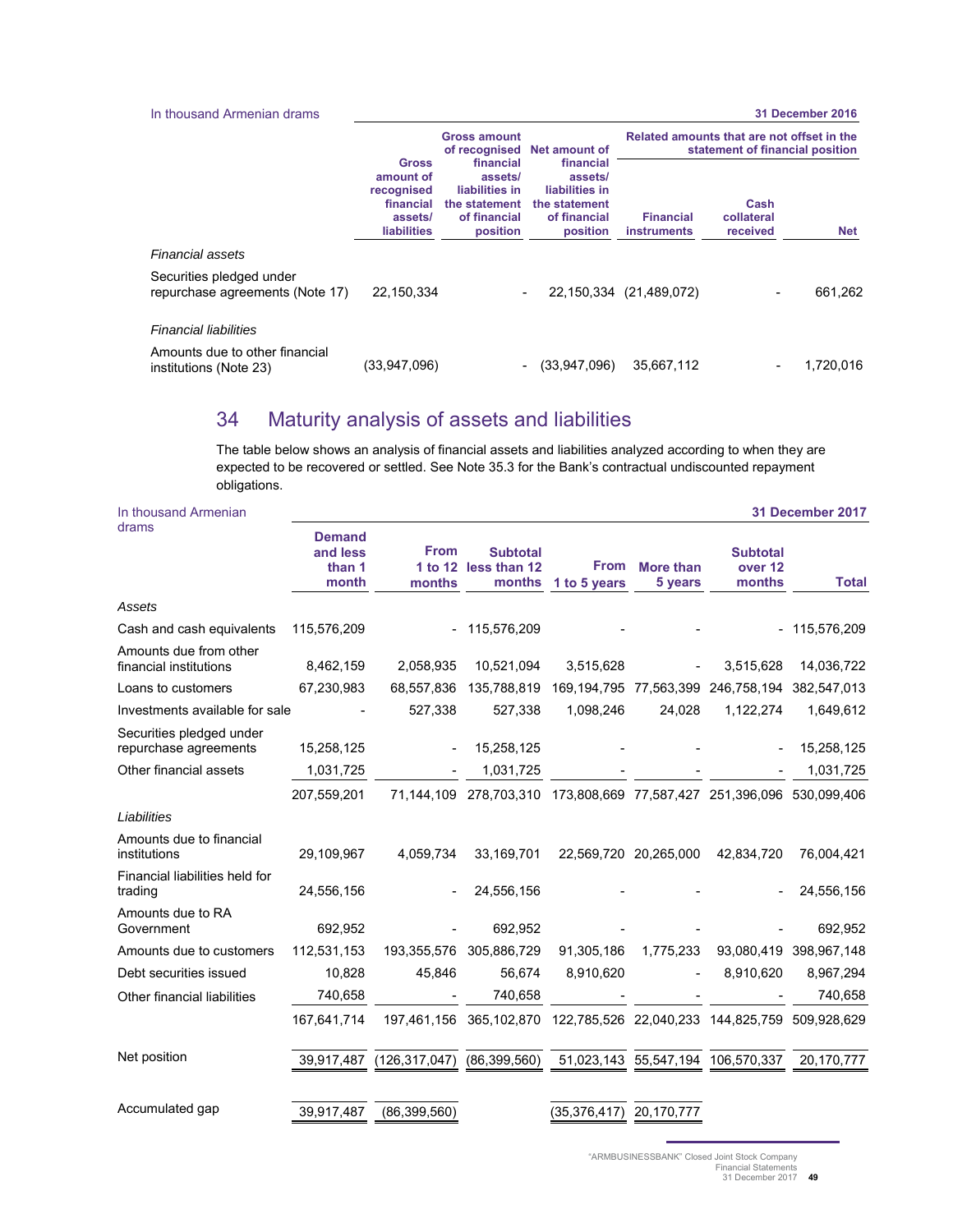| In thousand Armenian drams | | | | | | 31 December 2016 |
|---|---|---|---|---|---|---|
| | | | | Related amounts that are not offset in the statement of financial position | | |
| | Gross amount of recognised financial assets/ liabilities | Gross amount of recognised financial assets/ liabilities in the statement of financial position | Net amount of financial assets/ liabilities in the statement of financial position | Financial instruments | Cash collateral received | Net |
| *Financial assets* | | | | | | |
| Securities pledged under repurchase agreements (Note 17) | 22,150,334 | - | 22,150,334 | (21,489,072) | - | 661,262 |
| *Financial liabilities* | | | | | | |
| Amounts due to other financial institutions (Note 23) | (33,947,096) | - | (33,947,096) | 35,667,112 | - | 1,720,016 |

## 34 Maturity analysis of assets and liabilities

The table below shows an analysis of financial assets and liabilities analyzed according to when they are expected to be recovered or settled. See Note 35.3 for the Bank's contractual undiscounted repayment obligations.

| In thousand Armenian drams | | | | | | | 31 December 2017 |
|---|---|---|---|---|---|---|---|
| | Demand and less than 1 month | From 1 to 12 months | Subtotal less than 12 months | From 1 to 5 years | More than 5 years | Subtotal over 12 months | Total |
| *Assets* | | | | | | | |
| Cash and cash equivalents | 115,576,209 | - | 115,576,209 | - | - | - | 115,576,209 |
| Amounts due from other financial institutions | 8,462,159 | 2,058,935 | 10,521,094 | 3,515,628 | - | 3,515,628 | 14,036,722 |
| Loans to customers | 67,230,983 | 68,557,836 | 135,788,819 | 169,194,795 | 77,563,399 | 246,758,194 | 382,547,013 |
| Investments available for sale | - | 527,338 | 527,338 | 1,098,246 | 24,028 | 1,122,274 | 1,649,612 |
| Securities pledged under repurchase agreements | 15,258,125 | - | 15,258,125 | - | - | - | 15,258,125 |
| Other financial assets | 1,031,725 | - | 1,031,725 | - | - | - | 1,031,725 |
| | 207,559,201 | 71,144,109 | 278,703,310 | 173,808,669 | 77,587,427 | 251,396,096 | 530,099,406 |
| *Liabilities* | | | | | | | |
| Amounts due to financial institutions | 29,109,967 | 4,059,734 | 33,169,701 | 22,569,720 | 20,265,000 | 42,834,720 | 76,004,421 |
| Financial liabilities held for trading | 24,556,156 | - | 24,556,156 | - | - | - | 24,556,156 |
| Amounts due to RA Government | 692,952 | - | 692,952 | - | - | - | 692,952 |
| Amounts due to customers | 112,531,153 | 193,355,576 | 305,886,729 | 91,305,186 | 1,775,233 | 93,080,419 | 398,967,148 |
| Debt securities issued | 10,828 | 45,846 | 56,674 | 8,910,620 | - | 8,910,620 | 8,967,294 |
| Other financial liabilities | 740,658 | - | 740,658 | - | - | - | 740,658 |
| | 167,641,714 | 197,461,156 | 365,102,870 | 122,785,526 | 22,040,233 | 144,825,759 | 509,928,629 |
| Net position | 39,917,487 | (126,317,047) | (86,399,560) | 51,023,143 | 55,547,194 | 106,570,337 | 20,170,777 |
| Accumulated gap | 39,917,487 | (86,399,560) | | (35,376,417) | 20,170,777 | | |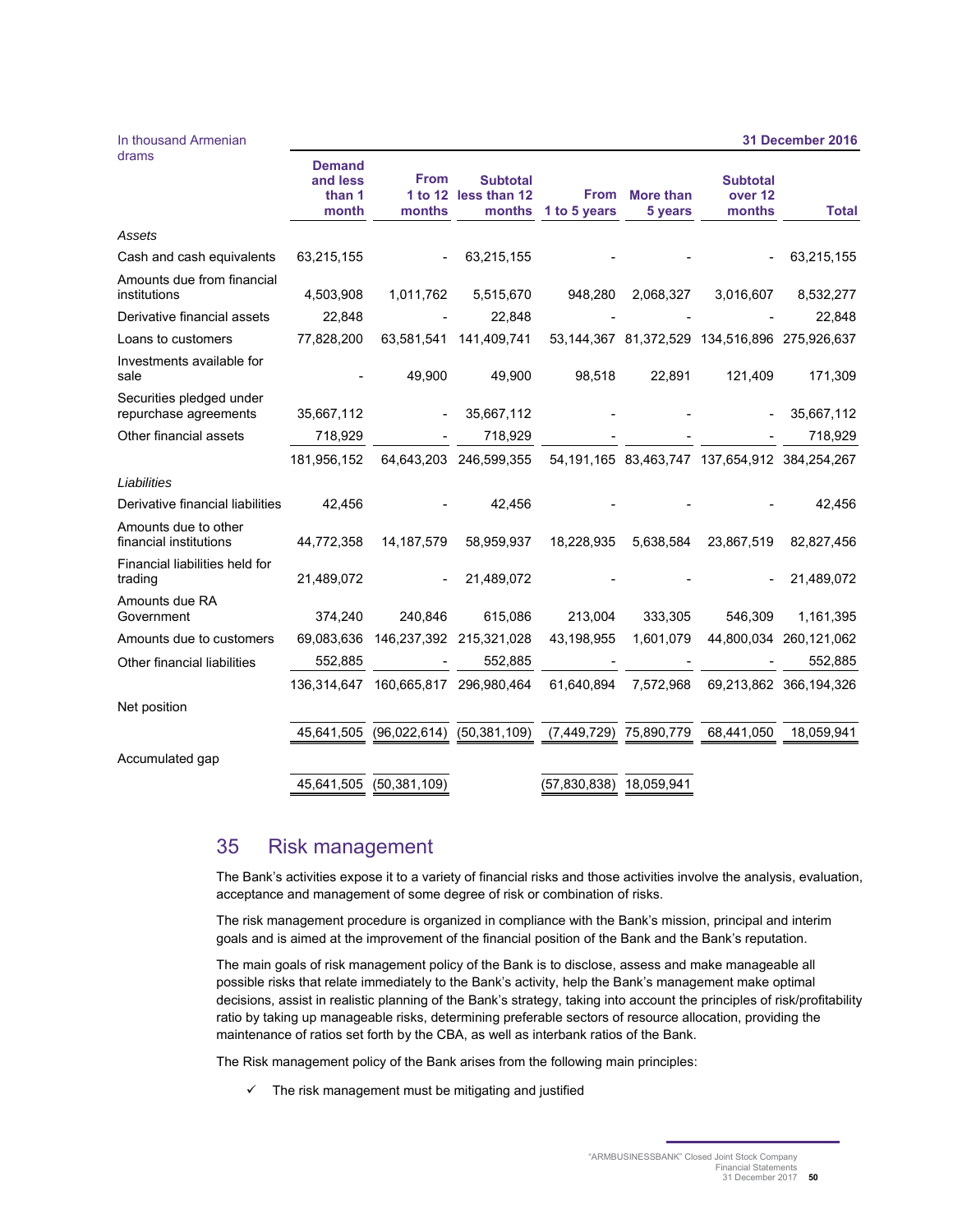| In thousand Armenian drams | | | | | | | 31 December 2016 |
|---|---|---|---|---|---|---|---|
| | Demand and less than 1 month | From 1 to 12 months | Subtotal less than 12 months | From 1 to 5 years | More than 5 years | Subtotal over 12 months | Total |
| *Assets* | | | | | | | |
| Cash and cash equivalents | 63,215,155 | - | 63,215,155 | - | - | - | 63,215,155 |
| Amounts due from financial institutions | 4,503,908 | 1,011,762 | 5,515,670 | 948,280 | 2,068,327 | 3,016,607 | 8,532,277 |
| Derivative financial assets | 22,848 | - | 22,848 | - | - | - | 22,848 |
| Loans to customers | 77,828,200 | 63,581,541 | 141,409,741 | 53,144,367 | 81,372,529 | 134,516,896 | 275,926,637 |
| Investments available for sale | - | 49,900 | 49,900 | 98,518 | 22,891 | 121,409 | 171,309 |
| Securities pledged under repurchase agreements | 35,667,112 | - | 35,667,112 | - | - | - | 35,667,112 |
| Other financial assets | 718,929 | - | 718,929 | - | - | - | 718,929 |
| | 181,956,152 | 64,643,203 | 246,599,355 | 54,191,165 | 83,463,747 | 137,654,912 | 384,254,267 |
| *Liabilities* | | | | | | | |
| Derivative financial liabilities | 42,456 | - | 42,456 | - | - | - | 42,456 |
| Amounts due to other financial institutions | 44,772,358 | 14,187,579 | 58,959,937 | 18,228,935 | 5,638,584 | 23,867,519 | 82,827,456 |
| Financial liabilities held for trading | 21,489,072 | - | 21,489,072 | - | - | - | 21,489,072 |
| Amounts due RA Government | 374,240 | 240,846 | 615,086 | 213,004 | 333,305 | 546,309 | 1,161,395 |
| Amounts due to customers | 69,083,636 | 146,237,392 | 215,321,028 | 43,198,955 | 1,601,079 | 44,800,034 | 260,121,062 |
| Other financial liabilities | 552,885 | - | 552,885 | - | - | - | 552,885 |
| | 136,314,647 | 160,665,817 | 296,980,464 | 61,640,894 | 7,572,968 | 69,213,862 | 366,194,326 |
| Net position | 45,641,505 | (96,022,614) | (50,381,109) | (7,449,729) | 75,890,779 | 68,441,050 | 18,059,941 |
| Accumulated gap | 45,641,505 | (50,381,109) | | (57,830,838) | 18,059,941 | | |

## 35 Risk management

The Bank's activities expose it to a variety of financial risks and those activities involve the analysis, evaluation, acceptance and management of some degree of risk or combination of risks.

The risk management procedure is organized in compliance with the Bank's mission, principal and interim goals and is aimed at the improvement of the financial position of the Bank and the Bank's reputation.

The main goals of risk management policy of the Bank is to disclose, assess and make manageable all possible risks that relate immediately to the Bank's activity, help the Bank's management make optimal decisions, assist in realistic planning of the Bank's strategy, taking into account the principles of risk/profitability ratio by taking up manageable risks, determining preferable sectors of resource allocation, providing the maintenance of ratios set forth by the CBA, as well as interbank ratios of the Bank.

The Risk management policy of the Bank arises from the following main principles:

- ✓ The risk management must be mitigating and justified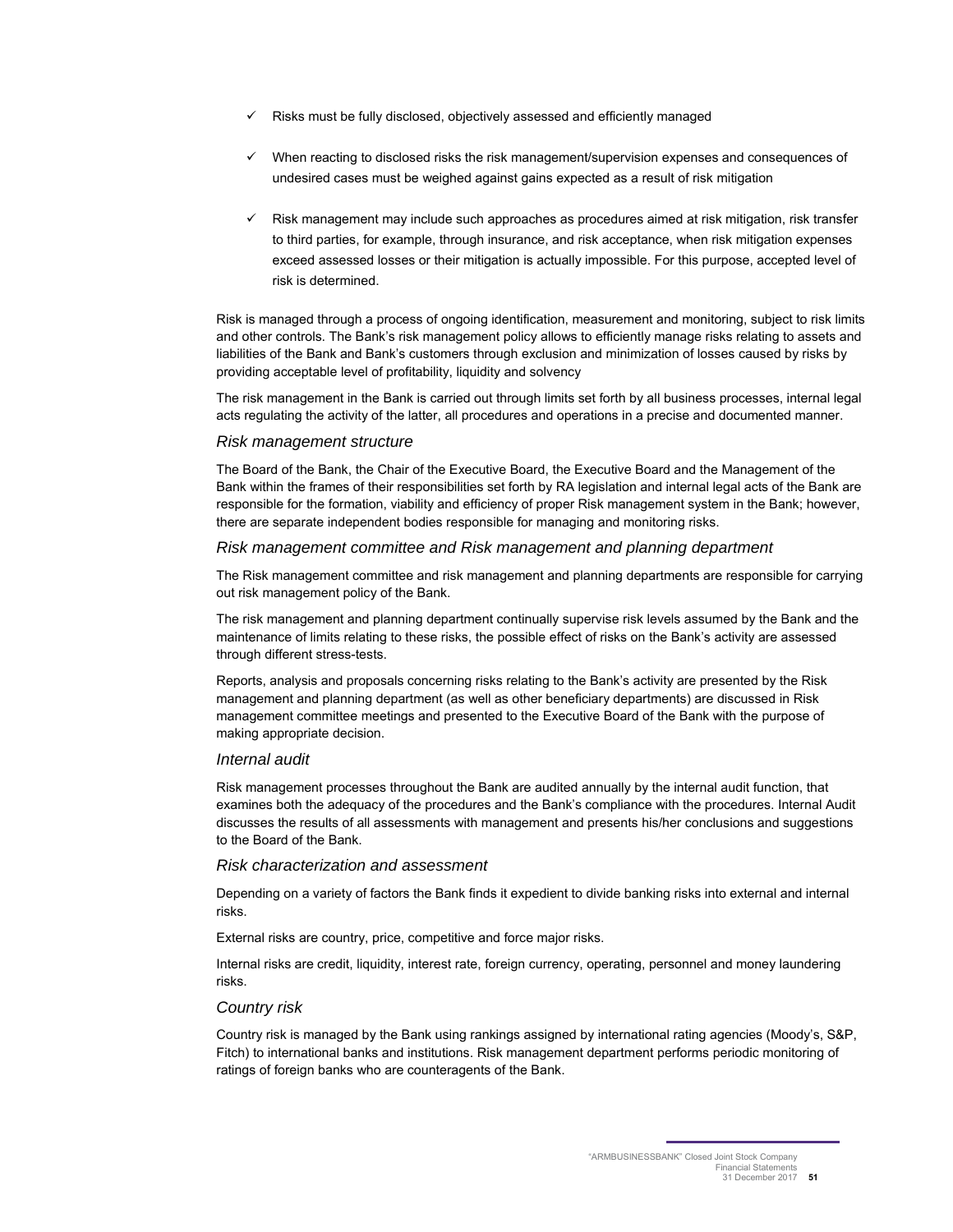- ✓ Risks must be fully disclosed, objectively assessed and efficiently managed
- ✓ When reacting to disclosed risks the risk management/supervision expenses and consequences of undesired cases must be weighed against gains expected as a result of risk mitigation
- ✓ Risk management may include such approaches as procedures aimed at risk mitigation, risk transfer to third parties, for example, through insurance, and risk acceptance, when risk mitigation expenses exceed assessed losses or their mitigation is actually impossible. For this purpose, accepted level of risk is determined.

Risk is managed through a process of ongoing identification, measurement and monitoring, subject to risk limits and other controls. The Bank's risk management policy allows to efficiently manage risks relating to assets and liabilities of the Bank and Bank's customers through exclusion and minimization of losses caused by risks by providing acceptable level of profitability, liquidity and solvency

The risk management in the Bank is carried out through limits set forth by all business processes, internal legal acts regulating the activity of the latter, all procedures and operations in a precise and documented manner.

### *Risk management structure*

The Board of the Bank, the Chair of the Executive Board, the Executive Board and the Management of the Bank within the frames of their responsibilities set forth by RA legislation and internal legal acts of the Bank are responsible for the formation, viability and efficiency of proper Risk management system in the Bank; however, there are separate independent bodies responsible for managing and monitoring risks.

### *Risk management committee and Risk management and planning department*

The Risk management committee and risk management and planning departments are responsible for carrying out risk management policy of the Bank.

The risk management and planning department continually supervise risk levels assumed by the Bank and the maintenance of limits relating to these risks, the possible effect of risks on the Bank's activity are assessed through different stress-tests.

Reports, analysis and proposals concerning risks relating to the Bank's activity are presented by the Risk management and planning department (as well as other beneficiary departments) are discussed in Risk management committee meetings and presented to the Executive Board of the Bank with the purpose of making appropriate decision.

### *Internal audit*

Risk management processes throughout the Bank are audited annually by the internal audit function, that examines both the adequacy of the procedures and the Bank's compliance with the procedures. Internal Audit discusses the results of all assessments with management and presents his/her conclusions and suggestions to the Board of the Bank.

### *Risk characterization and assessment*

Depending on a variety of factors the Bank finds it expedient to divide banking risks into external and internal risks.

External risks are country, price, competitive and force major risks.

Internal risks are credit, liquidity, interest rate, foreign currency, operating, personnel and money laundering risks.

### *Country risk*

Country risk is managed by the Bank using rankings assigned by international rating agencies (Moody's, S&P, Fitch) to international banks and institutions. Risk management department performs periodic monitoring of ratings of foreign banks who are counteragents of the Bank.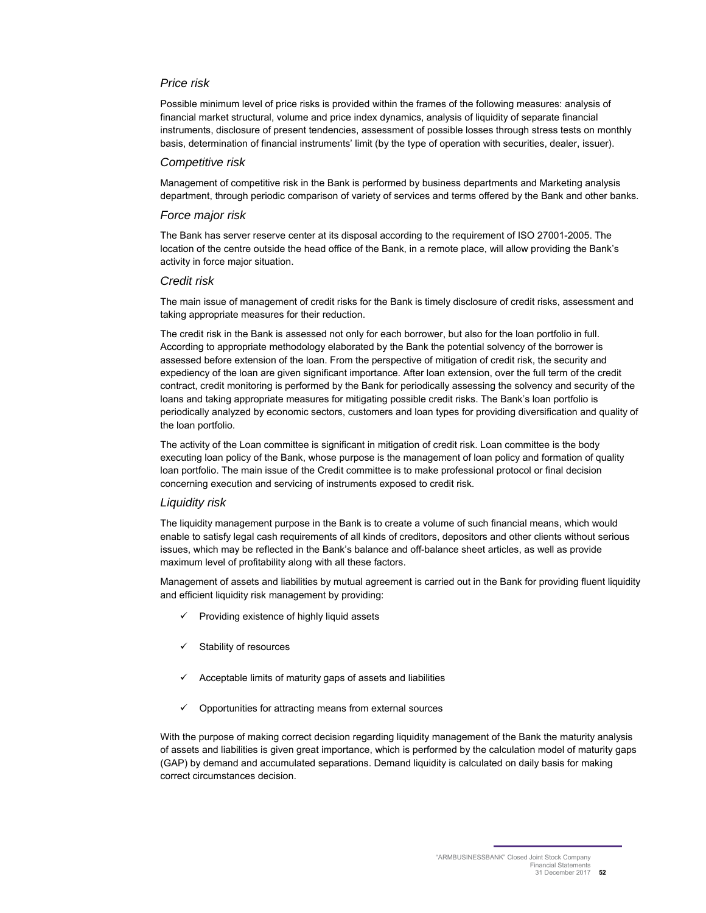*Price risk*

Possible minimum level of price risks is provided within the frames of the following measures: analysis of financial market structural, volume and price index dynamics, analysis of liquidity of separate financial instruments, disclosure of present tendencies, assessment of possible losses through stress tests on monthly basis, determination of financial instruments' limit (by the type of operation with securities, dealer, issuer).

*Competitive risk*

Management of competitive risk in the Bank is performed by business departments and Marketing analysis department, through periodic comparison of variety of services and terms offered by the Bank and other banks.

*Force major risk*

The Bank has server reserve center at its disposal according to the requirement of ISO 27001-2005. The location of the centre outside the head office of the Bank, in a remote place, will allow providing the Bank's activity in force major situation.

*Credit risk*

The main issue of management of credit risks for the Bank is timely disclosure of credit risks, assessment and taking appropriate measures for their reduction.

The credit risk in the Bank is assessed not only for each borrower, but also for the loan portfolio in full. According to appropriate methodology elaborated by the Bank the potential solvency of the borrower is assessed before extension of the loan. From the perspective of mitigation of credit risk, the security and expediency of the loan are given significant importance. After loan extension, over the full term of the credit contract, credit monitoring is performed by the Bank for periodically assessing the solvency and security of the loans and taking appropriate measures for mitigating possible credit risks. The Bank's loan portfolio is periodically analyzed by economic sectors, customers and loan types for providing diversification and quality of the loan portfolio.

The activity of the Loan committee is significant in mitigation of credit risk. Loan committee is the body executing loan policy of the Bank, whose purpose is the management of loan policy and formation of quality loan portfolio. The main issue of the Credit committee is to make professional protocol or final decision concerning execution and servicing of instruments exposed to credit risk.

*Liquidity risk*

The liquidity management purpose in the Bank is to create a volume of such financial means, which would enable to satisfy legal cash requirements of all kinds of creditors, depositors and other clients without serious issues, which may be reflected in the Bank's balance and off-balance sheet articles, as well as provide maximum level of profitability along with all these factors.

Management of assets and liabilities by mutual agreement is carried out in the Bank for providing fluent liquidity and efficient liquidity risk management by providing:

- ✓ Providing existence of highly liquid assets
- ✓ Stability of resources
- ✓ Acceptable limits of maturity gaps of assets and liabilities
- ✓ Opportunities for attracting means from external sources

With the purpose of making correct decision regarding liquidity management of the Bank the maturity analysis of assets and liabilities is given great importance, which is performed by the calculation model of maturity gaps (GAP) by demand and accumulated separations. Demand liquidity is calculated on daily basis for making correct circumstances decision.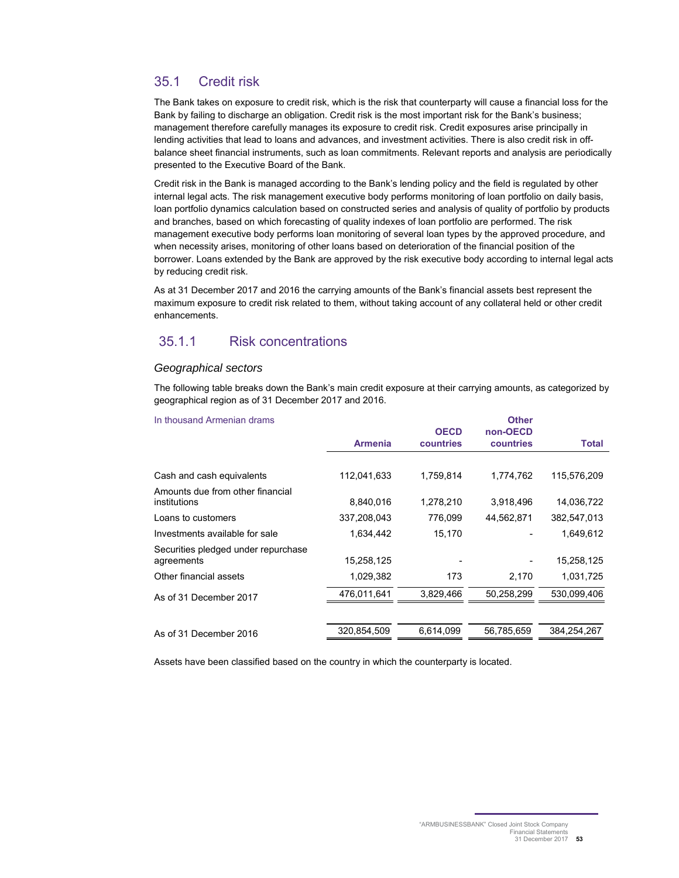## 35.1 Credit risk

The Bank takes on exposure to credit risk, which is the risk that counterparty will cause a financial loss for the Bank by failing to discharge an obligation. Credit risk is the most important risk for the Bank's business; management therefore carefully manages its exposure to credit risk. Credit exposures arise principally in lending activities that lead to loans and advances, and investment activities. There is also credit risk in off-balance sheet financial instruments, such as loan commitments. Relevant reports and analysis are periodically presented to the Executive Board of the Bank.

Credit risk in the Bank is managed according to the Bank's lending policy and the field is regulated by other internal legal acts. The risk management executive body performs monitoring of loan portfolio on daily basis, loan portfolio dynamics calculation based on constructed series and analysis of quality of portfolio by products and branches, based on which forecasting of quality indexes of loan portfolio are performed. The risk management executive body performs loan monitoring of several loan types by the approved procedure, and when necessity arises, monitoring of other loans based on deterioration of the financial position of the borrower. Loans extended by the Bank are approved by the risk executive body according to internal legal acts by reducing credit risk.

As at 31 December 2017 and 2016 the carrying amounts of the Bank's financial assets best represent the maximum exposure to credit risk related to them, without taking account of any collateral held or other credit enhancements.

### 35.1.1 Risk concentrations

*Geographical sectors*

The following table breaks down the Bank's main credit exposure at their carrying amounts, as categorized by geographical region as of 31 December 2017 and 2016.

| In thousand Armenian drams | Armenia | OECD countries | Other non-OECD countries | Total |
|---|---|---|---|---|
| Cash and cash equivalents | 112,041,633 | 1,759,814 | 1,774,762 | 115,576,209 |
| Amounts due from other financial institutions | 8,840,016 | 1,278,210 | 3,918,496 | 14,036,722 |
| Loans to customers | 337,208,043 | 776,099 | 44,562,871 | 382,547,013 |
| Investments available for sale | 1,634,442 | 15,170 | - | 1,649,612 |
| Securities pledged under repurchase agreements | 15,258,125 | - | - | 15,258,125 |
| Other financial assets | 1,029,382 | 173 | 2,170 | 1,031,725 |
| As of 31 December 2017 | 476,011,641 | 3,829,466 | 50,258,299 | 530,099,406 |
| As of 31 December 2016 | 320,854,509 | 6,614,099 | 56,785,659 | 384,254,267 |

Assets have been classified based on the country in which the counterparty is located.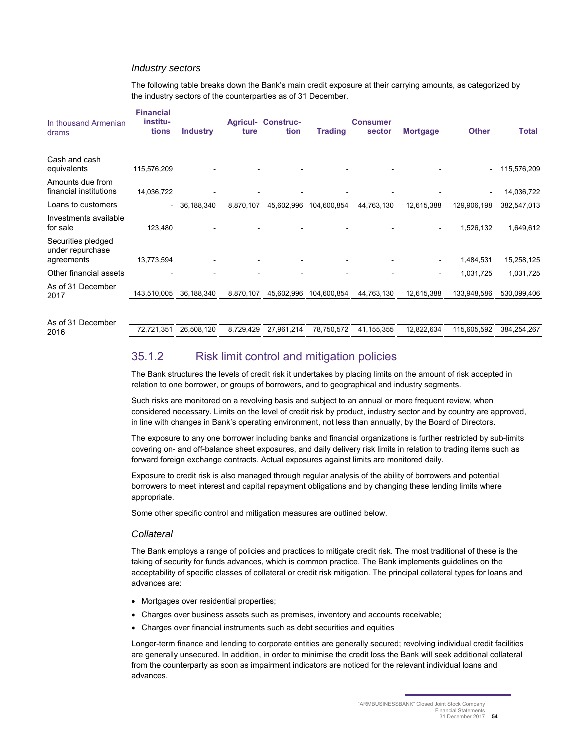### *Industry sectors*

The following table breaks down the Bank's main credit exposure at their carrying amounts, as categorized by the industry sectors of the counterparties as of 31 December.

| In thousand Armenian drams | Financial institutions | Industry | Agriculture | Construction | Trading | Consumer sector | Mortgage | Other | Total |
|---|---|---|---|---|---|---|---|---|---|
| Cash and cash equivalents | 115,576,209 | - | - | - | - | - | - | - | 115,576,209 |
| Amounts due from financial institutions | 14,036,722 | - | - | - | - | - | - | - | 14,036,722 |
| Loans to customers | - | 36,188,340 | 8,870,107 | 45,602,996 | 104,600,854 | 44,763,130 | 12,615,388 | 129,906,198 | 382,547,013 |
| Investments available for sale | 123,480 | - | - | - | - | - | - | 1,526,132 | 1,649,612 |
| Securities pledged under repurchase agreements | 13,773,594 | - | - | - | - | - | - | 1,484,531 | 15,258,125 |
| Other financial assets | - | - | - | - | - | - | - | 1,031,725 | 1,031,725 |
| As of 31 December 2017 | 143,510,005 | 36,188,340 | 8,870,107 | 45,602,996 | 104,600,854 | 44,763,130 | 12,615,388 | 133,948,586 | 530,099,406 |
| As of 31 December 2016 | 72,721,351 | 26,508,120 | 8,729,429 | 27,961,214 | 78,750,572 | 41,155,355 | 12,822,634 | 115,605,592 | 384,254,267 |

## 35.1.2 Risk limit control and mitigation policies

The Bank structures the levels of credit risk it undertakes by placing limits on the amount of risk accepted in relation to one borrower, or groups of borrowers, and to geographical and industry segments.

Such risks are monitored on a revolving basis and subject to an annual or more frequent review, when considered necessary. Limits on the level of credit risk by product, industry sector and by country are approved, in line with changes in Bank's operating environment, not less than annually, by the Board of Directors.

The exposure to any one borrower including banks and financial organizations is further restricted by sub-limits covering on- and off-balance sheet exposures, and daily delivery risk limits in relation to trading items such as forward foreign exchange contracts. Actual exposures against limits are monitored daily.

Exposure to credit risk is also managed through regular analysis of the ability of borrowers and potential borrowers to meet interest and capital repayment obligations and by changing these lending limits where appropriate.

Some other specific control and mitigation measures are outlined below.

### *Collateral*

The Bank employs a range of policies and practices to mitigate credit risk. The most traditional of these is the taking of security for funds advances, which is common practice. The Bank implements guidelines on the acceptability of specific classes of collateral or credit risk mitigation. The principal collateral types for loans and advances are:

- Mortgages over residential properties;
- Charges over business assets such as premises, inventory and accounts receivable;
- Charges over financial instruments such as debt securities and equities

Longer-term finance and lending to corporate entities are generally secured; revolving individual credit facilities are generally unsecured. In addition, in order to minimise the credit loss the Bank will seek additional collateral from the counterparty as soon as impairment indicators are noticed for the relevant individual loans and advances.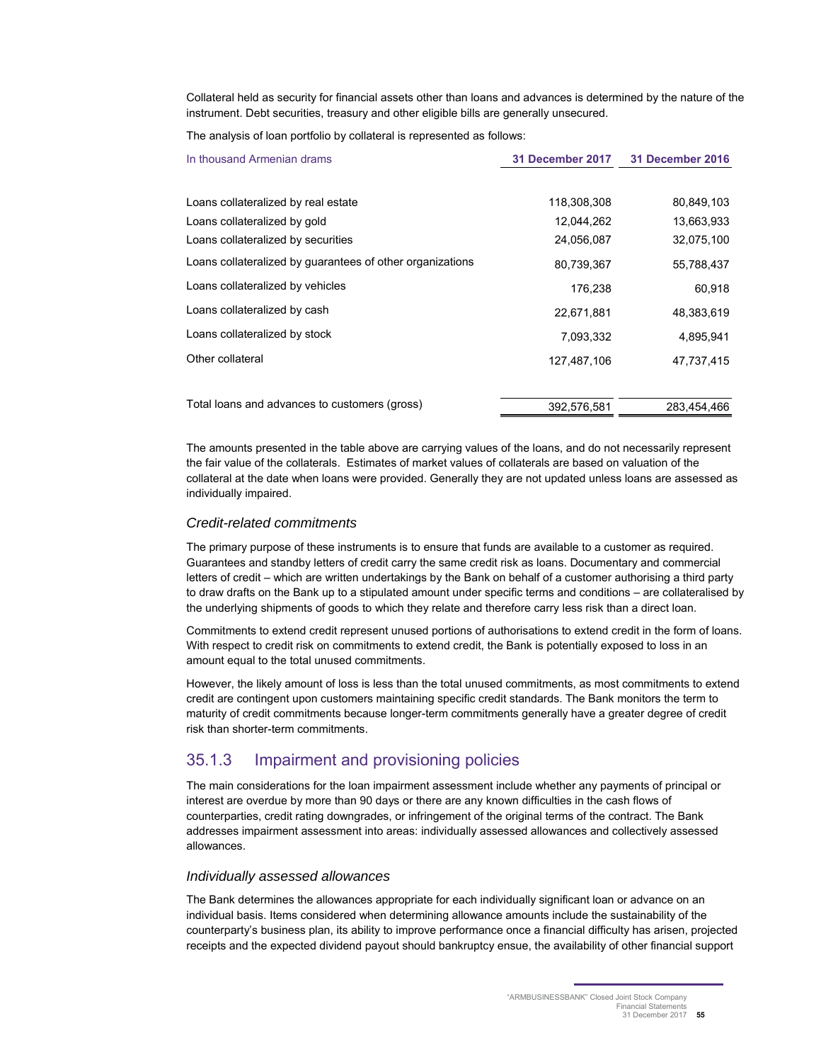Collateral held as security for financial assets other than loans and advances is determined by the nature of the instrument. Debt securities, treasury and other eligible bills are generally unsecured.

The analysis of loan portfolio by collateral is represented as follows:

| In thousand Armenian drams | 31 December 2017 | 31 December 2016 |
|---|---|---|
| Loans collateralized by real estate | 118,308,308 | 80,849,103 |
| Loans collateralized by gold | 12,044,262 | 13,663,933 |
| Loans collateralized by securities | 24,056,087 | 32,075,100 |
| Loans collateralized by guarantees of other organizations | 80,739,367 | 55,788,437 |
| Loans collateralized by vehicles | 176,238 | 60,918 |
| Loans collateralized by cash | 22,671,881 | 48,383,619 |
| Loans collateralized by stock | 7,093,332 | 4,895,941 |
| Other collateral | 127,487,106 | 47,737,415 |
| Total loans and advances to customers (gross) | 392,576,581 | 283,454,466 |

The amounts presented in the table above are carrying values of the loans, and do not necessarily represent the fair value of the collaterals. Estimates of market values of collaterals are based on valuation of the collateral at the date when loans were provided. Generally they are not updated unless loans are assessed as individually impaired.

### *Credit-related commitments*

The primary purpose of these instruments is to ensure that funds are available to a customer as required. Guarantees and standby letters of credit carry the same credit risk as loans. Documentary and commercial letters of credit – which are written undertakings by the Bank on behalf of a customer authorising a third party to draw drafts on the Bank up to a stipulated amount under specific terms and conditions – are collateralised by the underlying shipments of goods to which they relate and therefore carry less risk than a direct loan.

Commitments to extend credit represent unused portions of authorisations to extend credit in the form of loans. With respect to credit risk on commitments to extend credit, the Bank is potentially exposed to loss in an amount equal to the total unused commitments.

However, the likely amount of loss is less than the total unused commitments, as most commitments to extend credit are contingent upon customers maintaining specific credit standards. The Bank monitors the term to maturity of credit commitments because longer-term commitments generally have a greater degree of credit risk than shorter-term commitments.

## 35.1.3 Impairment and provisioning policies

The main considerations for the loan impairment assessment include whether any payments of principal or interest are overdue by more than 90 days or there are any known difficulties in the cash flows of counterparties, credit rating downgrades, or infringement of the original terms of the contract. The Bank addresses impairment assessment into areas: individually assessed allowances and collectively assessed allowances.

### *Individually assessed allowances*

The Bank determines the allowances appropriate for each individually significant loan or advance on an individual basis. Items considered when determining allowance amounts include the sustainability of the counterparty's business plan, its ability to improve performance once a financial difficulty has arisen, projected receipts and the expected dividend payout should bankruptcy ensue, the availability of other financial support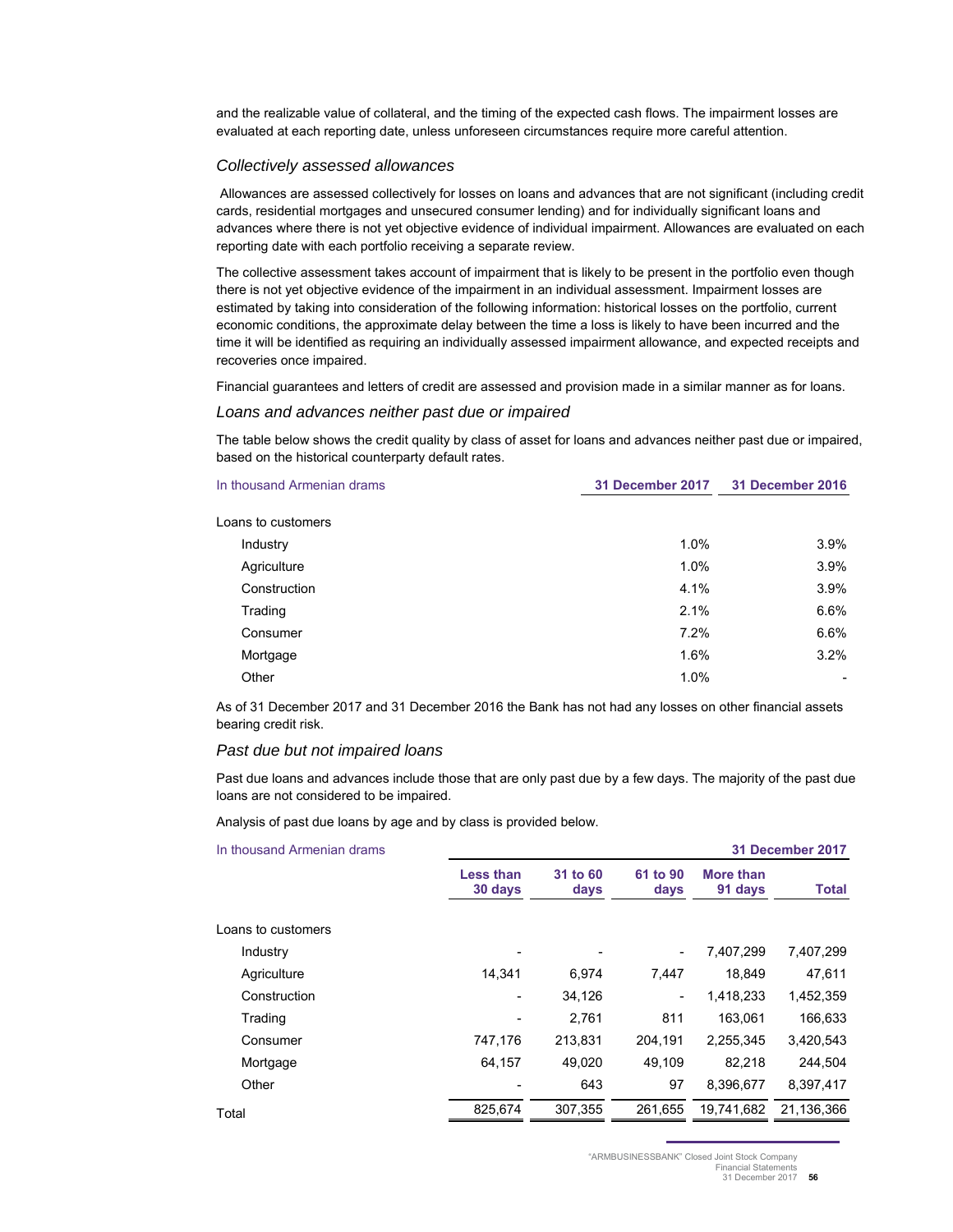and the realizable value of collateral, and the timing of the expected cash flows. The impairment losses are evaluated at each reporting date, unless unforeseen circumstances require more careful attention.

### *Collectively assessed allowances*

Allowances are assessed collectively for losses on loans and advances that are not significant (including credit cards, residential mortgages and unsecured consumer lending) and for individually significant loans and advances where there is not yet objective evidence of individual impairment. Allowances are evaluated on each reporting date with each portfolio receiving a separate review.

The collective assessment takes account of impairment that is likely to be present in the portfolio even though there is not yet objective evidence of the impairment in an individual assessment. Impairment losses are estimated by taking into consideration of the following information: historical losses on the portfolio, current economic conditions, the approximate delay between the time a loss is likely to have been incurred and the time it will be identified as requiring an individually assessed impairment allowance, and expected receipts and recoveries once impaired.

Financial guarantees and letters of credit are assessed and provision made in a similar manner as for loans.

### *Loans and advances neither past due or impaired*

The table below shows the credit quality by class of asset for loans and advances neither past due or impaired, based on the historical counterparty default rates.

| In thousand Armenian drams | 31 December 2017 | 31 December 2016 |
|---|---|---|
| Loans to customers | | |
| Industry | 1.0% | 3.9% |
| Agriculture | 1.0% | 3.9% |
| Construction | 4.1% | 3.9% |
| Trading | 2.1% | 6.6% |
| Consumer | 7.2% | 6.6% |
| Mortgage | 1.6% | 3.2% |
| Other | 1.0% | - |

As of 31 December 2017 and 31 December 2016 the Bank has not had any losses on other financial assets bearing credit risk.

### *Past due but not impaired loans*

Past due loans and advances include those that are only past due by a few days. The majority of the past due loans are not considered to be impaired.

Analysis of past due loans by age and by class is provided below.

| In thousand Armenian drams | | | | | 31 December 2017 |
|---|---|---|---|---|---|
| | Less than 30 days | 31 to 60 days | 61 to 90 days | More than 91 days | Total |
| Loans to customers | | | | | |
| Industry | - | - | - | 7,407,299 | 7,407,299 |
| Agriculture | 14,341 | 6,974 | 7,447 | 18,849 | 47,611 |
| Construction | - | 34,126 | - | 1,418,233 | 1,452,359 |
| Trading | - | 2,761 | 811 | 163,061 | 166,633 |
| Consumer | 747,176 | 213,831 | 204,191 | 2,255,345 | 3,420,543 |
| Mortgage | 64,157 | 49,020 | 49,109 | 82,218 | 244,504 |
| Other | - | 643 | 97 | 8,396,677 | 8,397,417 |
| Total | 825,674 | 307,355 | 261,655 | 19,741,682 | 21,136,366 |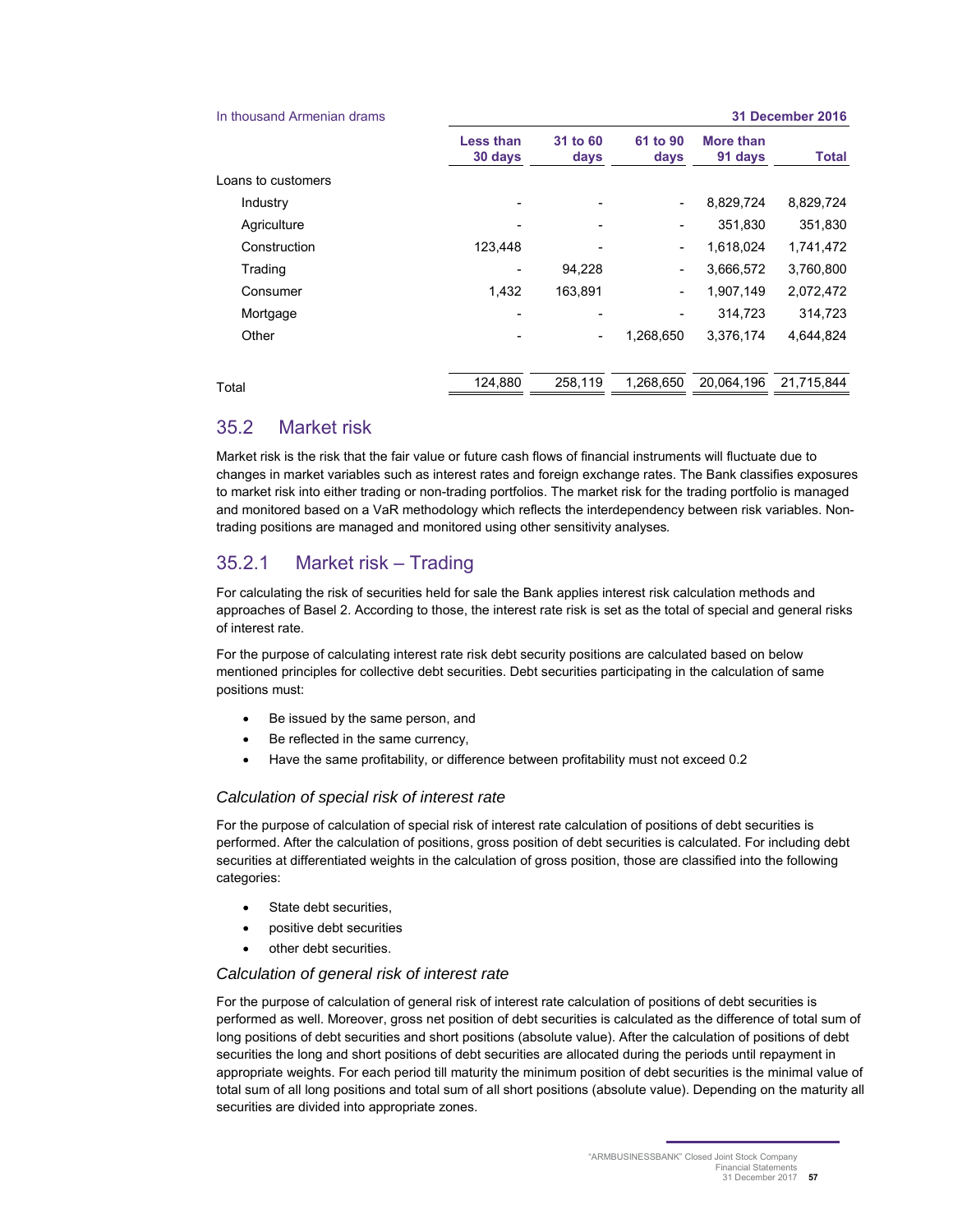| In thousand Armenian drams | 31 December 2016 | | | | |
|---|---|---|---|---|---|
| | Less than 30 days | 31 to 60 days | 61 to 90 days | More than 91 days | Total |
| Loans to customers | | | | | |
| Industry | - | - | - | 8,829,724 | 8,829,724 |
| Agriculture | - | - | - | 351,830 | 351,830 |
| Construction | 123,448 | - | - | 1,618,024 | 1,741,472 |
| Trading | - | 94,228 | - | 3,666,572 | 3,760,800 |
| Consumer | 1,432 | 163,891 | - | 1,907,149 | 2,072,472 |
| Mortgage | - | - | - | 314,723 | 314,723 |
| Other | - | - | 1,268,650 | 3,376,174 | 4,644,824 |
| Total | 124,880 | 258,119 | 1,268,650 | 20,064,196 | 21,715,844 |

## 35.2 Market risk

Market risk is the risk that the fair value or future cash flows of financial instruments will fluctuate due to changes in market variables such as interest rates and foreign exchange rates. The Bank classifies exposures to market risk into either trading or non-trading portfolios. The market risk for the trading portfolio is managed and monitored based on a VaR methodology which reflects the interdependency between risk variables. Non-trading positions are managed and monitored using other sensitivity analyses.

## 35.2.1 Market risk – Trading

For calculating the risk of securities held for sale the Bank applies interest risk calculation methods and approaches of Basel 2. According to those, the interest rate risk is set as the total of special and general risks of interest rate.

For the purpose of calculating interest rate risk debt security positions are calculated based on below mentioned principles for collective debt securities. Debt securities participating in the calculation of same positions must:

- Be issued by the same person, and
- Be reflected in the same currency,
- Have the same profitability, or difference between profitability must not exceed 0.2

### *Calculation of special risk of interest rate*

For the purpose of calculation of special risk of interest rate calculation of positions of debt securities is performed. After the calculation of positions, gross position of debt securities is calculated. For including debt securities at differentiated weights in the calculation of gross position, those are classified into the following categories:

- State debt securities,
- positive debt securities
- other debt securities.

### *Calculation of general risk of interest rate*

For the purpose of calculation of general risk of interest rate calculation of positions of debt securities is performed as well. Moreover, gross net position of debt securities is calculated as the difference of total sum of long positions of debt securities and short positions (absolute value). After the calculation of positions of debt securities the long and short positions of debt securities are allocated during the periods until repayment in appropriate weights. For each period till maturity the minimum position of debt securities is the minimal value of total sum of all long positions and total sum of all short positions (absolute value). Depending on the maturity all securities are divided into appropriate zones.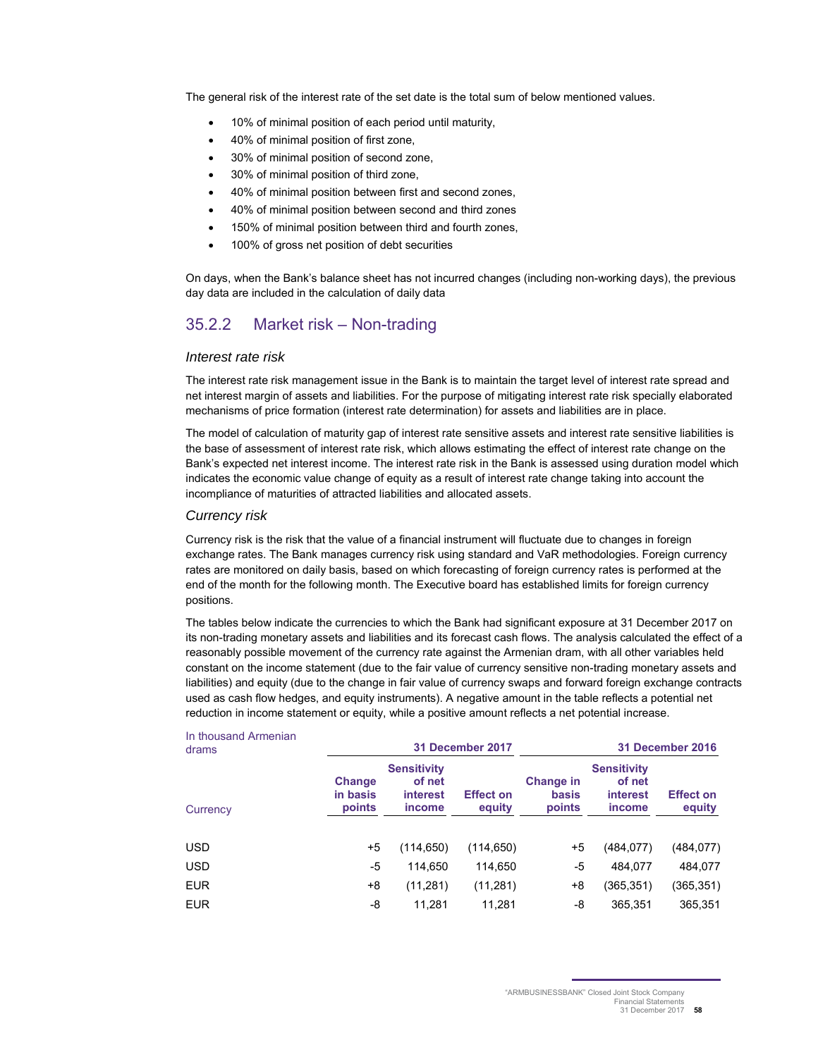The general risk of the interest rate of the set date is the total sum of below mentioned values.

- 10% of minimal position of each period until maturity,
- 40% of minimal position of first zone,
- 30% of minimal position of second zone,
- 30% of minimal position of third zone,
- 40% of minimal position between first and second zones,
- 40% of minimal position between second and third zones
- 150% of minimal position between third and fourth zones,
- 100% of gross net position of debt securities

On days, when the Bank's balance sheet has not incurred changes (including non-working days), the previous day data are included in the calculation of daily data

### 35.2.2 Market risk – Non-trading

*Interest rate risk*

The interest rate risk management issue in the Bank is to maintain the target level of interest rate spread and net interest margin of assets and liabilities. For the purpose of mitigating interest rate risk specially elaborated mechanisms of price formation (interest rate determination) for assets and liabilities are in place.

The model of calculation of maturity gap of interest rate sensitive assets and interest rate sensitive liabilities is the base of assessment of interest rate risk, which allows estimating the effect of interest rate change on the Bank's expected net interest income. The interest rate risk in the Bank is assessed using duration model which indicates the economic value change of equity as a result of interest rate change taking into account the incompliance of maturities of attracted liabilities and allocated assets.

*Currency risk*

Currency risk is the risk that the value of a financial instrument will fluctuate due to changes in foreign exchange rates. The Bank manages currency risk using standard and VaR methodologies. Foreign currency rates are monitored on daily basis, based on which forecasting of foreign currency rates is performed at the end of the month for the following month. The Executive board has established limits for foreign currency positions.

The tables below indicate the currencies to which the Bank had significant exposure at 31 December 2017 on its non-trading monetary assets and liabilities and its forecast cash flows. The analysis calculated the effect of a reasonably possible movement of the currency rate against the Armenian dram, with all other variables held constant on the income statement (due to the fair value of currency sensitive non-trading monetary assets and liabilities) and equity (due to the change in fair value of currency swaps and forward foreign exchange contracts used as cash flow hedges, and equity instruments). A negative amount in the table reflects a potential net reduction in income statement or equity, while a positive amount reflects a net potential increase.

| In thousand Armenian drams | 31 December 2017 | | | 31 December 2016 | | |
|---|---|---|---|---|---|---|
| Currency | Change in basis points | Sensitivity of net interest income | Effect on equity | Change in basis points | Sensitivity of net interest income | Effect on equity |
| USD | +5 | (114,650) | (114,650) | +5 | (484,077) | (484,077) |
| USD | -5 | 114,650 | 114,650 | -5 | 484,077 | 484,077 |
| EUR | +8 | (11,281) | (11,281) | +8 | (365,351) | (365,351) |
| EUR | -8 | 11,281 | 11,281 | -8 | 365,351 | 365,351 |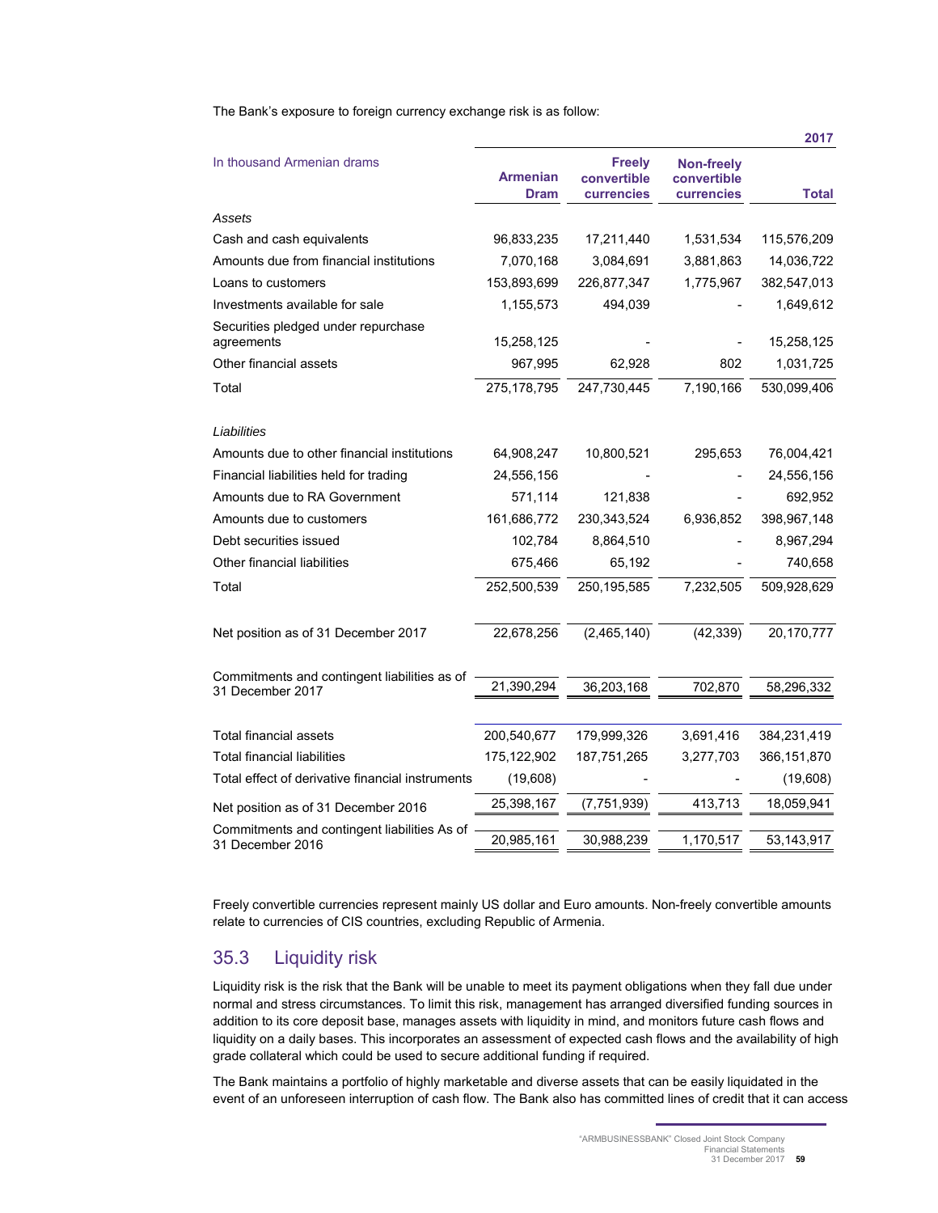The Bank's exposure to foreign currency exchange risk is as follow:

| In thousand Armenian drams | Armenian Dram | Freely convertible currencies | Non-freely convertible currencies | Total 2017 |
|---|---|---|---|---|
| *Assets* | | | | |
| Cash and cash equivalents | 96,833,235 | 17,211,440 | 1,531,534 | 115,576,209 |
| Amounts due from financial institutions | 7,070,168 | 3,084,691 | 3,881,863 | 14,036,722 |
| Loans to customers | 153,893,699 | 226,877,347 | 1,775,967 | 382,547,013 |
| Investments available for sale | 1,155,573 | 494,039 | - | 1,649,612 |
| Securities pledged under repurchase agreements | 15,258,125 | - | - | 15,258,125 |
| Other financial assets | 967,995 | 62,928 | 802 | 1,031,725 |
| Total | 275,178,795 | 247,730,445 | 7,190,166 | 530,099,406 |
| *Liabilities* | | | | |
| Amounts due to other financial institutions | 64,908,247 | 10,800,521 | 295,653 | 76,004,421 |
| Financial liabilities held for trading | 24,556,156 | - | - | 24,556,156 |
| Amounts due to RA Government | 571,114 | 121,838 | - | 692,952 |
| Amounts due to customers | 161,686,772 | 230,343,524 | 6,936,852 | 398,967,148 |
| Debt securities issued | 102,784 | 8,864,510 | - | 8,967,294 |
| Other financial liabilities | 675,466 | 65,192 | - | 740,658 |
| Total | 252,500,539 | 250,195,585 | 7,232,505 | 509,928,629 |
| Net position as of 31 December 2017 | 22,678,256 | (2,465,140) | (42,339) | 20,170,777 |
| Commitments and contingent liabilities as of 31 December 2017 | 21,390,294 | 36,203,168 | 702,870 | 58,296,332 |
| Total financial assets | 200,540,677 | 179,999,326 | 3,691,416 | 384,231,419 |
| Total financial liabilities | 175,122,902 | 187,751,265 | 3,277,703 | 366,151,870 |
| Total effect of derivative financial instruments | (19,608) | - | - | (19,608) |
| Net position as of 31 December 2016 | 25,398,167 | (7,751,939) | 413,713 | 18,059,941 |
| Commitments and contingent liabilities As of 31 December 2016 | 20,985,161 | 30,988,239 | 1,170,517 | 53,143,917 |

Freely convertible currencies represent mainly US dollar and Euro amounts. Non-freely convertible amounts relate to currencies of CIS countries, excluding Republic of Armenia.

## 35.3 Liquidity risk

Liquidity risk is the risk that the Bank will be unable to meet its payment obligations when they fall due under normal and stress circumstances. To limit this risk, management has arranged diversified funding sources in addition to its core deposit base, manages assets with liquidity in mind, and monitors future cash flows and liquidity on a daily bases. This incorporates an assessment of expected cash flows and the availability of high grade collateral which could be used to secure additional funding if required.

The Bank maintains a portfolio of highly marketable and diverse assets that can be easily liquidated in the event of an unforeseen interruption of cash flow. The Bank also has committed lines of credit that it can access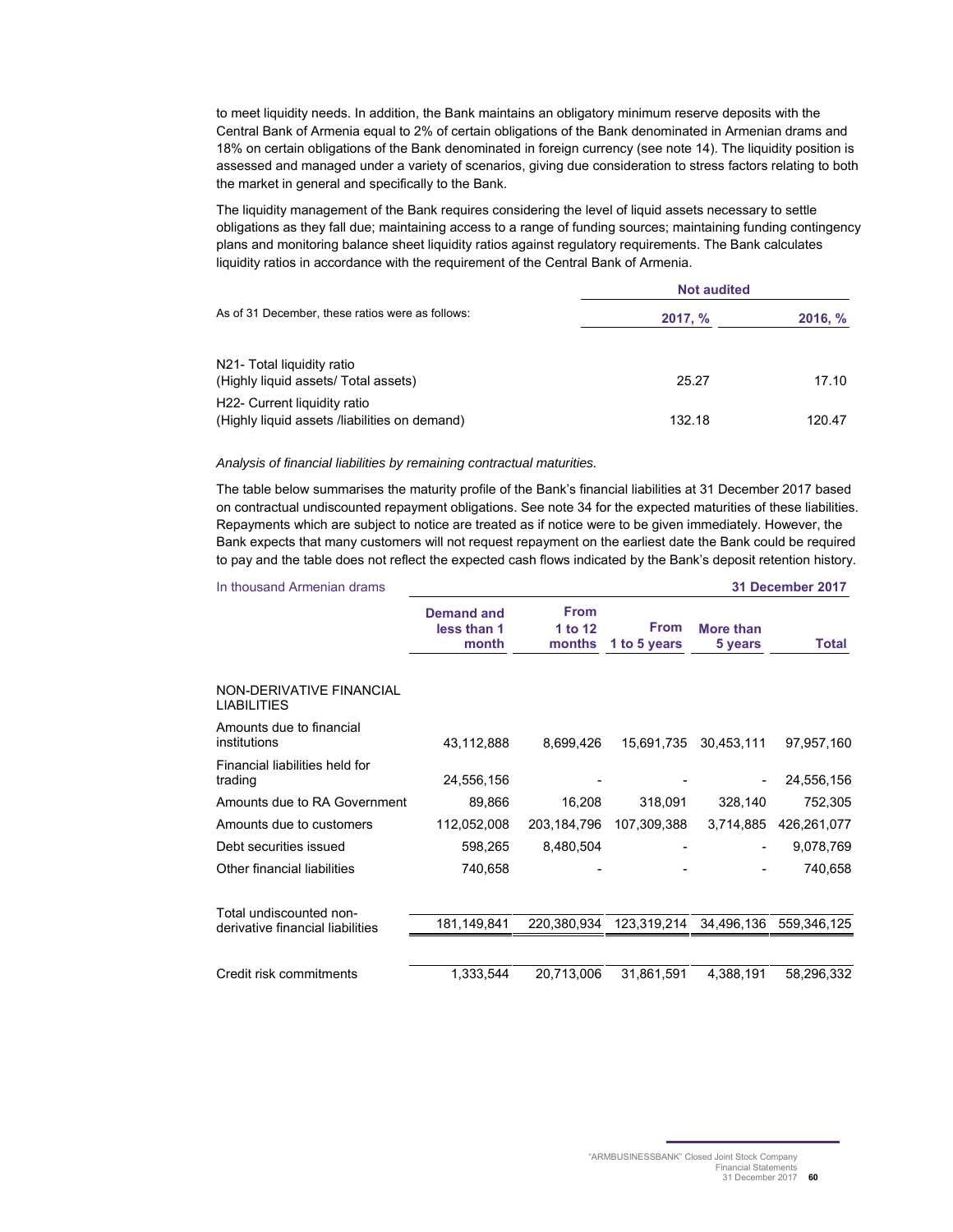to meet liquidity needs. In addition, the Bank maintains an obligatory minimum reserve deposits with the Central Bank of Armenia equal to 2% of certain obligations of the Bank denominated in Armenian drams and 18% on certain obligations of the Bank denominated in foreign currency (see note 14). The liquidity position is assessed and managed under a variety of scenarios, giving due consideration to stress factors relating to both the market in general and specifically to the Bank.

The liquidity management of the Bank requires considering the level of liquid assets necessary to settle obligations as they fall due; maintaining access to a range of funding sources; maintaining funding contingency plans and monitoring balance sheet liquidity ratios against regulatory requirements. The Bank calculates liquidity ratios in accordance with the requirement of the Central Bank of Armenia.

| | **Not audited** | |
|---|---|---|
| As of 31 December, these ratios were as follows: | **2017, %** | **2016, %** |
| N21- Total liquidity ratio (Highly liquid assets/ Total assets) | 25.27 | 17.10 |
| H22- Current liquidity ratio (Highly liquid assets /liabilities on demand) | 132.18 | 120.47 |

*Analysis of financial liabilities by remaining contractual maturities.*

The table below summarises the maturity profile of the Bank's financial liabilities at 31 December 2017 based on contractual undiscounted repayment obligations. See note 34 for the expected maturities of these liabilities. Repayments which are subject to notice are treated as if notice were to be given immediately. However, the Bank expects that many customers will not request repayment on the earliest date the Bank could be required to pay and the table does not reflect the expected cash flows indicated by the Bank's deposit retention history.

| In thousand Armenian drams | | | | | **31 December 2017** |
|---|---|---|---|---|---|
| | **Demand and less than 1 month** | **From 1 to 12 months** | **From 1 to 5 years** | **More than 5 years** | **Total** |
| NON-DERIVATIVE FINANCIAL LIABILITIES | | | | | |
| Amounts due to financial institutions | 43,112,888 | 8,699,426 | 15,691,735 | 30,453,111 | 97,957,160 |
| Financial liabilities held for trading | 24,556,156 | - | - | - | 24,556,156 |
| Amounts due to RA Government | 89,866 | 16,208 | 318,091 | 328,140 | 752,305 |
| Amounts due to customers | 112,052,008 | 203,184,796 | 107,309,388 | 3,714,885 | 426,261,077 |
| Debt securities issued | 598,265 | 8,480,504 | - | - | 9,078,769 |
| Other financial liabilities | 740,658 | - | - | - | 740,658 |
| Total undiscounted non-derivative financial liabilities | 181,149,841 | 220,380,934 | 123,319,214 | 34,496,136 | 559,346,125 |
| Credit risk commitments | 1,333,544 | 20,713,006 | 31,861,591 | 4,388,191 | 58,296,332 |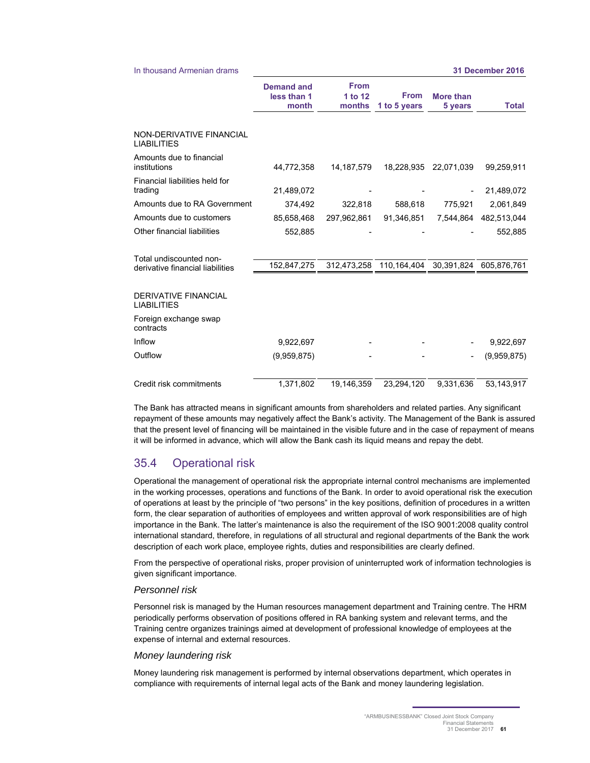| In thousand Armenian drams | | | | | 31 December 2016 |
|---|---|---|---|---|---|
| | Demand and less than 1 month | From 1 to 12 months | From 1 to 5 years | More than 5 years | Total |
| NON-DERIVATIVE FINANCIAL LIABILITIES | | | | | |
| Amounts due to financial institutions | 44,772,358 | 14,187,579 | 18,228,935 | 22,071,039 | 99,259,911 |
| Financial liabilities held for trading | 21,489,072 | - | - | - | 21,489,072 |
| Amounts due to RA Government | 374,492 | 322,818 | 588,618 | 775,921 | 2,061,849 |
| Amounts due to customers | 85,658,468 | 297,962,861 | 91,346,851 | 7,544,864 | 482,513,044 |
| Other financial liabilities | 552,885 | - | - | - | 552,885 |
| Total undiscounted non-derivative financial liabilities | 152,847,275 | 312,473,258 | 110,164,404 | 30,391,824 | 605,876,761 |
| DERIVATIVE FINANCIAL LIABILITIES | | | | | |
| Foreign exchange swap contracts | | | | | |
| Inflow | 9,922,697 | - | - | - | 9,922,697 |
| Outflow | (9,959,875) | - | - | - | (9,959,875) |
| Credit risk commitments | 1,371,802 | 19,146,359 | 23,294,120 | 9,331,636 | 53,143,917 |

The Bank has attracted means in significant amounts from shareholders and related parties. Any significant repayment of these amounts may negatively affect the Bank's activity. The Management of the Bank is assured that the present level of financing will be maintained in the visible future and in the case of repayment of means it will be informed in advance, which will allow the Bank cash its liquid means and repay the debt.

## 35.4 Operational risk

Operational the management of operational risk the appropriate internal control mechanisms are implemented in the working processes, operations and functions of the Bank. In order to avoid operational risk the execution of operations at least by the principle of "two persons" in the key positions, definition of procedures in a written form, the clear separation of authorities of employees and written approval of work responsibilities are of high importance in the Bank. The latter's maintenance is also the requirement of the ISO 9001:2008 quality control international standard, therefore, in regulations of all structural and regional departments of the Bank the work description of each work place, employee rights, duties and responsibilities are clearly defined.

From the perspective of operational risks, proper provision of uninterrupted work of information technologies is given significant importance.

### *Personnel risk*

Personnel risk is managed by the Human resources management department and Training centre. The HRM periodically performs observation of positions offered in RA banking system and relevant terms, and the Training centre organizes trainings aimed at development of professional knowledge of employees at the expense of internal and external resources.

### *Money laundering risk*

Money laundering risk management is performed by internal observations department, which operates in compliance with requirements of internal legal acts of the Bank and money laundering legislation.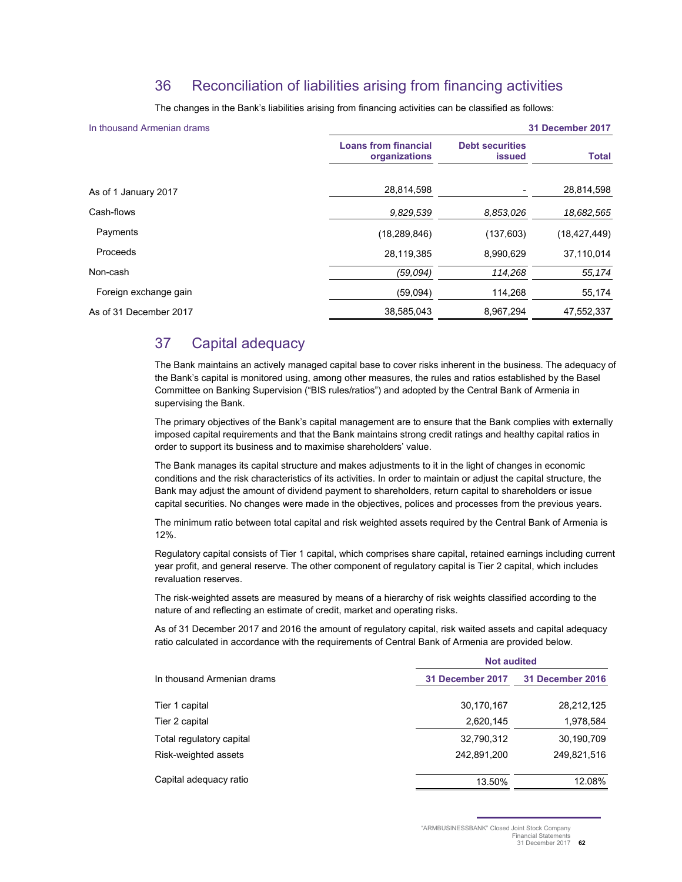## 36 Reconciliation of liabilities arising from financing activities

The changes in the Bank's liabilities arising from financing activities can be classified as follows:

| In thousand Armenian drams | 31 December 2017 | | |
|---|---|---|---|
| | **Loans from financial organizations** | **Debt securities issued** | **Total** |
| As of 1 January 2017 | 28,814,598 | - | 28,814,598 |
| Cash-flows | *9,829,539* | *8,853,026* | *18,682,565* |
| Payments | (18,289,846) | (137,603) | (18,427,449) |
| Proceeds | 28,119,385 | 8,990,629 | 37,110,014 |
| Non-cash | *(59,094)* | *114,268* | *55,174* |
| Foreign exchange gain | (59,094) | 114,268 | 55,174 |
| As of 31 December 2017 | 38,585,043 | 8,967,294 | 47,552,337 |

## 37 Capital adequacy

The Bank maintains an actively managed capital base to cover risks inherent in the business. The adequacy of the Bank's capital is monitored using, among other measures, the rules and ratios established by the Basel Committee on Banking Supervision ("BIS rules/ratios") and adopted by the Central Bank of Armenia in supervising the Bank.

The primary objectives of the Bank's capital management are to ensure that the Bank complies with externally imposed capital requirements and that the Bank maintains strong credit ratings and healthy capital ratios in order to support its business and to maximise shareholders' value.

The Bank manages its capital structure and makes adjustments to it in the light of changes in economic conditions and the risk characteristics of its activities. In order to maintain or adjust the capital structure, the Bank may adjust the amount of dividend payment to shareholders, return capital to shareholders or issue capital securities. No changes were made in the objectives, polices and processes from the previous years.

The minimum ratio between total capital and risk weighted assets required by the Central Bank of Armenia is 12%.

Regulatory capital consists of Tier 1 capital, which comprises share capital, retained earnings including current year profit, and general reserve. The other component of regulatory capital is Tier 2 capital, which includes revaluation reserves.

The risk-weighted assets are measured by means of a hierarchy of risk weights classified according to the nature of and reflecting an estimate of credit, market and operating risks.

As of 31 December 2017 and 2016 the amount of regulatory capital, risk waited assets and capital adequacy ratio calculated in accordance with the requirements of Central Bank of Armenia are provided below.

| | Not audited | |
|---|---|---|
| In thousand Armenian drams | **31 December 2017** | **31 December 2016** |
| Tier 1 capital | 30,170,167 | 28,212,125 |
| Tier 2 capital | 2,620,145 | 1,978,584 |
| Total regulatory capital | 32,790,312 | 30,190,709 |
| Risk-weighted assets | 242,891,200 | 249,821,516 |
| Capital adequacy ratio | 13.50% | 12.08% |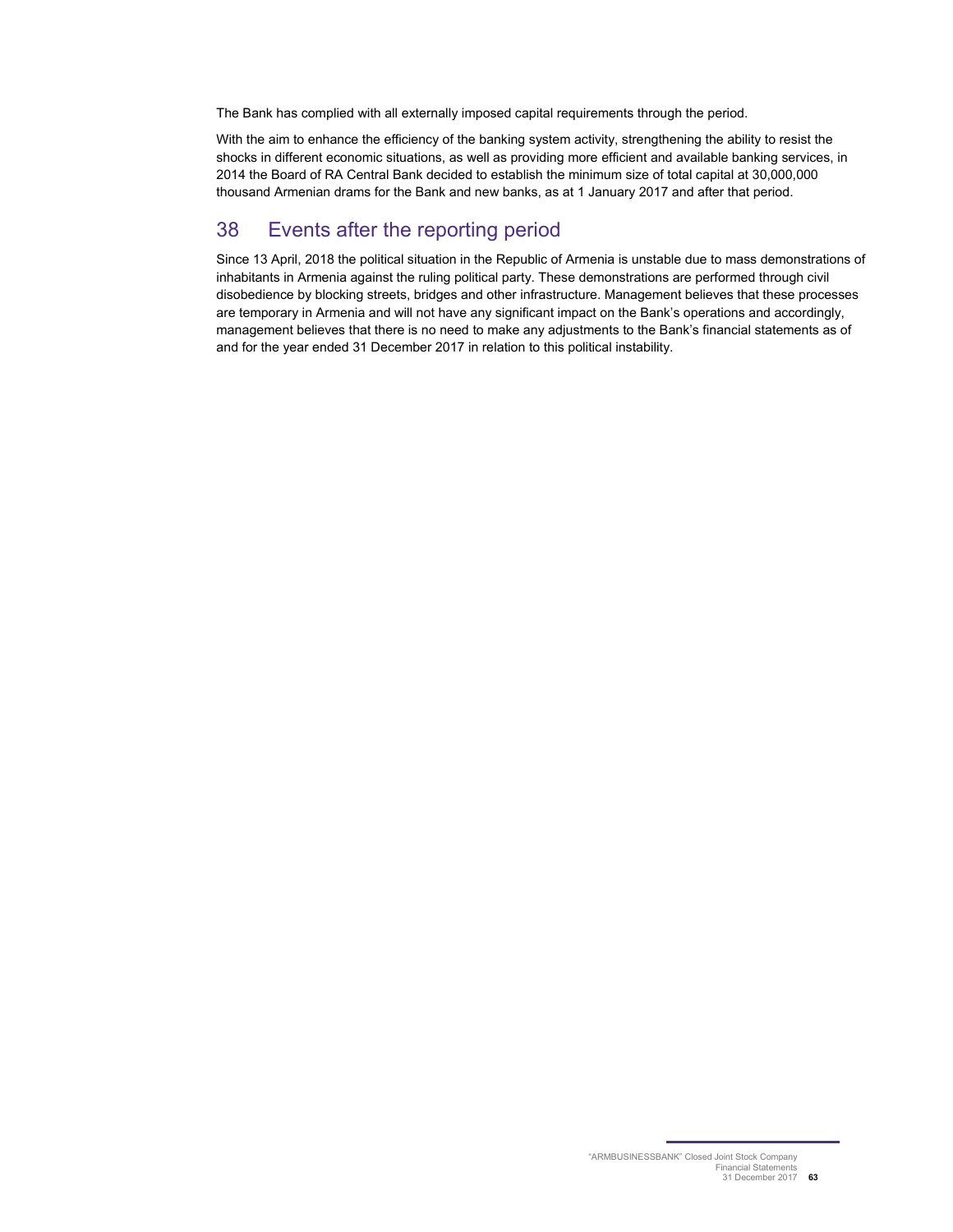The Bank has complied with all externally imposed capital requirements through the period.

With the aim to enhance the efficiency of the banking system activity, strengthening the ability to resist the shocks in different economic situations, as well as providing more efficient and available banking services, in 2014 the Board of RA Central Bank decided to establish the minimum size of total capital at 30,000,000 thousand Armenian drams for the Bank and new banks, as at 1 January 2017 and after that period.

## 38 Events after the reporting period

Since 13 April, 2018 the political situation in the Republic of Armenia is unstable due to mass demonstrations of inhabitants in Armenia against the ruling political party. These demonstrations are performed through civil disobedience by blocking streets, bridges and other infrastructure. Management believes that these processes are temporary in Armenia and will not have any significant impact on the Bank's operations and accordingly, management believes that there is no need to make any adjustments to the Bank's financial statements as of and for the year ended 31 December 2017 in relation to this political instability.